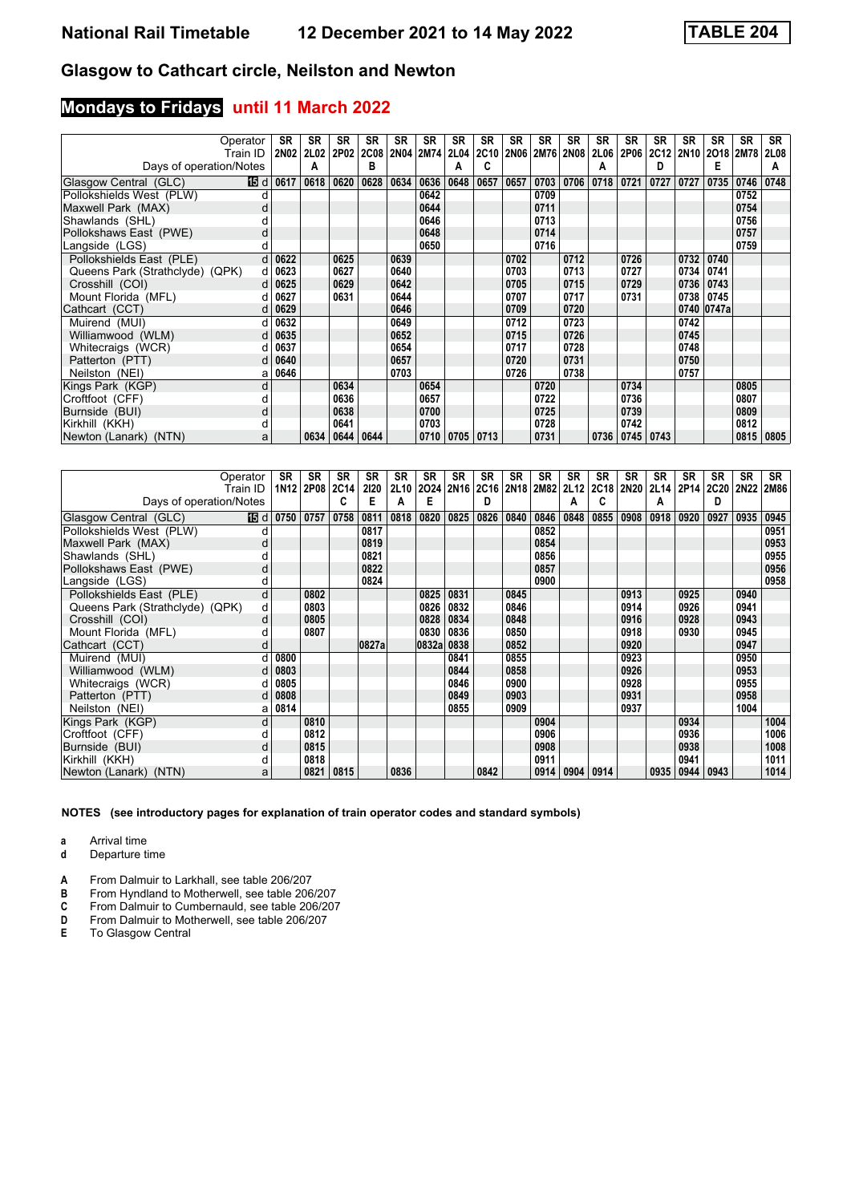# National Rail Timetable    12 December 2021 to 14 May 2022    TABLE 204

## Glasgow to Cathcart circle, Neilston and Newton

### Mondays to Fridays until 11 March 2022

| Operator | | SR | SR | SR | SR | SR | SR | SR | SR | SR | SR | SR | SR | SR | SR | SR | SR | SR | SR |
|---|---|---|---|---|---|---|---|---|---|---|---|---|---|---|---|---|---|---|---|
| Train ID | | 2N02 | 2L02 | 2P02 | 2C08 | 2N04 | 2M74 | 2L04 | 2C10 | 2N06 | 2M76 | 2N08 | 2L06 | 2P06 | 2C12 | 2N10 | 2O18 | 2M78 | 2L08 |
| Days of operation/Notes | | | A | | B | | | A | C | | | | A | | D | | E | | A |
| Glasgow Central (GLC) | 15 d | 0617 | 0618 | 0620 | 0628 | 0634 | 0636 | 0648 | 0657 | 0657 | 0703 | 0706 | 0718 | 0721 | 0727 | 0727 | 0735 | 0746 | 0748 |
| Pollokshields West (PLW) | d | | | | | | 0642 | | | | 0709 | | | | | | | 0752 | |
| Maxwell Park (MAX) | d | | | | | | 0644 | | | | 0711 | | | | | | | 0754 | |
| Shawlands (SHL) | d | | | | | | 0646 | | | | 0713 | | | | | | | 0756 | |
| Pollokshaws East (PWE) | d | | | | | | 0648 | | | | 0714 | | | | | | | 0757 | |
| Langside (LGS) | d | | | | | | 0650 | | | | 0716 | | | | | | | 0759 | |
| Pollokshields East (PLE) | d | 0622 | | 0625 | | 0639 | | | | 0702 | | 0712 | | 0726 | | 0732 | 0740 | | |
| Queens Park (Strathclyde) (QPK) | d | 0623 | | 0627 | | 0640 | | | | 0703 | | 0713 | | 0727 | | 0734 | 0741 | | |
| Crosshill (COI) | d | 0625 | | 0629 | | 0642 | | | | 0705 | | 0715 | | 0729 | | 0736 | 0743 | | |
| Mount Florida (MFL) | d | 0627 | | 0631 | | 0644 | | | | 0707 | | 0717 | | 0731 | | 0738 | 0745 | | |
| Cathcart (CCT) | d | 0629 | | | | 0646 | | | | 0709 | | 0720 | | | | 0740 | 0747a | | |
| Muirend (MUI) | d | 0632 | | | | 0649 | | | | 0712 | | 0723 | | | | 0742 | | | |
| Williamwood (WLM) | d | 0635 | | | | 0652 | | | | 0715 | | 0726 | | | | 0745 | | | |
| Whitecraigs (WCR) | d | 0637 | | | | 0654 | | | | 0717 | | 0728 | | | | 0748 | | | |
| Patterton (PTT) | d | 0640 | | | | 0657 | | | | 0720 | | 0731 | | | | 0750 | | | |
| Neilston (NEI) | a | 0646 | | | | 0703 | | | | 0726 | | 0738 | | | | 0757 | | | |
| Kings Park (KGP) | d | | | 0634 | | | 0654 | | | | 0720 | | | 0734 | | | | 0805 | |
| Croftfoot (CFF) | d | | | 0636 | | | 0657 | | | | 0722 | | | 0736 | | | | 0807 | |
| Burnside (BUI) | d | | | 0638 | | | 0700 | | | | 0725 | | | 0739 | | | | 0809 | |
| Kirkhill (KKH) | d | | | 0641 | | | 0703 | | | | 0728 | | | 0742 | | | | 0812 | |
| Newton (Lanark) (NTN) | a | | 0634 | 0644 | 0644 | | 0710 | 0705 | 0713 | | 0731 | | 0736 | 0745 | 0743 | | | 0815 | 0805 |

| Operator | | SR | SR | SR | SR | SR | SR | SR | SR | SR | SR | SR | SR | SR | SR | SR | SR | SR | SR |
|---|---|---|---|---|---|---|---|---|---|---|---|---|---|---|---|---|---|---|---|
| Train ID | | 1N12 | 2P08 | 2C14 | 2I20 | 2L10 | 2O24 | 2N16 | 2C16 | 2N18 | 2M82 | 2L12 | 2C18 | 2N20 | 2L14 | 2P14 | 2C20 | 2N22 | 2M86 |
| Days of operation/Notes | | | | C | E | A | E | | D | | | A | C | | A | | D | | |
| Glasgow Central (GLC) | 15 d | 0750 | 0757 | 0758 | 0811 | 0818 | 0820 | 0825 | 0826 | 0840 | 0846 | 0848 | 0855 | 0908 | 0918 | 0920 | 0927 | 0935 | 0945 |
| Pollokshields West (PLW) | d | | | | 0817 | | | | | | 0852 | | | | | | | | 0951 |
| Maxwell Park (MAX) | d | | | | 0819 | | | | | | 0854 | | | | | | | | 0953 |
| Shawlands (SHL) | d | | | | 0821 | | | | | | 0856 | | | | | | | | 0955 |
| Pollokshaws East (PWE) | d | | | | 0822 | | | | | | 0857 | | | | | | | | 0956 |
| Langside (LGS) | d | | | | 0824 | | | | | | 0900 | | | | | | | | 0958 |
| Pollokshields East (PLE) | d | | 0802 | | | | 0825 | 0831 | | 0845 | | | | 0913 | | 0925 | | 0940 | |
| Queens Park (Strathclyde) (QPK) | d | | 0803 | | | | 0826 | 0832 | | 0846 | | | | 0914 | | 0926 | | 0941 | |
| Crosshill (COI) | d | | 0805 | | | | 0828 | 0834 | | 0848 | | | | 0916 | | 0928 | | 0943 | |
| Mount Florida (MFL) | d | | 0807 | | | | 0830 | 0836 | | 0850 | | | | 0918 | | 0930 | | 0945 | |
| Cathcart (CCT) | d | | | | 0827a | | 0832a | 0838 | | 0852 | | | | 0920 | | | | 0947 | |
| Muirend (MUI) | d | 0800 | | | | | | 0841 | | 0855 | | | | 0923 | | | | 0950 | |
| Williamwood (WLM) | d | 0803 | | | | | | 0844 | | 0858 | | | | 0926 | | | | 0953 | |
| Whitecraigs (WCR) | d | 0805 | | | | | | 0846 | | 0900 | | | | 0928 | | | | 0955 | |
| Patterton (PTT) | d | 0808 | | | | | | 0849 | | 0903 | | | | 0931 | | | | 0958 | |
| Neilston (NEI) | a | 0814 | | | | | | 0855 | | 0909 | | | | 0937 | | | | 1004 | |
| Kings Park (KGP) | d | | 0810 | | | | | | | | 0904 | | | | | 0934 | | | 1004 |
| Croftfoot (CFF) | d | | 0812 | | | | | | | | 0906 | | | | | 0936 | | | 1006 |
| Burnside (BUI) | d | | 0815 | | | | | | | | 0908 | | | | | 0938 | | | 1008 |
| Kirkhill (KKH) | d | | 0818 | | | | | | | | 0911 | | | | | 0941 | | | 1011 |
| Newton (Lanark) (NTN) | a | | 0821 | 0815 | | 0836 | | | 0842 | | 0914 | 0904 | 0914 | | 0935 | 0944 | 0943 | | 1014 |

**NOTES (see introductory pages for explanation of train operator codes and standard symbols)**

- **a** Arrival time
- **d** Departure time

- **A** From Dalmuir to Larkhall, see table 206/207
- **B** From Hyndland to Motherwell, see table 206/207
- **C** From Dalmuir to Cumbernauld, see table 206/207
- **D** From Dalmuir to Motherwell, see table 206/207
- **E** To Glasgow Central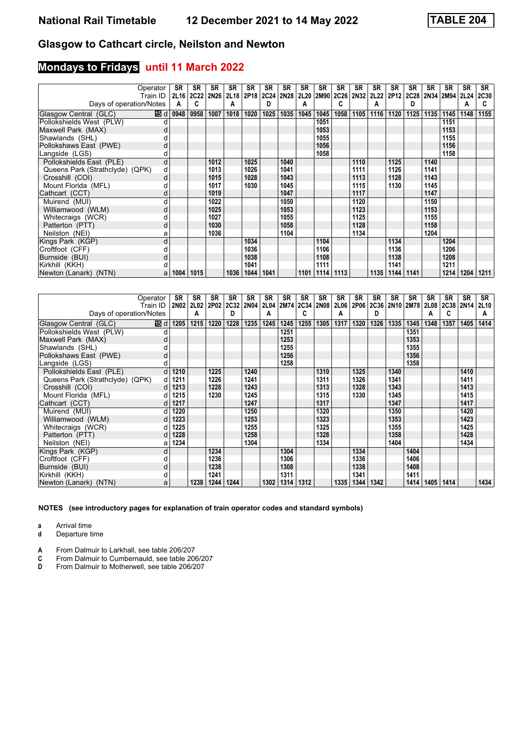# National Rail Timetable 12 December 2021 to 14 May 2022 TABLE 204

## Glasgow to Cathcart circle, Neilston and Newton

### Mondays to Fridays until 11 March 2022

| Operator | | SR | SR | SR | SR | SR | SR | SR | SR | SR | SR | SR | SR | SR | SR | SR | SR | SR | SR |
|---|---|---|---|---|---|---|---|---|---|---|---|---|---|---|---|---|---|---|---|
| Train ID | | 2L16 | 2C22 | 2N26 | 2L18 | 2P18 | 2C24 | 2N28 | 2L20 | 2M90 | 2C26 | 2N32 | 2L22 | 2P12 | 2C28 | 2N34 | 2M94 | 2L24 | 2C30 |
| Days of operation/Notes | | A | C | | A | | D | | A | | C | | A | | D | | | A | C |
| Glasgow Central (GLC) | 15 d | 0948 | 0958 | 1007 | 1018 | 1020 | 1025 | 1035 | 1045 | 1045 | 1058 | 1105 | 1116 | 1120 | 1125 | 1135 | 1145 | 1148 | 1155 |
| Pollokshields West (PLW) | d | | | | | | | | | 1051 | | | | | | | 1151 | | |
| Maxwell Park (MAX) | d | | | | | | | | | 1053 | | | | | | | 1153 | | |
| Shawlands (SHL) | d | | | | | | | | | 1055 | | | | | | | 1155 | | |
| Pollokshaws East (PWE) | d | | | | | | | | | 1056 | | | | | | | 1156 | | |
| Langside (LGS) | d | | | | | | | | | 1058 | | | | | | | 1158 | | |
| Pollokshields East (PLE) | d | | | 1012 | | 1025 | | 1040 | | | | 1110 | | 1125 | | 1140 | | | |
| Queens Park (Strathclyde) (QPK) | d | | | 1013 | | 1026 | | 1041 | | | | 1111 | | 1126 | | 1141 | | | |
| Crosshill (COI) | d | | | 1015 | | 1028 | | 1043 | | | | 1113 | | 1128 | | 1143 | | | |
| Mount Florida (MFL) | d | | | 1017 | | 1030 | | 1045 | | | | 1115 | | 1130 | | 1145 | | | |
| Cathcart (CCT) | d | | | 1019 | | | | 1047 | | | | 1117 | | | | 1147 | | | |
| Muirend (MUI) | d | | | 1022 | | | | 1050 | | | | 1120 | | | | 1150 | | | |
| Williamwood (WLM) | d | | | 1025 | | | | 1053 | | | | 1123 | | | | 1153 | | | |
| Whitecraigs (WCR) | d | | | 1027 | | | | 1055 | | | | 1125 | | | | 1155 | | | |
| Patterton (PTT) | d | | | 1030 | | | | 1058 | | | | 1128 | | | | 1158 | | | |
| Neilston (NEI) | a | | | 1036 | | | | 1104 | | | | 1134 | | | | 1204 | | | |
| Kings Park (KGP) | d | | | | | 1034 | | | | 1104 | | | | 1134 | | | 1204 | | |
| Croftfoot (CFF) | d | | | | | 1036 | | | | 1106 | | | | 1136 | | | 1206 | | |
| Burnside (BUI) | d | | | | | 1038 | | | | 1108 | | | | 1138 | | | 1208 | | |
| Kirkhill (KKH) | d | | | | | 1041 | | | | 1111 | | | | 1141 | | | 1211 | | |
| Newton (Lanark) (NTN) | a | 1004 | 1015 | | 1036 | 1044 | 1041 | | 1101 | 1114 | 1113 | | 1135 | 1144 | 1141 | | 1214 | 1204 | 1211 |

| Operator | | SR | SR | SR | SR | SR | SR | SR | SR | SR | SR | SR | SR | SR | SR | SR | SR | SR | SR |
|---|---|---|---|---|---|---|---|---|---|---|---|---|---|---|---|---|---|---|---|
| Train ID | | 2N02 | 2L02 | 2P02 | 2C32 | 2N04 | 2L04 | 2M74 | 2C34 | 2N08 | 2L06 | 2P06 | 2C36 | 2N10 | 2M78 | 2L08 | 2C38 | 2N14 | 2L10 |
| Days of operation/Notes | | | A | | D | | A | | C | | A | | D | | | A | C | | A |
| Glasgow Central (GLC) | 15 d | 1205 | 1215 | 1220 | 1228 | 1235 | 1245 | 1245 | 1255 | 1305 | 1317 | 1320 | 1326 | 1335 | 1345 | 1348 | 1357 | 1405 | 1414 |
| Pollokshields West (PLW) | d | | | | | | | 1251 | | | | | | | 1351 | | | | |
| Maxwell Park (MAX) | d | | | | | | | 1253 | | | | | | | 1353 | | | | |
| Shawlands (SHL) | d | | | | | | | 1255 | | | | | | | 1355 | | | | |
| Pollokshaws East (PWE) | d | | | | | | | 1256 | | | | | | | 1356 | | | | |
| Langside (LGS) | d | | | | | | | 1258 | | | | | | | 1358 | | | | |
| Pollokshields East (PLE) | d | 1210 | | 1225 | | 1240 | | | | 1310 | | 1325 | | 1340 | | | | 1410 | |
| Queens Park (Strathclyde) (QPK) | d | 1211 | | 1226 | | 1241 | | | | 1311 | | 1326 | | 1341 | | | | 1411 | |
| Crosshill (COI) | d | 1213 | | 1228 | | 1243 | | | | 1313 | | 1328 | | 1343 | | | | 1413 | |
| Mount Florida (MFL) | d | 1215 | | 1230 | | 1245 | | | | 1315 | | 1330 | | 1345 | | | | 1415 | |
| Cathcart (CCT) | d | 1217 | | | | 1247 | | | | 1317 | | | | 1347 | | | | 1417 | |
| Muirend (MUI) | d | 1220 | | | | 1250 | | | | 1320 | | | | 1350 | | | | 1420 | |
| Williamwood (WLM) | d | 1223 | | | | 1253 | | | | 1323 | | | | 1353 | | | | 1423 | |
| Whitecraigs (WCR) | d | 1225 | | | | 1255 | | | | 1325 | | | | 1355 | | | | 1425 | |
| Patterton (PTT) | d | 1228 | | | | 1258 | | | | 1328 | | | | 1358 | | | | 1428 | |
| Neilston (NEI) | a | 1234 | | | | 1304 | | | | 1334 | | | | 1404 | | | | 1434 | |
| Kings Park (KGP) | d | | | 1234 | | | | 1304 | | | | 1334 | | | 1404 | | | | |
| Croftfoot (CFF) | d | | | 1236 | | | | 1306 | | | | 1336 | | | 1406 | | | | |
| Burnside (BUI) | d | | | 1238 | | | | 1308 | | | | 1338 | | | 1408 | | | | |
| Kirkhill (KKH) | d | | | 1241 | | | | 1311 | | | | 1341 | | | 1411 | | | | |
| Newton (Lanark) (NTN) | a | | 1238 | 1244 | 1244 | | 1302 | 1314 | 1312 | | 1335 | 1344 | 1342 | | 1414 | 1405 | 1414 | | 1434 |

**NOTES (see introductory pages for explanation of train operator codes and standard symbols)**

**a** Arrival time
**d** Departure time

**A** From Dalmuir to Larkhall, see table 206/207
**C** From Dalmuir to Cumbernauld, see table 206/207
**D** From Dalmuir to Motherwell, see table 206/207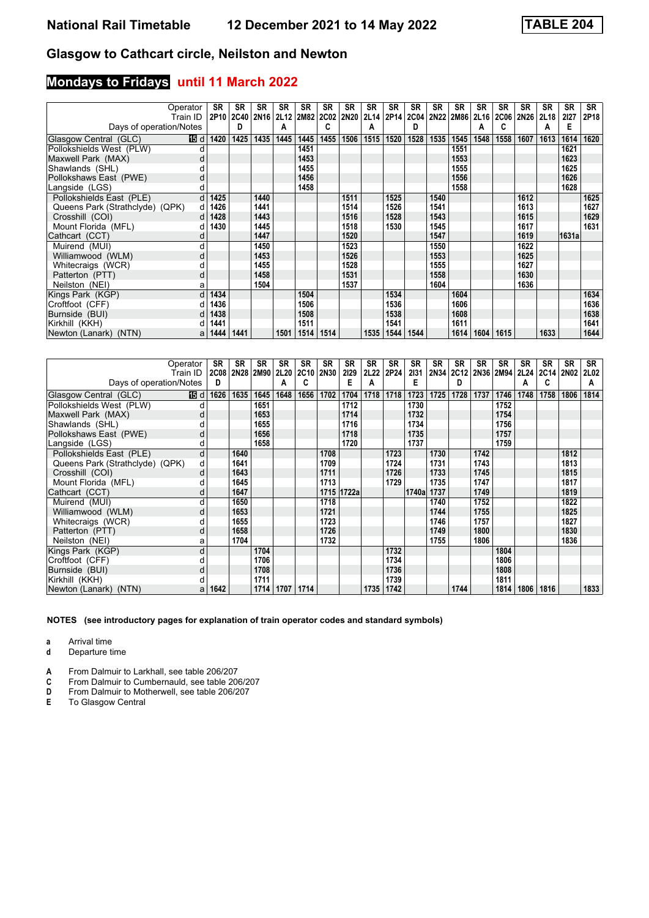# National Rail Timetable — 12 December 2021 to 14 May 2022 — TABLE 204

## Glasgow to Cathcart circle, Neilston and Newton

## Mondays to Fridays until 11 March 2022

| Operator | | SR | SR | SR | SR | SR | SR | SR | SR | SR | SR | SR | SR | SR | SR | SR | SR | SR | SR |
|---|---|---|---|---|---|---|---|---|---|---|---|---|---|---|---|---|---|---|---|
| Train ID | | 2P10 | 2C40 | 2N16 | 2L12 | 2M82 | 2C02 | 2N20 | 2L14 | 2P14 | 2C04 | 2N22 | 2M86 | 2L16 | 2C06 | 2N26 | 2L18 | 2I27 | 2P18 |
| Days of operation/Notes | | | D | | A | | C | | A | | D | | | A | C | | A | E | |
| Glasgow Central (GLC) | 15 d | 1420 | 1425 | 1435 | 1445 | 1445 | 1455 | 1506 | 1515 | 1520 | 1528 | 1535 | 1545 | 1548 | 1558 | 1607 | 1613 | 1614 | 1620 |
| Pollokshields West (PLW) | d | | | | | 1451 | | | | | | | 1551 | | | | | 1621 | |
| Maxwell Park (MAX) | d | | | | | 1453 | | | | | | | 1553 | | | | | 1623 | |
| Shawlands (SHL) | d | | | | | 1455 | | | | | | | 1555 | | | | | 1625 | |
| Pollokshaws East (PWE) | d | | | | | 1456 | | | | | | | 1556 | | | | | 1626 | |
| Langside (LGS) | d | | | | | 1458 | | | | | | | 1558 | | | | | 1628 | |
| Pollokshields East (PLE) | d | 1425 | | 1440 | | | | 1511 | | 1525 | | 1540 | | | | 1612 | | | 1625 |
| Queens Park (Strathclyde) (QPK) | d | 1426 | | 1441 | | | | 1514 | | 1526 | | 1541 | | | | 1613 | | | 1627 |
| Crosshill (COI) | d | 1428 | | 1443 | | | | 1516 | | 1528 | | 1543 | | | | 1615 | | | 1629 |
| Mount Florida (MFL) | d | 1430 | | 1445 | | | | 1518 | | 1530 | | 1545 | | | | 1617 | | | 1631 |
| Cathcart (CCT) | d | | | 1447 | | | | 1520 | | | | 1547 | | | | 1619 | | 1631a | |
| Muirend (MUI) | d | | | 1450 | | | | 1523 | | | | 1550 | | | | 1622 | | | |
| Williamwood (WLM) | d | | | 1453 | | | | 1526 | | | | 1553 | | | | 1625 | | | |
| Whitecraigs (WCR) | d | | | 1455 | | | | 1528 | | | | 1555 | | | | 1627 | | | |
| Patterton (PTT) | d | | | 1458 | | | | 1531 | | | | 1558 | | | | 1630 | | | |
| Neilston (NEI) | a | | | 1504 | | | | 1537 | | | | 1604 | | | | 1636 | | | |
| Kings Park (KGP) | d | 1434 | | | | 1504 | | | | 1534 | | | 1604 | | | | | | 1634 |
| Croftfoot (CFF) | d | 1436 | | | | 1506 | | | | 1536 | | | 1606 | | | | | | 1636 |
| Burnside (BUI) | d | 1438 | | | | 1508 | | | | 1538 | | | 1608 | | | | | | 1638 |
| Kirkhill (KKH) | d | 1441 | | | | 1511 | | | | 1541 | | | 1611 | | | | | | 1641 |
| Newton (Lanark) (NTN) | a | 1444 | 1441 | | 1501 | 1514 | 1514 | | 1535 | 1544 | 1544 | | 1614 | 1604 | 1615 | | 1633 | | 1644 |

| Operator | | SR | SR | SR | SR | SR | SR | SR | SR | SR | SR | SR | SR | SR | SR | SR | SR | SR | SR |
|---|---|---|---|---|---|---|---|---|---|---|---|---|---|---|---|---|---|---|---|
| Train ID | | 2C08 | 2N28 | 2M90 | 2L20 | 2C10 | 2N30 | 2I29 | 2L22 | 2P24 | 2I31 | 2N34 | 2C12 | 2N36 | 2M94 | 2L24 | 2C14 | 2N02 | 2L02 |
| Days of operation/Notes | | D | | | A | C | | E | A | | E | | D | | | A | C | | A |
| Glasgow Central (GLC) | 15 d | 1626 | 1635 | 1645 | 1648 | 1656 | 1702 | 1704 | 1718 | 1718 | 1723 | 1725 | 1728 | 1737 | 1746 | 1748 | 1758 | 1806 | 1814 |
| Pollokshields West (PLW) | d | | | 1651 | | | | 1712 | | | 1730 | | | | 1752 | | | | |
| Maxwell Park (MAX) | d | | | 1653 | | | | 1714 | | | 1732 | | | | 1754 | | | | |
| Shawlands (SHL) | d | | | 1655 | | | | 1716 | | | 1734 | | | | 1756 | | | | |
| Pollokshaws East (PWE) | d | | | 1656 | | | | 1718 | | | 1735 | | | | 1757 | | | | |
| Langside (LGS) | d | | | 1658 | | | | 1720 | | | 1737 | | | | 1759 | | | | |
| Pollokshields East (PLE) | d | | 1640 | | | | 1708 | | | 1723 | | 1730 | | 1742 | | | | 1812 | |
| Queens Park (Strathclyde) (QPK) | d | | 1641 | | | | 1709 | | | 1724 | | 1731 | | 1743 | | | | 1813 | |
| Crosshill (COI) | d | | 1643 | | | | 1711 | | | 1726 | | 1733 | | 1745 | | | | 1815 | |
| Mount Florida (MFL) | d | | 1645 | | | | 1713 | | | 1729 | | 1735 | | 1747 | | | | 1817 | |
| Cathcart (CCT) | d | | 1647 | | | | 1715 | 1722a | | | 1740a | 1737 | | 1749 | | | | 1819 | |
| Muirend (MUI) | d | | 1650 | | | | 1718 | | | | | 1740 | | 1752 | | | | 1822 | |
| Williamwood (WLM) | d | | 1653 | | | | 1721 | | | | | 1744 | | 1755 | | | | 1825 | |
| Whitecraigs (WCR) | d | | 1655 | | | | 1723 | | | | | 1746 | | 1757 | | | | 1827 | |
| Patterton (PTT) | d | | 1658 | | | | 1726 | | | | | 1749 | | 1800 | | | | 1830 | |
| Neilston (NEI) | a | | 1704 | | | | 1732 | | | | | 1755 | | 1806 | | | | 1836 | |
| Kings Park (KGP) | d | | | 1704 | | | | | | 1732 | | | | | 1804 | | | | |
| Croftfoot (CFF) | d | | | 1706 | | | | | | 1734 | | | | | 1806 | | | | |
| Burnside (BUI) | d | | | 1708 | | | | | | 1736 | | | | | 1808 | | | | |
| Kirkhill (KKH) | d | | | 1711 | | | | | | 1739 | | | | | 1811 | | | | |
| Newton (Lanark) (NTN) | a | 1642 | | 1714 | 1707 | 1714 | | | 1735 | 1742 | | | 1744 | | 1814 | 1806 | 1816 | | 1833 |

**NOTES (see introductory pages for explanation of train operator codes and standard symbols)**

**a** Arrival time
**d** Departure time

**A** From Dalmuir to Larkhall, see table 206/207
**C** From Dalmuir to Cumbernauld, see table 206/207
**D** From Dalmuir to Motherwell, see table 206/207
**E** To Glasgow Central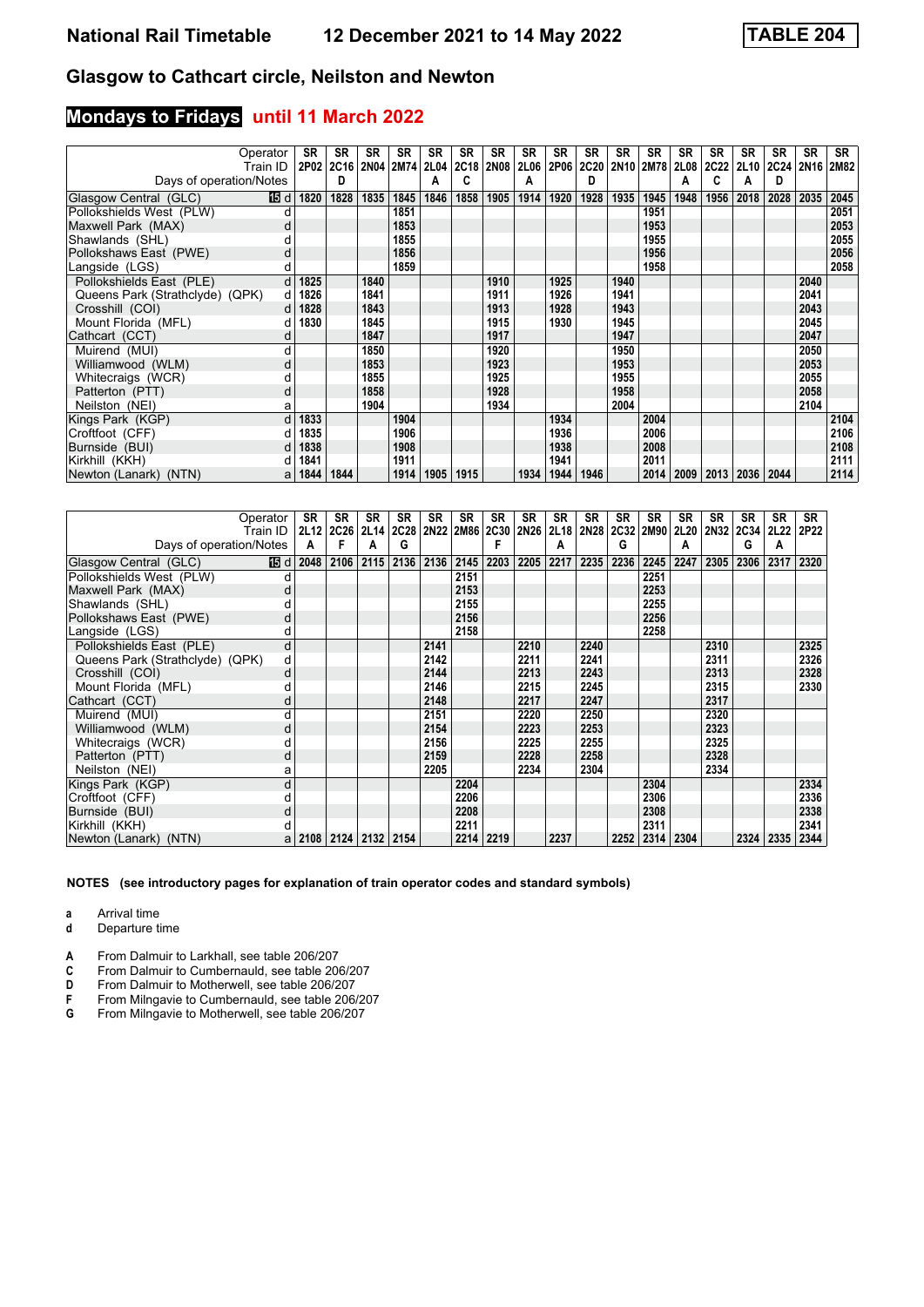# National Rail Timetable 12 December 2021 to 14 May 2022 TABLE 204

## Glasgow to Cathcart circle, Neilston and Newton

## Mondays to Fridays until 11 March 2022

| Operator | | SR | SR | SR | SR | SR | SR | SR | SR | SR | SR | SR | SR | SR | SR | SR | SR | SR | SR |
|---|---|---|---|---|---|---|---|---|---|---|---|---|---|---|---|---|---|---|---|
| Train ID | | 2P02 | 2C16 | 2N04 | 2M74 | 2L04 | 2C18 | 2N08 | 2L06 | 2P06 | 2C20 | 2N10 | 2M78 | 2L08 | 2C22 | 2L10 | 2C24 | 2N16 | 2M82 |
| Days of operation/Notes | | | D | | | A | C | | A | | D | | | A | C | A | D | | |
| Glasgow Central (GLC) | 15 d | 1820 | 1828 | 1835 | 1845 | 1846 | 1858 | 1905 | 1914 | 1920 | 1928 | 1935 | 1945 | 1948 | 1956 | 2018 | 2028 | 2035 | 2045 |
| Pollokshields West (PLW) | d | | | | 1851 | | | | | | | | 1951 | | | | | | 2051 |
| Maxwell Park (MAX) | d | | | | 1853 | | | | | | | | 1953 | | | | | | 2053 |
| Shawlands (SHL) | d | | | | 1855 | | | | | | | | 1955 | | | | | | 2055 |
| Pollokshaws East (PWE) | d | | | | 1856 | | | | | | | | 1956 | | | | | | 2056 |
| Langside (LGS) | d | | | | 1859 | | | | | | | | 1958 | | | | | | 2058 |
| Pollokshields East (PLE) | d | 1825 | | 1840 | | | | 1910 | | 1925 | | 1940 | | | | | | 2040 | |
| Queens Park (Strathclyde) (QPK) | d | 1826 | | 1841 | | | | 1911 | | 1926 | | 1941 | | | | | | 2041 | |
| Crosshill (COI) | d | 1828 | | 1843 | | | | 1913 | | 1928 | | 1943 | | | | | | 2043 | |
| Mount Florida (MFL) | d | 1830 | | 1845 | | | | 1915 | | 1930 | | 1945 | | | | | | 2045 | |
| Cathcart (CCT) | d | | | 1847 | | | | 1917 | | | | 1947 | | | | | | 2047 | |
| Muirend (MUI) | d | | | 1850 | | | | 1920 | | | | 1950 | | | | | | 2050 | |
| Williamwood (WLM) | d | | | 1853 | | | | 1923 | | | | 1953 | | | | | | 2053 | |
| Whitecraigs (WCR) | d | | | 1855 | | | | 1925 | | | | 1955 | | | | | | 2055 | |
| Patterton (PTT) | d | | | 1858 | | | | 1928 | | | | 1958 | | | | | | 2058 | |
| Neilston (NEI) | a | | | 1904 | | | | 1934 | | | | 2004 | | | | | | 2104 | |
| Kings Park (KGP) | d | 1833 | | | 1904 | | | | | 1934 | | | 2004 | | | | | | 2104 |
| Croftfoot (CFF) | d | 1835 | | | 1906 | | | | | 1936 | | | 2006 | | | | | | 2106 |
| Burnside (BUI) | d | 1838 | | | 1908 | | | | | 1938 | | | 2008 | | | | | | 2108 |
| Kirkhill (KKH) | d | 1841 | | | 1911 | | | | | 1941 | | | 2011 | | | | | | 2111 |
| Newton (Lanark) (NTN) | a | 1844 | 1844 | | 1914 | 1905 | 1915 | | 1934 | 1944 | 1946 | | 2014 | 2009 | 2013 | 2036 | 2044 | | 2114 |

| Operator | | SR | SR | SR | SR | SR | SR | SR | SR | SR | SR | SR | SR | SR | SR | SR | SR | SR |
|---|---|---|---|---|---|---|---|---|---|---|---|---|---|---|---|---|---|---|
| Train ID | | 2L12 | 2C26 | 2L14 | 2C28 | 2N22 | 2M86 | 2C30 | 2N26 | 2L18 | 2N28 | 2C32 | 2M90 | 2L20 | 2N32 | 2C34 | 2L22 | 2P22 |
| Days of operation/Notes | | A | F | A | G | | | F | | A | | G | | A | | G | A | |
| Glasgow Central (GLC) | 15 d | 2048 | 2106 | 2115 | 2136 | 2136 | 2145 | 2203 | 2205 | 2217 | 2235 | 2236 | 2245 | 2247 | 2305 | 2306 | 2317 | 2320 |
| Pollokshields West (PLW) | d | | | | | | 2151 | | | | | | 2251 | | | | | |
| Maxwell Park (MAX) | d | | | | | | 2153 | | | | | | 2253 | | | | | |
| Shawlands (SHL) | d | | | | | | 2155 | | | | | | 2255 | | | | | |
| Pollokshaws East (PWE) | d | | | | | | 2156 | | | | | | 2256 | | | | | |
| Langside (LGS) | d | | | | | | 2158 | | | | | | 2258 | | | | | |
| Pollokshields East (PLE) | d | | | | | 2141 | | | 2210 | | 2240 | | | | 2310 | | | 2325 |
| Queens Park (Strathclyde) (QPK) | d | | | | | 2142 | | | 2211 | | 2241 | | | | 2311 | | | 2326 |
| Crosshill (COI) | d | | | | | 2144 | | | 2213 | | 2243 | | | | 2313 | | | 2328 |
| Mount Florida (MFL) | d | | | | | 2146 | | | 2215 | | 2245 | | | | 2315 | | | 2330 |
| Cathcart (CCT) | d | | | | | 2148 | | | 2217 | | 2247 | | | | 2317 | | | |
| Muirend (MUI) | d | | | | | 2151 | | | 2220 | | 2250 | | | | 2320 | | | |
| Williamwood (WLM) | d | | | | | 2154 | | | 2223 | | 2253 | | | | 2323 | | | |
| Whitecraigs (WCR) | d | | | | | 2156 | | | 2225 | | 2255 | | | | 2325 | | | |
| Patterton (PTT) | d | | | | | 2159 | | | 2228 | | 2258 | | | | 2328 | | | |
| Neilston (NEI) | a | | | | | 2205 | | | 2234 | | 2304 | | | | 2334 | | | |
| Kings Park (KGP) | d | | | | | | 2204 | | | | | | 2304 | | | | | 2334 |
| Croftfoot (CFF) | d | | | | | | 2206 | | | | | | 2306 | | | | | 2336 |
| Burnside (BUI) | d | | | | | | 2208 | | | | | | 2308 | | | | | 2338 |
| Kirkhill (KKH) | d | | | | | | 2211 | | | | | | 2311 | | | | | 2341 |
| Newton (Lanark) (NTN) | a | 2108 | 2124 | 2132 | 2154 | | 2214 | 2219 | | 2237 | | 2252 | 2314 | 2304 | | 2324 | 2335 | 2344 |

**NOTES (see introductory pages for explanation of train operator codes and standard symbols)**

- **a** Arrival time
- **d** Departure time

- **A** From Dalmuir to Larkhall, see table 206/207
- **C** From Dalmuir to Cumbernauld, see table 206/207
- **D** From Dalmuir to Motherwell, see table 206/207
- **F** From Milngavie to Cumbernauld, see table 206/207
- **G** From Milngavie to Motherwell, see table 206/207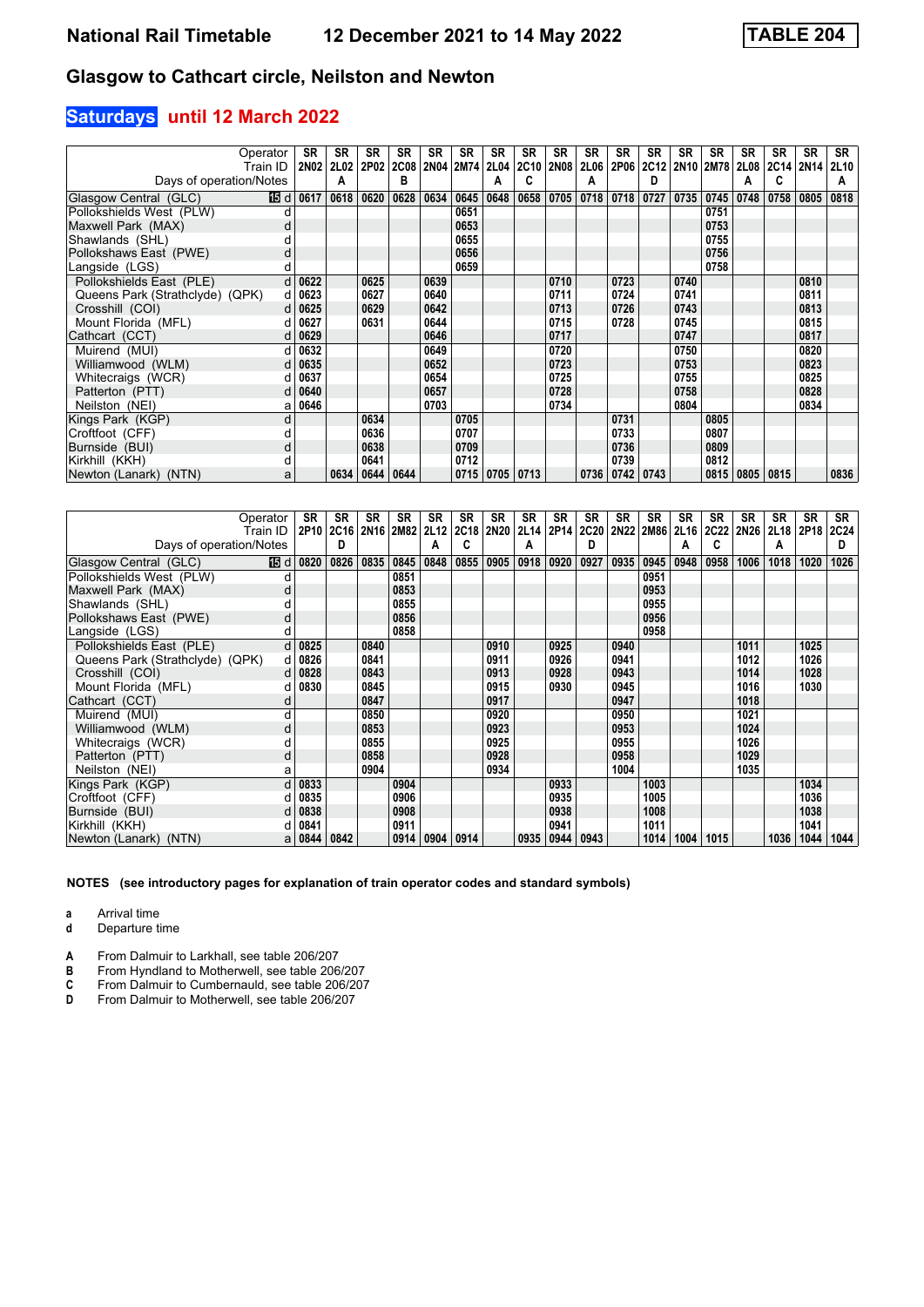# National Rail Timetable    12 December 2021 to 14 May 2022    TABLE 204

## Glasgow to Cathcart circle, Neilston and Newton

### Saturdays until 12 March 2022

| Operator | | SR | SR | SR | SR | SR | SR | SR | SR | SR | SR | SR | SR | SR | SR | SR | SR | SR | SR |
|---|---|---|---|---|---|---|---|---|---|---|---|---|---|---|---|---|---|---|---|
| Train ID | | 2N02 | 2L02 | 2P02 | 2C08 | 2N04 | 2M74 | 2L04 | 2C10 | 2N08 | 2L06 | 2P06 | 2C12 | 2N10 | 2M78 | 2L08 | 2C14 | 2N14 | 2L10 |
| Days of operation/Notes | | | A | | B | | | A | C | | A | | D | | | A | C | | A |
| Glasgow Central (GLC) | 15 d | 0617 | 0618 | 0620 | 0628 | 0634 | 0645 | 0648 | 0658 | 0705 | 0718 | 0718 | 0727 | 0735 | 0745 | 0748 | 0758 | 0805 | 0818 |
| Pollokshields West (PLW) | d | | | | | | 0651 | | | | | | | | 0751 | | | | |
| Maxwell Park (MAX) | d | | | | | | 0653 | | | | | | | | 0753 | | | | |
| Shawlands (SHL) | d | | | | | | 0655 | | | | | | | | 0755 | | | | |
| Pollokshaws East (PWE) | d | | | | | | 0656 | | | | | | | | 0756 | | | | |
| Langside (LGS) | d | | | | | | 0659 | | | | | | | | 0758 | | | | |
| Pollokshields East (PLE) | d | 0622 | | 0625 | | 0639 | | | | 0710 | | 0723 | | 0740 | | | | 0810 | |
| Queens Park (Strathclyde) (QPK) | d | 0623 | | 0627 | | 0640 | | | | 0711 | | 0724 | | 0741 | | | | 0811 | |
| Crosshill (COI) | d | 0625 | | 0629 | | 0642 | | | | 0713 | | 0726 | | 0743 | | | | 0813 | |
| Mount Florida (MFL) | d | 0627 | | 0631 | | 0644 | | | | 0715 | | 0728 | | 0745 | | | | 0815 | |
| Cathcart (CCT) | d | 0629 | | | | 0646 | | | | 0717 | | | | 0747 | | | | 0817 | |
| Muirend (MUI) | d | 0632 | | | | 0649 | | | | 0720 | | | | 0750 | | | | 0820 | |
| Williamwood (WLM) | d | 0635 | | | | 0652 | | | | 0723 | | | | 0753 | | | | 0823 | |
| Whitecraigs (WCR) | d | 0637 | | | | 0654 | | | | 0725 | | | | 0755 | | | | 0825 | |
| Patterton (PTT) | d | 0640 | | | | 0657 | | | | 0728 | | | | 0758 | | | | 0828 | |
| Neilston (NEI) | a | 0646 | | | | 0703 | | | | 0734 | | | | 0804 | | | | 0834 | |
| Kings Park (KGP) | d | | | 0634 | | | 0705 | | | | | 0731 | | | 0805 | | | | |
| Croftfoot (CFF) | d | | | 0636 | | | 0707 | | | | | 0733 | | | 0807 | | | | |
| Burnside (BUI) | d | | | 0638 | | | 0709 | | | | | 0736 | | | 0809 | | | | |
| Kirkhill (KKH) | d | | | 0641 | | | 0712 | | | | | 0739 | | | 0812 | | | | |
| Newton (Lanark) (NTN) | a | | 0634 | 0644 | 0644 | | 0715 | 0705 | 0713 | | 0736 | 0742 | 0743 | | 0815 | 0805 | 0815 | | 0836 |

| Operator | | SR | SR | SR | SR | SR | SR | SR | SR | SR | SR | SR | SR | SR | SR | SR | SR | SR | SR |
|---|---|---|---|---|---|---|---|---|---|---|---|---|---|---|---|---|---|---|---|
| Train ID | | 2P10 | 2C16 | 2N16 | 2M82 | 2L12 | 2C18 | 2N20 | 2L14 | 2P14 | 2C20 | 2N22 | 2M86 | 2L16 | 2C22 | 2N26 | 2L18 | 2P18 | 2C24 |
| Days of operation/Notes | | | D | | | A | C | | A | | D | | | A | C | | A | | D |
| Glasgow Central (GLC) | 15 d | 0820 | 0826 | 0835 | 0845 | 0848 | 0855 | 0905 | 0918 | 0920 | 0927 | 0935 | 0945 | 0948 | 0958 | 1006 | 1018 | 1020 | 1026 |
| Pollokshields West (PLW) | d | | | | 0851 | | | | | | | | 0951 | | | | | | |
| Maxwell Park (MAX) | d | | | | 0853 | | | | | | | | 0953 | | | | | | |
| Shawlands (SHL) | d | | | | 0855 | | | | | | | | 0955 | | | | | | |
| Pollokshaws East (PWE) | d | | | | 0856 | | | | | | | | 0956 | | | | | | |
| Langside (LGS) | d | | | | 0858 | | | | | | | | 0958 | | | | | | |
| Pollokshields East (PLE) | d | 0825 | | 0840 | | | | 0910 | | 0925 | | 0940 | | | | 1011 | | 1025 | |
| Queens Park (Strathclyde) (QPK) | d | 0826 | | 0841 | | | | 0911 | | 0926 | | 0941 | | | | 1012 | | 1026 | |
| Crosshill (COI) | d | 0828 | | 0843 | | | | 0913 | | 0928 | | 0943 | | | | 1014 | | 1028 | |
| Mount Florida (MFL) | d | 0830 | | 0845 | | | | 0915 | | 0930 | | 0945 | | | | 1016 | | 1030 | |
| Cathcart (CCT) | d | | | 0847 | | | | 0917 | | | | 0947 | | | | 1018 | | | |
| Muirend (MUI) | d | | | 0850 | | | | 0920 | | | | 0950 | | | | 1021 | | | |
| Williamwood (WLM) | d | | | 0853 | | | | 0923 | | | | 0953 | | | | 1024 | | | |
| Whitecraigs (WCR) | d | | | 0855 | | | | 0925 | | | | 0955 | | | | 1026 | | | |
| Patterton (PTT) | d | | | 0858 | | | | 0928 | | | | 0958 | | | | 1029 | | | |
| Neilston (NEI) | a | | | 0904 | | | | 0934 | | | | 1004 | | | | 1035 | | | |
| Kings Park (KGP) | d | 0833 | | | 0904 | | | | | 0933 | | | 1003 | | | | | 1034 | |
| Croftfoot (CFF) | d | 0835 | | | 0906 | | | | | 0935 | | | 1005 | | | | | 1036 | |
| Burnside (BUI) | d | 0838 | | | 0908 | | | | | 0938 | | | 1008 | | | | | 1038 | |
| Kirkhill (KKH) | d | 0841 | | | 0911 | | | | | 0941 | | | 1011 | | | | | 1041 | |
| Newton (Lanark) (NTN) | a | 0844 | 0842 | | 0914 | 0904 | 0914 | | 0935 | 0944 | 0943 | | 1014 | 1004 | 1015 | | 1036 | 1044 | 1044 |

**NOTES (see introductory pages for explanation of train operator codes and standard symbols)**

- **a** Arrival time
- **d** Departure time

- **A** From Dalmuir to Larkhall, see table 206/207
- **B** From Hyndland to Motherwell, see table 206/207
- **C** From Dalmuir to Cumbernauld, see table 206/207
- **D** From Dalmuir to Motherwell, see table 206/207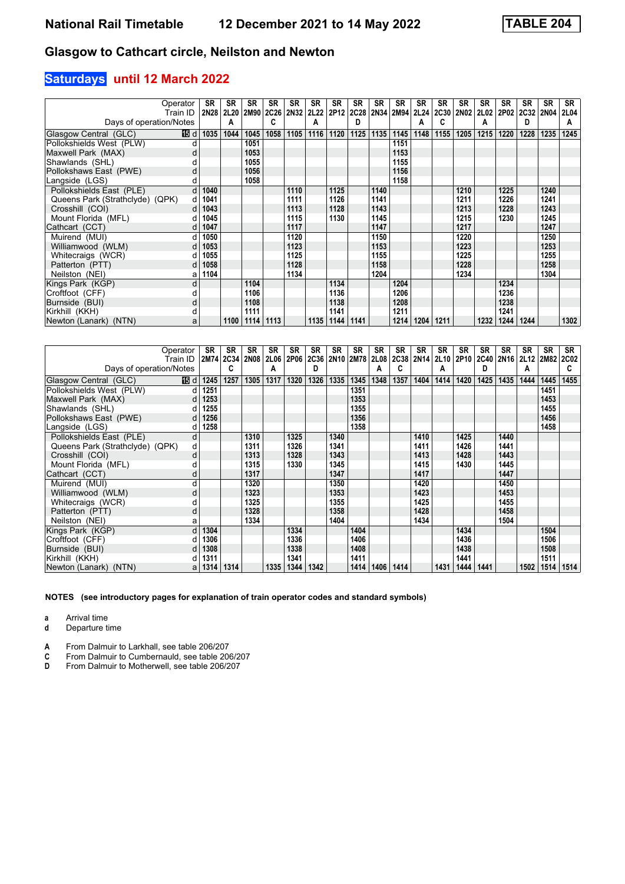# National Rail Timetable 12 December 2021 to 14 May 2022 TABLE 204

## Glasgow to Cathcart circle, Neilston and Newton

### Saturdays until 12 March 2022

| Operator | | SR | SR | SR | SR | SR | SR | SR | SR | SR | SR | SR | SR | SR | SR | SR | SR | SR | SR |
|---|---|---|---|---|---|---|---|---|---|---|---|---|---|---|---|---|---|---|---|
| Train ID | | 2N28 | 2L20 | 2M90 | 2C26 | 2N32 | 2L22 | 2P12 | 2C28 | 2N34 | 2M94 | 2L24 | 2C30 | 2N02 | 2L02 | 2P02 | 2C32 | 2N04 | 2L04 |
| Days of operation/Notes | | | A | | C | | A | | D | | | A | C | | A | | D | | A |
| Glasgow Central (GLC) | d | 1035 | 1044 | 1045 | 1058 | 1105 | 1116 | 1120 | 1125 | 1135 | 1145 | 1148 | 1155 | 1205 | 1215 | 1220 | 1228 | 1235 | 1245 |
| Pollokshields West (PLW) | d | | | 1051 | | | | | | | 1151 | | | | | | | | |
| Maxwell Park (MAX) | d | | | 1053 | | | | | | | 1153 | | | | | | | | |
| Shawlands (SHL) | d | | | 1055 | | | | | | | 1155 | | | | | | | | |
| Pollokshaws East (PWE) | d | | | 1056 | | | | | | | 1156 | | | | | | | | |
| Langside (LGS) | d | | | 1058 | | | | | | | 1158 | | | | | | | | |
| Pollokshields East (PLE) | d | 1040 | | | | 1110 | | 1125 | | 1140 | | | | 1210 | | 1225 | | 1240 | |
| Queens Park (Strathclyde) (QPK) | d | 1041 | | | | 1111 | | 1126 | | 1141 | | | | 1211 | | 1226 | | 1241 | |
| Crosshill (COI) | d | 1043 | | | | 1113 | | 1128 | | 1143 | | | | 1213 | | 1228 | | 1243 | |
| Mount Florida (MFL) | d | 1045 | | | | 1115 | | 1130 | | 1145 | | | | 1215 | | 1230 | | 1245 | |
| Cathcart (CCT) | d | 1047 | | | | 1117 | | | | 1147 | | | | 1217 | | | | 1247 | |
| Muirend (MUI) | d | 1050 | | | | 1120 | | | | 1150 | | | | 1220 | | | | 1250 | |
| Williamwood (WLM) | d | 1053 | | | | 1123 | | | | 1153 | | | | 1223 | | | | 1253 | |
| Whitecraigs (WCR) | d | 1055 | | | | 1125 | | | | 1155 | | | | 1225 | | | | 1255 | |
| Patterton (PTT) | d | 1058 | | | | 1128 | | | | 1158 | | | | 1228 | | | | 1258 | |
| Neilston (NEI) | a | 1104 | | | | 1134 | | | | 1204 | | | | 1234 | | | | 1304 | |
| Kings Park (KGP) | d | | | 1104 | | | | 1134 | | | 1204 | | | | | 1234 | | | |
| Croftfoot (CFF) | d | | | 1106 | | | | 1136 | | | 1206 | | | | | 1236 | | | |
| Burnside (BUI) | d | | | 1108 | | | | 1138 | | | 1208 | | | | | 1238 | | | |
| Kirkhill (KKH) | d | | | 1111 | | | | 1141 | | | 1211 | | | | | 1241 | | | |
| Newton (Lanark) (NTN) | a | | 1100 | 1114 | 1113 | | 1135 | 1144 | 1141 | | 1214 | 1204 | 1211 | | 1232 | 1244 | 1244 | | 1302 |

| Operator | | SR | SR | SR | SR | SR | SR | SR | SR | SR | SR | SR | SR | SR | SR | SR | SR | SR | SR |
|---|---|---|---|---|---|---|---|---|---|---|---|---|---|---|---|---|---|---|---|
| Train ID | | 2M74 | 2C34 | 2N08 | 2L06 | 2P06 | 2C36 | 2N10 | 2M78 | 2L08 | 2C38 | 2N14 | 2L10 | 2P10 | 2C40 | 2N16 | 2L12 | 2M82 | 2C02 |
| Days of operation/Notes | | | C | | A | | D | | | A | C | | A | | D | | A | | C |
| Glasgow Central (GLC) | d | 1245 | 1257 | 1305 | 1317 | 1320 | 1326 | 1335 | 1345 | 1348 | 1357 | 1404 | 1414 | 1420 | 1425 | 1435 | 1444 | 1445 | 1455 |
| Pollokshields West (PLW) | d | 1251 | | | | | | | 1351 | | | | | | | | | 1451 | |
| Maxwell Park (MAX) | d | 1253 | | | | | | | 1353 | | | | | | | | | 1453 | |
| Shawlands (SHL) | d | 1255 | | | | | | | 1355 | | | | | | | | | 1455 | |
| Pollokshaws East (PWE) | d | 1256 | | | | | | | 1356 | | | | | | | | | 1456 | |
| Langside (LGS) | d | 1258 | | | | | | | 1358 | | | | | | | | | 1458 | |
| Pollokshields East (PLE) | d | | | 1310 | | 1325 | | 1340 | | | | 1410 | | 1425 | | 1440 | | | |
| Queens Park (Strathclyde) (QPK) | d | | | 1311 | | 1326 | | 1341 | | | | 1411 | | 1426 | | 1441 | | | |
| Crosshill (COI) | d | | | 1313 | | 1328 | | 1343 | | | | 1413 | | 1428 | | 1443 | | | |
| Mount Florida (MFL) | d | | | 1315 | | 1330 | | 1345 | | | | 1415 | | 1430 | | 1445 | | | |
| Cathcart (CCT) | d | | | 1317 | | | | 1347 | | | | 1417 | | | | 1447 | | | |
| Muirend (MUI) | d | | | 1320 | | | | 1350 | | | | 1420 | | | | 1450 | | | |
| Williamwood (WLM) | d | | | 1323 | | | | 1353 | | | | 1423 | | | | 1453 | | | |
| Whitecraigs (WCR) | d | | | 1325 | | | | 1355 | | | | 1425 | | | | 1455 | | | |
| Patterton (PTT) | d | | | 1328 | | | | 1358 | | | | 1428 | | | | 1458 | | | |
| Neilston (NEI) | a | | | 1334 | | | | 1404 | | | | 1434 | | | | 1504 | | | |
| Kings Park (KGP) | d | 1304 | | | | 1334 | | | 1404 | | | | | 1434 | | | | 1504 | |
| Croftfoot (CFF) | d | 1306 | | | | 1336 | | | 1406 | | | | | 1436 | | | | 1506 | |
| Burnside (BUI) | d | 1308 | | | | 1338 | | | 1408 | | | | | 1438 | | | | 1508 | |
| Kirkhill (KKH) | d | 1311 | | | | 1341 | | | 1411 | | | | | 1441 | | | | 1511 | |
| Newton (Lanark) (NTN) | a | 1314 | 1314 | | 1335 | 1344 | 1342 | | 1414 | 1406 | 1414 | | 1431 | 1444 | 1441 | | 1502 | 1514 | 1514 |

**NOTES (see introductory pages for explanation of train operator codes and standard symbols)**

- **a** Arrival time
- **d** Departure time

- **A** From Dalmuir to Larkhall, see table 206/207
- **C** From Dalmuir to Cumbernauld, see table 206/207
- **D** From Dalmuir to Motherwell, see table 206/207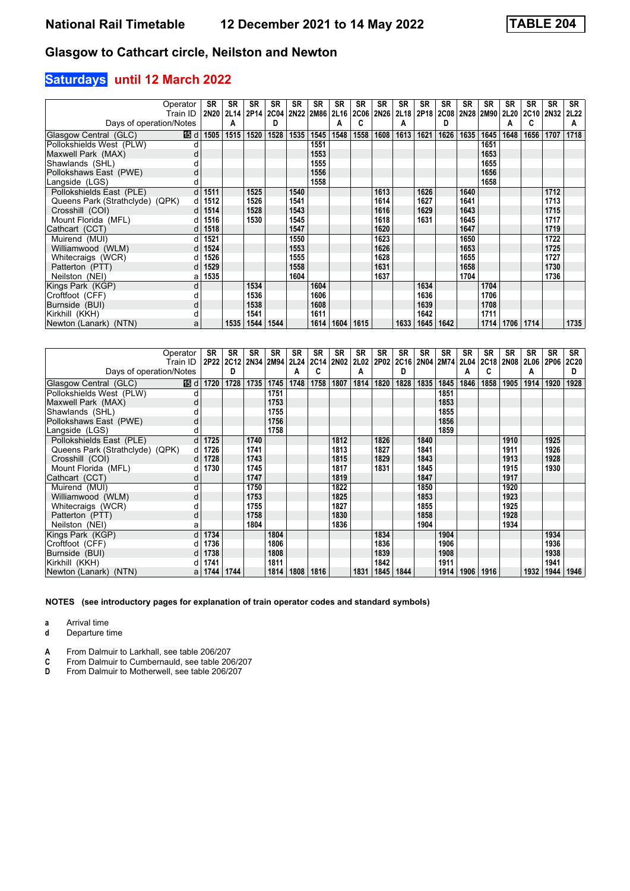# National Rail Timetable — 12 December 2021 to 14 May 2022 — TABLE 204

## Glasgow to Cathcart circle, Neilston and Newton

### Saturdays until 12 March 2022

| Operator | | SR | SR | SR | SR | SR | SR | SR | SR | SR | SR | SR | SR | SR | SR | SR | SR | SR | SR |
|---|---|---|---|---|---|---|---|---|---|---|---|---|---|---|---|---|---|---|---|
| Train ID | | 2N20 | 2L14 | 2P14 | 2C04 | 2N22 | 2M86 | 2L16 | 2C06 | 2N26 | 2L18 | 2P18 | 2C08 | 2N28 | 2M90 | 2L20 | 2C10 | 2N32 | 2L22 |
| Days of operation/Notes | | | A | | D | | | A | C | | A | | D | | | A | C | | A |
| Glasgow Central (GLC) 15 | d | 1505 | 1515 | 1520 | 1528 | 1535 | 1545 | 1548 | 1558 | 1608 | 1613 | 1621 | 1626 | 1635 | 1645 | 1648 | 1656 | 1707 | 1718 |
| Pollokshields West (PLW) | d | | | | | | 1551 | | | | | | | | 1651 | | | | |
| Maxwell Park (MAX) | d | | | | | | 1553 | | | | | | | | 1653 | | | | |
| Shawlands (SHL) | d | | | | | | 1555 | | | | | | | | 1655 | | | | |
| Pollokshaws East (PWE) | d | | | | | | 1556 | | | | | | | | 1656 | | | | |
| Langside (LGS) | d | | | | | | 1558 | | | | | | | | 1658 | | | | |
| Pollokshields East (PLE) | d | 1511 | | 1525 | | 1540 | | | | 1613 | | 1626 | | 1640 | | | | 1712 | |
| Queens Park (Strathclyde) (QPK) | d | 1512 | | 1526 | | 1541 | | | | 1614 | | 1627 | | 1641 | | | | 1713 | |
| Crosshill (COI) | d | 1514 | | 1528 | | 1543 | | | | 1616 | | 1629 | | 1643 | | | | 1715 | |
| Mount Florida (MFL) | d | 1516 | | 1530 | | 1545 | | | | 1618 | | 1631 | | 1645 | | | | 1717 | |
| Cathcart (CCT) | d | 1518 | | | | 1547 | | | | 1620 | | | | 1647 | | | | 1719 | |
| Muirend (MUI) | d | 1521 | | | | 1550 | | | | 1623 | | | | 1650 | | | | 1722 | |
| Williamwood (WLM) | d | 1524 | | | | 1553 | | | | 1626 | | | | 1653 | | | | 1725 | |
| Whitecraigs (WCR) | d | 1526 | | | | 1555 | | | | 1628 | | | | 1655 | | | | 1727 | |
| Patterton (PTT) | d | 1529 | | | | 1558 | | | | 1631 | | | | 1658 | | | | 1730 | |
| Neilston (NEI) | a | 1535 | | | | 1604 | | | | 1637 | | | | 1704 | | | | 1736 | |
| Kings Park (KGP) | d | | | 1534 | | | 1604 | | | | | 1634 | | | 1704 | | | | |
| Croftfoot (CFF) | d | | | 1536 | | | 1606 | | | | | 1636 | | | 1706 | | | | |
| Burnside (BUI) | d | | | 1538 | | | 1608 | | | | | 1639 | | | 1708 | | | | |
| Kirkhill (KKH) | d | | | 1541 | | | 1611 | | | | | 1642 | | | 1711 | | | | |
| Newton (Lanark) (NTN) | a | | 1535 | 1544 | 1544 | | 1614 | 1604 | 1615 | | 1633 | 1645 | 1642 | | 1714 | 1706 | 1714 | | 1735 |

| Operator | | SR | SR | SR | SR | SR | SR | SR | SR | SR | SR | SR | SR | SR | SR | SR | SR | SR | SR |
|---|---|---|---|---|---|---|---|---|---|---|---|---|---|---|---|---|---|---|---|
| Train ID | | 2P22 | 2C12 | 2N34 | 2M94 | 2L24 | 2C14 | 2N02 | 2L02 | 2P02 | 2C16 | 2N04 | 2M74 | 2L04 | 2C18 | 2N08 | 2L06 | 2P06 | 2C20 |
| Days of operation/Notes | | | D | | | A | C | | A | | D | | | A | C | | A | | D |
| Glasgow Central (GLC) 15 | d | 1720 | 1728 | 1735 | 1745 | 1748 | 1758 | 1807 | 1814 | 1820 | 1828 | 1835 | 1845 | 1846 | 1858 | 1905 | 1914 | 1920 | 1928 |
| Pollokshields West (PLW) | d | | | | 1751 | | | | | | | | 1851 | | | | | | |
| Maxwell Park (MAX) | d | | | | 1753 | | | | | | | | 1853 | | | | | | |
| Shawlands (SHL) | d | | | | 1755 | | | | | | | | 1855 | | | | | | |
| Pollokshaws East (PWE) | d | | | | 1756 | | | | | | | | 1856 | | | | | | |
| Langside (LGS) | d | | | | 1758 | | | | | | | | 1859 | | | | | | |
| Pollokshields East (PLE) | d | 1725 | | 1740 | | | | 1812 | | 1826 | | 1840 | | | | 1910 | | 1925 | |
| Queens Park (Strathclyde) (QPK) | d | 1726 | | 1741 | | | | 1813 | | 1827 | | 1841 | | | | 1911 | | 1926 | |
| Crosshill (COI) | d | 1728 | | 1743 | | | | 1815 | | 1829 | | 1843 | | | | 1913 | | 1928 | |
| Mount Florida (MFL) | d | 1730 | | 1745 | | | | 1817 | | 1831 | | 1845 | | | | 1915 | | 1930 | |
| Cathcart (CCT) | d | | | 1747 | | | | 1819 | | | | 1847 | | | | 1917 | | | |
| Muirend (MUI) | d | | | 1750 | | | | 1822 | | | | 1850 | | | | 1920 | | | |
| Williamwood (WLM) | d | | | 1753 | | | | 1825 | | | | 1853 | | | | 1923 | | | |
| Whitecraigs (WCR) | d | | | 1755 | | | | 1827 | | | | 1855 | | | | 1925 | | | |
| Patterton (PTT) | d | | | 1758 | | | | 1830 | | | | 1858 | | | | 1928 | | | |
| Neilston (NEI) | a | | | 1804 | | | | 1836 | | | | 1904 | | | | 1934 | | | |
| Kings Park (KGP) | d | 1734 | | | 1804 | | | | | 1834 | | | 1904 | | | | | 1934 | |
| Croftfoot (CFF) | d | 1736 | | | 1806 | | | | | 1836 | | | 1906 | | | | | 1936 | |
| Burnside (BUI) | d | 1738 | | | 1808 | | | | | 1839 | | | 1908 | | | | | 1938 | |
| Kirkhill (KKH) | d | 1741 | | | 1811 | | | | | 1842 | | | 1911 | | | | | 1941 | |
| Newton (Lanark) (NTN) | a | 1744 | 1744 | | 1814 | 1808 | 1816 | | 1831 | 1845 | 1844 | | 1914 | 1906 | 1916 | | 1932 | 1944 | 1946 |

**NOTES (see introductory pages for explanation of train operator codes and standard symbols)**

- **a** Arrival time
- **d** Departure time

- **A** From Dalmuir to Larkhall, see table 206/207
- **C** From Dalmuir to Cumbernauld, see table 206/207
- **D** From Dalmuir to Motherwell, see table 206/207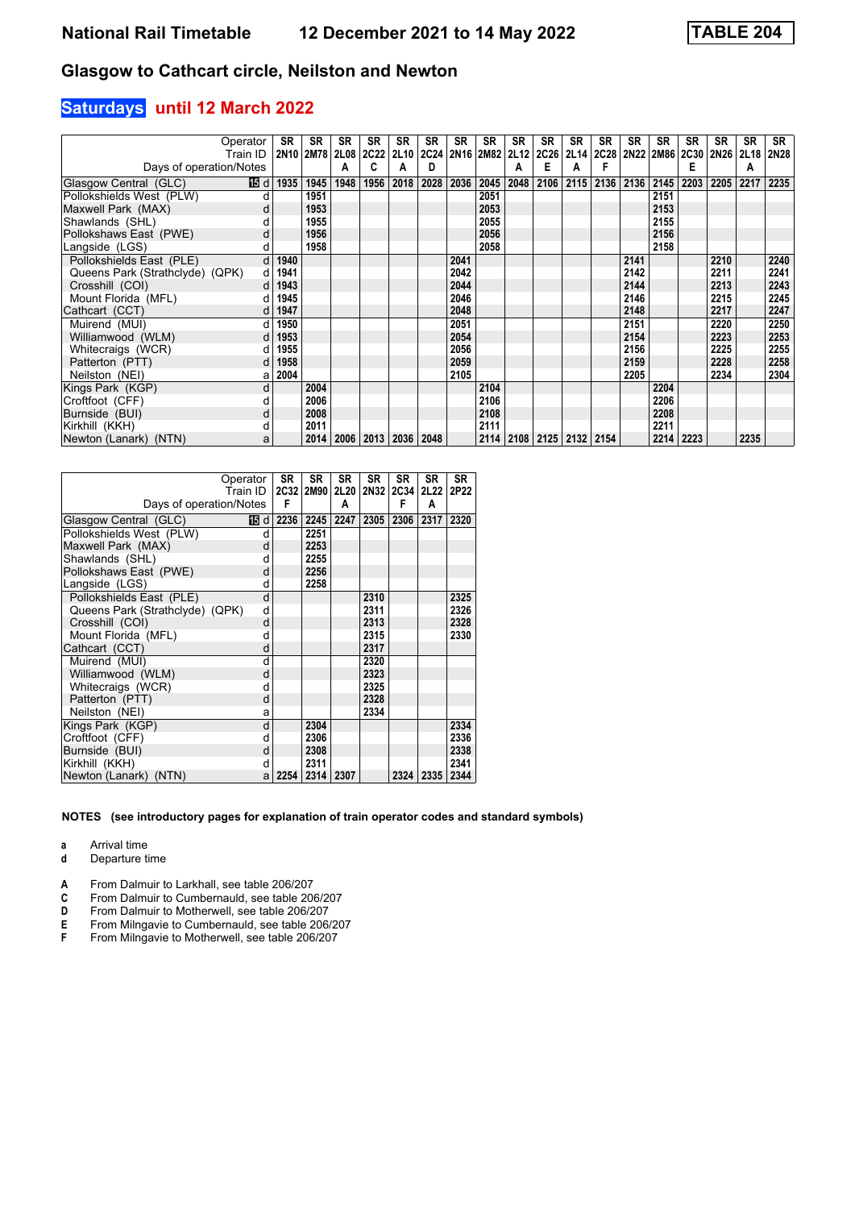# National Rail Timetable 12 December 2021 to 14 May 2022

**TABLE 204**

## Glasgow to Cathcart circle, Neilston and Newton

### Saturdays until 12 March 2022

| Operator | | SR | SR | SR | SR | SR | SR | SR | SR | SR | SR | SR | SR | SR | SR | SR | SR | SR | SR |
|---|---|---|---|---|---|---|---|---|---|---|---|---|---|---|---|---|---|---|---|
| Train ID | | 2N10 | 2M78 | 2L08 | 2C22 | 2L10 | 2C24 | 2N16 | 2M82 | 2L12 | 2C26 | 2L14 | 2C28 | 2N22 | 2M86 | 2C30 | 2N26 | 2L18 | 2N28 |
| Days of operation/Notes | | | | A | C | A | D | | | A | E | A | F | | | E | | A | |
| Glasgow Central (GLC) | 15 d | 1935 | 1945 | 1948 | 1956 | 2018 | 2028 | 2036 | 2045 | 2048 | 2106 | 2115 | 2136 | 2136 | 2145 | 2203 | 2205 | 2217 | 2235 |
| Pollokshields West (PLW) | d | | 1951 | | | | | | 2051 | | | | | | 2151 | | | | |
| Maxwell Park (MAX) | d | | 1953 | | | | | | 2053 | | | | | | 2153 | | | | |
| Shawlands (SHL) | d | | 1955 | | | | | | 2055 | | | | | | 2155 | | | | |
| Pollokshaws East (PWE) | d | | 1956 | | | | | | 2056 | | | | | | 2156 | | | | |
| Langside (LGS) | d | | 1958 | | | | | | 2058 | | | | | | 2158 | | | | |
| Pollokshields East (PLE) | d | 1940 | | | | | | 2041 | | | | | | 2141 | | | 2210 | | 2240 |
| Queens Park (Strathclyde) (QPK) | d | 1941 | | | | | | 2042 | | | | | | 2142 | | | 2211 | | 2241 |
| Crosshill (COI) | d | 1943 | | | | | | 2044 | | | | | | 2144 | | | 2213 | | 2243 |
| Mount Florida (MFL) | d | 1945 | | | | | | 2046 | | | | | | 2146 | | | 2215 | | 2245 |
| Cathcart (CCT) | d | 1947 | | | | | | 2048 | | | | | | 2148 | | | 2217 | | 2247 |
| Muirend (MUI) | d | 1950 | | | | | | 2051 | | | | | | 2151 | | | 2220 | | 2250 |
| Williamwood (WLM) | d | 1953 | | | | | | 2054 | | | | | | 2154 | | | 2223 | | 2253 |
| Whitecraigs (WCR) | d | 1955 | | | | | | 2056 | | | | | | 2156 | | | 2225 | | 2255 |
| Patterton (PTT) | d | 1958 | | | | | | 2059 | | | | | | 2159 | | | 2228 | | 2258 |
| Neilston (NEI) | a | 2004 | | | | | | 2105 | | | | | | 2205 | | | 2234 | | 2304 |
| Kings Park (KGP) | d | | 2004 | | | | | | 2104 | | | | | | 2204 | | | | |
| Croftfoot (CFF) | d | | 2006 | | | | | | 2106 | | | | | | 2206 | | | | |
| Burnside (BUI) | d | | 2008 | | | | | | 2108 | | | | | | 2208 | | | | |
| Kirkhill (KKH) | d | | 2011 | | | | | | 2111 | | | | | | 2211 | | | | |
| Newton (Lanark) (NTN) | a | | 2014 | 2006 | 2013 | 2036 | 2048 | | 2114 | 2108 | 2125 | 2132 | 2154 | | 2214 | 2223 | | 2235 | |

| Operator | | SR | SR | SR | SR | SR | SR | SR |
|---|---|---|---|---|---|---|---|---|
| Train ID | | 2C32 | 2M90 | 2L20 | 2N32 | 2C34 | 2L22 | 2P22 |
| Days of operation/Notes | | F | | A | | F | A | |
| Glasgow Central (GLC) | 15 d | 2236 | 2245 | 2247 | 2305 | 2306 | 2317 | 2320 |
| Pollokshields West (PLW) | d | | 2251 | | | | | |
| Maxwell Park (MAX) | d | | 2253 | | | | | |
| Shawlands (SHL) | d | | 2255 | | | | | |
| Pollokshaws East (PWE) | d | | 2256 | | | | | |
| Langside (LGS) | d | | 2258 | | | | | |
| Pollokshields East (PLE) | d | | | | 2310 | | | 2325 |
| Queens Park (Strathclyde) (QPK) | d | | | | 2311 | | | 2326 |
| Crosshill (COI) | d | | | | 2313 | | | 2328 |
| Mount Florida (MFL) | d | | | | 2315 | | | 2330 |
| Cathcart (CCT) | d | | | | 2317 | | | |
| Muirend (MUI) | d | | | | 2320 | | | |
| Williamwood (WLM) | d | | | | 2323 | | | |
| Whitecraigs (WCR) | d | | | | 2325 | | | |
| Patterton (PTT) | d | | | | 2328 | | | |
| Neilston (NEI) | a | | | | 2334 | | | |
| Kings Park (KGP) | d | | 2304 | | | | | 2334 |
| Croftfoot (CFF) | d | | 2306 | | | | | 2336 |
| Burnside (BUI) | d | | 2308 | | | | | 2338 |
| Kirkhill (KKH) | d | | 2311 | | | | | 2341 |
| Newton (Lanark) (NTN) | a | 2254 | 2314 | 2307 | | 2324 | 2335 | 2344 |

**NOTES (see introductory pages for explanation of train operator codes and standard symbols)**

- **a** Arrival time
- **d** Departure time

- **A** From Dalmuir to Larkhall, see table 206/207
- **C** From Dalmuir to Cumbernauld, see table 206/207
- **D** From Dalmuir to Motherwell, see table 206/207
- **E** From Milngavie to Cumbernauld, see table 206/207
- **F** From Milngavie to Motherwell, see table 206/207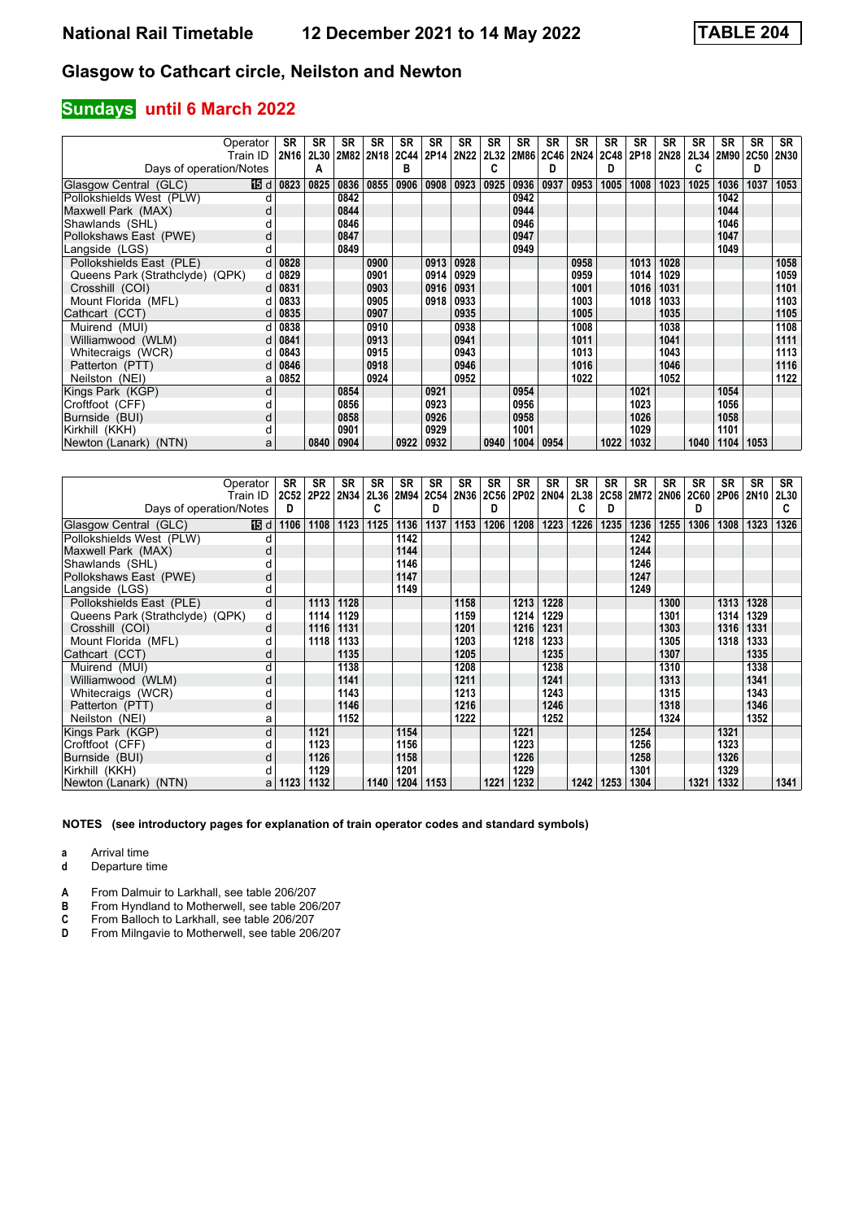# Glasgow to Cathcart circle, Neilston and Newton

## Sundays until 6 March 2022

| Operator | | SR | SR | SR | SR | SR | SR | SR | SR | SR | SR | SR | SR | SR | SR | SR | SR | SR | SR |
|---|---|---|---|---|---|---|---|---|---|---|---|---|---|---|---|---|---|---|---|
| Train ID | | 2N16 | 2L30 | 2M82 | 2N18 | 2C44 | 2P14 | 2N22 | 2L32 | 2M86 | 2C46 | 2N24 | 2C48 | 2P18 | 2N28 | 2L34 | 2M90 | 2C50 | 2N30 |
| Days of operation/Notes | | | A | | | B | | | C | | D | | D | | | C | | D | |
| Glasgow Central (GLC) | d | 0823 | 0825 | 0836 | 0855 | 0906 | 0908 | 0923 | 0925 | 0936 | 0937 | 0953 | 1005 | 1008 | 1023 | 1025 | 1036 | 1037 | 1053 |
| Pollokshields West (PLW) | d | | | 0842 | | | | | | 0942 | | | | | | | 1042 | | |
| Maxwell Park (MAX) | d | | | 0844 | | | | | | 0944 | | | | | | | 1044 | | |
| Shawlands (SHL) | d | | | 0846 | | | | | | 0946 | | | | | | | 1046 | | |
| Pollokshaws East (PWE) | d | | | 0847 | | | | | | 0947 | | | | | | | 1047 | | |
| Langside (LGS) | d | | | 0849 | | | | | | 0949 | | | | | | | 1049 | | |
| Pollokshields East (PLE) | d | 0828 | | | 0900 | | 0913 | 0928 | | | | 0958 | | 1013 | 1028 | | | | 1058 |
| Queens Park (Strathclyde) (QPK) | d | 0829 | | | 0901 | | 0914 | 0929 | | | | 0959 | | 1014 | 1029 | | | | 1059 |
| Crosshill (COI) | d | 0831 | | | 0903 | | 0916 | 0931 | | | | 1001 | | 1016 | 1031 | | | | 1101 |
| Mount Florida (MFL) | d | 0833 | | | 0905 | | 0918 | 0933 | | | | 1003 | | 1018 | 1033 | | | | 1103 |
| Cathcart (CCT) | d | 0835 | | | 0907 | | | 0935 | | | | 1005 | | | 1035 | | | | 1105 |
| Muirend (MUI) | d | 0838 | | | 0910 | | | 0938 | | | | 1008 | | | 1038 | | | | 1108 |
| Williamwood (WLM) | d | 0841 | | | 0913 | | | 0941 | | | | 1011 | | | 1041 | | | | 1111 |
| Whitecraigs (WCR) | d | 0843 | | | 0915 | | | 0943 | | | | 1013 | | | 1043 | | | | 1113 |
| Patterton (PTT) | d | 0846 | | | 0918 | | | 0946 | | | | 1016 | | | 1046 | | | | 1116 |
| Neilston (NEI) | a | 0852 | | | 0924 | | | 0952 | | | | 1022 | | | 1052 | | | | 1122 |
| Kings Park (KGP) | d | | | 0854 | | | 0921 | | | 0954 | | | | 1021 | | | 1054 | | |
| Croftfoot (CFF) | d | | | 0856 | | | 0923 | | | 0956 | | | | 1023 | | | 1056 | | |
| Burnside (BUI) | d | | | 0858 | | | 0926 | | | 0958 | | | | 1026 | | | 1058 | | |
| Kirkhill (KKH) | d | | | 0901 | | | 0929 | | | 1001 | | | | 1029 | | | 1101 | | |
| Newton (Lanark) (NTN) | a | | 0840 | 0904 | | 0922 | 0932 | | 0940 | 1004 | 0954 | | 1022 | 1032 | | 1040 | 1104 | 1053 | |

| Operator | | SR | SR | SR | SR | SR | SR | SR | SR | SR | SR | SR | SR | SR | SR | SR | SR | SR | SR |
|---|---|---|---|---|---|---|---|---|---|---|---|---|---|---|---|---|---|---|---|
| Train ID | | 2C52 | 2P22 | 2N34 | 2L36 | 2M94 | 2C54 | 2N36 | 2C56 | 2P02 | 2N04 | 2L38 | 2C58 | 2M72 | 2N06 | 2C60 | 2P06 | 2N10 | 2L30 |
| Days of operation/Notes | | D | | | C | | D | | D | | | C | D | | | D | | | C |
| Glasgow Central (GLC) | d | 1106 | 1108 | 1123 | 1125 | 1136 | 1137 | 1153 | 1206 | 1208 | 1223 | 1226 | 1235 | 1236 | 1255 | 1306 | 1308 | 1323 | 1326 |
| Pollokshields West (PLW) | d | | | | | 1142 | | | | | | | | 1242 | | | | | |
| Maxwell Park (MAX) | d | | | | | 1144 | | | | | | | | 1244 | | | | | |
| Shawlands (SHL) | d | | | | | 1146 | | | | | | | | 1246 | | | | | |
| Pollokshaws East (PWE) | d | | | | | 1147 | | | | | | | | 1247 | | | | | |
| Langside (LGS) | d | | | | | 1149 | | | | | | | | 1249 | | | | | |
| Pollokshields East (PLE) | d | | 1113 | 1128 | | | | 1158 | | 1213 | 1228 | | | | 1300 | | 1313 | 1328 | |
| Queens Park (Strathclyde) (QPK) | d | | 1114 | 1129 | | | | 1159 | | 1214 | 1229 | | | | 1301 | | 1314 | 1329 | |
| Crosshill (COI) | d | | 1116 | 1131 | | | | 1201 | | 1216 | 1231 | | | | 1303 | | 1316 | 1331 | |
| Mount Florida (MFL) | d | | 1118 | 1133 | | | | 1203 | | 1218 | 1233 | | | | 1305 | | 1318 | 1333 | |
| Cathcart (CCT) | d | | | 1135 | | | | 1205 | | | 1235 | | | | 1307 | | | 1335 | |
| Muirend (MUI) | d | | | 1138 | | | | 1208 | | | 1238 | | | | 1310 | | | 1338 | |
| Williamwood (WLM) | d | | | 1141 | | | | 1211 | | | 1241 | | | | 1313 | | | 1341 | |
| Whitecraigs (WCR) | d | | | 1143 | | | | 1213 | | | 1243 | | | | 1315 | | | 1343 | |
| Patterton (PTT) | d | | | 1146 | | | | 1216 | | | 1246 | | | | 1318 | | | 1346 | |
| Neilston (NEI) | a | | | 1152 | | | | 1222 | | | 1252 | | | | 1324 | | | 1352 | |
| Kings Park (KGP) | d | | 1121 | | | 1154 | | | | 1221 | | | | 1254 | | | 1321 | | |
| Croftfoot (CFF) | d | | 1123 | | | 1156 | | | | 1223 | | | | 1256 | | | 1323 | | |
| Burnside (BUI) | d | | 1126 | | | 1158 | | | | 1226 | | | | 1258 | | | 1326 | | |
| Kirkhill (KKH) | d | | 1129 | | | 1201 | | | | 1229 | | | | 1301 | | | 1329 | | |
| Newton (Lanark) (NTN) | a | 1123 | 1132 | | 1140 | 1204 | 1153 | | 1221 | 1232 | | 1242 | 1253 | 1304 | | 1321 | 1332 | | 1341 |

**NOTES (see introductory pages for explanation of train operator codes and standard symbols)**

**a** Arrival time
**d** Departure time

**A** From Dalmuir to Larkhall, see table 206/207
**B** From Hyndland to Motherwell, see table 206/207
**C** From Balloch to Larkhall, see table 206/207
**D** From Milngavie to Motherwell, see table 206/207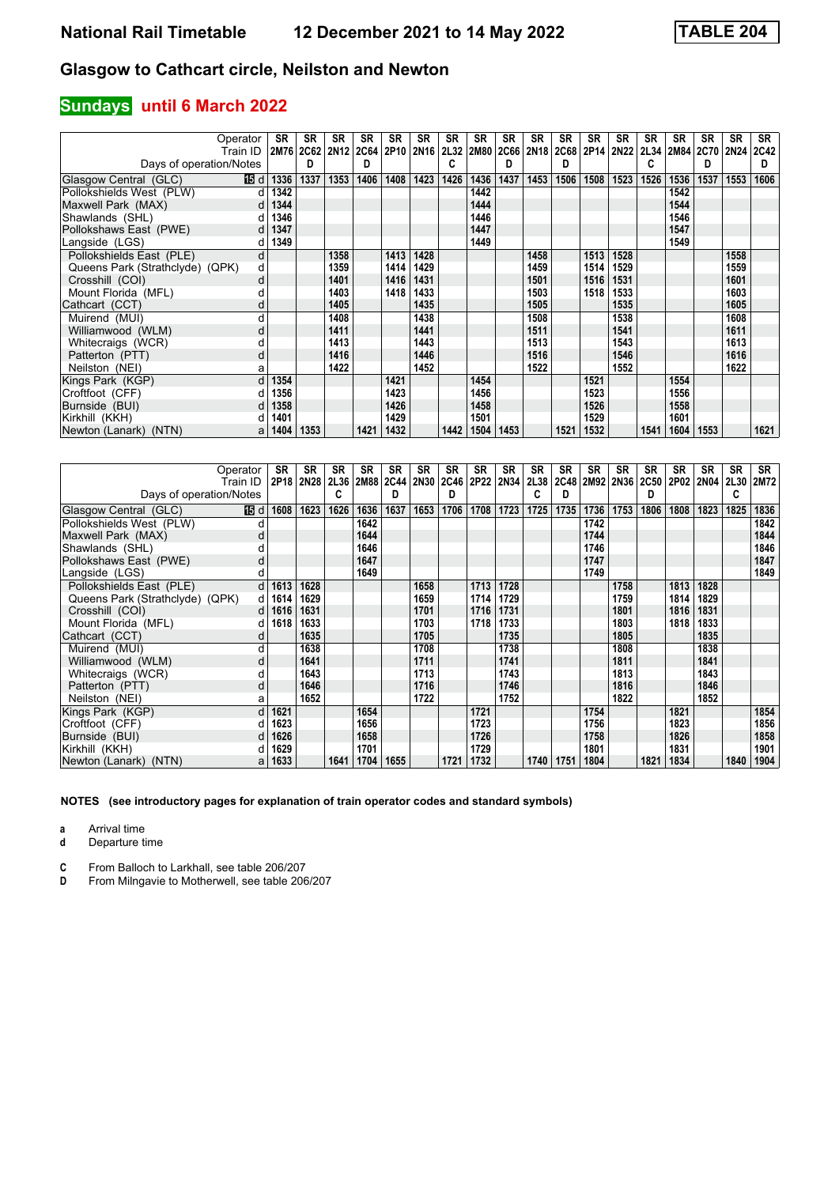# National Rail Timetable 12 December 2021 to 14 May 2022 TABLE 204

## Glasgow to Cathcart circle, Neilston and Newton

### Sundays until 6 March 2022

| Operator | | SR | SR | SR | SR | SR | SR | SR | SR | SR | SR | SR | SR | SR | SR | SR | SR | SR | SR |
|---|---|---|---|---|---|---|---|---|---|---|---|---|---|---|---|---|---|---|---|
| Train ID | | 2M76 | 2C62 | 2N12 | 2C64 | 2P10 | 2N16 | 2L32 | 2M80 | 2C66 | 2N18 | 2C68 | 2P14 | 2N22 | 2L34 | 2M84 | 2C70 | 2N24 | 2C42 |
| Days of operation/Notes | | | D | | D | | | C | | D | | D | | | C | | D | | D |
| Glasgow Central (GLC) | 15 d | 1336 | 1337 | 1353 | 1406 | 1408 | 1423 | 1426 | 1436 | 1437 | 1453 | 1506 | 1508 | 1523 | 1526 | 1536 | 1537 | 1553 | 1606 |
| Pollokshields West (PLW) | d | 1342 | | | | | | | 1442 | | | | | | | 1542 | | | |
| Maxwell Park (MAX) | d | 1344 | | | | | | | 1444 | | | | | | | 1544 | | | |
| Shawlands (SHL) | d | 1346 | | | | | | | 1446 | | | | | | | 1546 | | | |
| Pollokshaws East (PWE) | d | 1347 | | | | | | | 1447 | | | | | | | 1547 | | | |
| Langside (LGS) | d | 1349 | | | | | | | 1449 | | | | | | | 1549 | | | |
| Pollokshields East (PLE) | d | | | 1358 | | 1413 | 1428 | | | | 1458 | | 1513 | 1528 | | | | 1558 | |
| Queens Park (Strathclyde) (QPK) | d | | | 1359 | | 1414 | 1429 | | | | 1459 | | 1514 | 1529 | | | | 1559 | |
| Crosshill (COI) | d | | | 1401 | | 1416 | 1431 | | | | 1501 | | 1516 | 1531 | | | | 1601 | |
| Mount Florida (MFL) | d | | | 1403 | | 1418 | 1433 | | | | 1503 | | 1518 | 1533 | | | | 1603 | |
| Cathcart (CCT) | d | | | 1405 | | | 1435 | | | | 1505 | | | 1535 | | | | 1605 | |
| Muirend (MUI) | d | | | 1408 | | | 1438 | | | | 1508 | | | 1538 | | | | 1608 | |
| Williamwood (WLM) | d | | | 1411 | | | 1441 | | | | 1511 | | | 1541 | | | | 1611 | |
| Whitecraigs (WCR) | d | | | 1413 | | | 1443 | | | | 1513 | | | 1543 | | | | 1613 | |
| Patterton (PTT) | d | | | 1416 | | | 1446 | | | | 1516 | | | 1546 | | | | 1616 | |
| Neilston (NEI) | a | | | 1422 | | | 1452 | | | | 1522 | | | 1552 | | | | 1622 | |
| Kings Park (KGP) | d | 1354 | | | | 1421 | | | 1454 | | | | 1521 | | | 1554 | | | |
| Croftfoot (CFF) | d | 1356 | | | | 1423 | | | 1456 | | | | 1523 | | | 1556 | | | |
| Burnside (BUI) | d | 1358 | | | | 1426 | | | 1458 | | | | 1526 | | | 1558 | | | |
| Kirkhill (KKH) | d | 1401 | | | | 1429 | | | 1501 | | | | 1529 | | | 1601 | | | |
| Newton (Lanark) (NTN) | a | 1404 | 1353 | | 1421 | 1432 | | 1442 | 1504 | 1453 | | 1521 | 1532 | | 1541 | 1604 | 1553 | | 1621 |

| Operator | | SR | SR | SR | SR | SR | SR | SR | SR | SR | SR | SR | SR | SR | SR | SR | SR | SR | SR |
|---|---|---|---|---|---|---|---|---|---|---|---|---|---|---|---|---|---|---|---|
| Train ID | | 2P18 | 2N28 | 2L36 | 2M88 | 2C44 | 2N30 | 2C46 | 2P22 | 2N34 | 2L38 | 2C48 | 2M92 | 2N36 | 2C50 | 2P02 | 2N04 | 2L30 | 2M72 |
| Days of operation/Notes | | | | C | | D | | D | | | C | D | | | D | | | C | |
| Glasgow Central (GLC) | 15 d | 1608 | 1623 | 1626 | 1636 | 1637 | 1653 | 1706 | 1708 | 1723 | 1725 | 1735 | 1736 | 1753 | 1806 | 1808 | 1823 | 1825 | 1836 |
| Pollokshields West (PLW) | d | | | | 1642 | | | | | | | | 1742 | | | | | | 1842 |
| Maxwell Park (MAX) | d | | | | 1644 | | | | | | | | 1744 | | | | | | 1844 |
| Shawlands (SHL) | d | | | | 1646 | | | | | | | | 1746 | | | | | | 1846 |
| Pollokshaws East (PWE) | d | | | | 1647 | | | | | | | | 1747 | | | | | | 1847 |
| Langside (LGS) | d | | | | 1649 | | | | | | | | 1749 | | | | | | 1849 |
| Pollokshields East (PLE) | d | 1613 | 1628 | | | | 1658 | | 1713 | 1728 | | | | 1758 | | 1813 | 1828 | | |
| Queens Park (Strathclyde) (QPK) | d | 1614 | 1629 | | | | 1659 | | 1714 | 1729 | | | | 1759 | | 1814 | 1829 | | |
| Crosshill (COI) | d | 1616 | 1631 | | | | 1701 | | 1716 | 1731 | | | | 1801 | | 1816 | 1831 | | |
| Mount Florida (MFL) | d | 1618 | 1633 | | | | 1703 | | 1718 | 1733 | | | | 1803 | | 1818 | 1833 | | |
| Cathcart (CCT) | d | | 1635 | | | | 1705 | | | 1735 | | | | 1805 | | | 1835 | | |
| Muirend (MUI) | d | | 1638 | | | | 1708 | | | 1738 | | | | 1808 | | | 1838 | | |
| Williamwood (WLM) | d | | 1641 | | | | 1711 | | | 1741 | | | | 1811 | | | 1841 | | |
| Whitecraigs (WCR) | d | | 1643 | | | | 1713 | | | 1743 | | | | 1813 | | | 1843 | | |
| Patterton (PTT) | d | | 1646 | | | | 1716 | | | 1746 | | | | 1816 | | | 1846 | | |
| Neilston (NEI) | a | | 1652 | | | | 1722 | | | 1752 | | | | 1822 | | | 1852 | | |
| Kings Park (KGP) | d | 1621 | | | 1654 | | | | 1721 | | | | 1754 | | | 1821 | | | 1854 |
| Croftfoot (CFF) | d | 1623 | | | 1656 | | | | 1723 | | | | 1756 | | | 1823 | | | 1856 |
| Burnside (BUI) | d | 1626 | | | 1658 | | | | 1726 | | | | 1758 | | | 1826 | | | 1858 |
| Kirkhill (KKH) | d | 1629 | | | 1701 | | | | 1729 | | | | 1801 | | | 1831 | | | 1901 |
| Newton (Lanark) (NTN) | a | 1633 | | 1641 | 1704 | 1655 | | 1721 | 1732 | | 1740 | 1751 | 1804 | | 1821 | 1834 | | 1840 | 1904 |

**NOTES (see introductory pages for explanation of train operator codes and standard symbols)**

**a** Arrival time
**d** Departure time

**C** From Balloch to Larkhall, see table 206/207
**D** From Milngavie to Motherwell, see table 206/207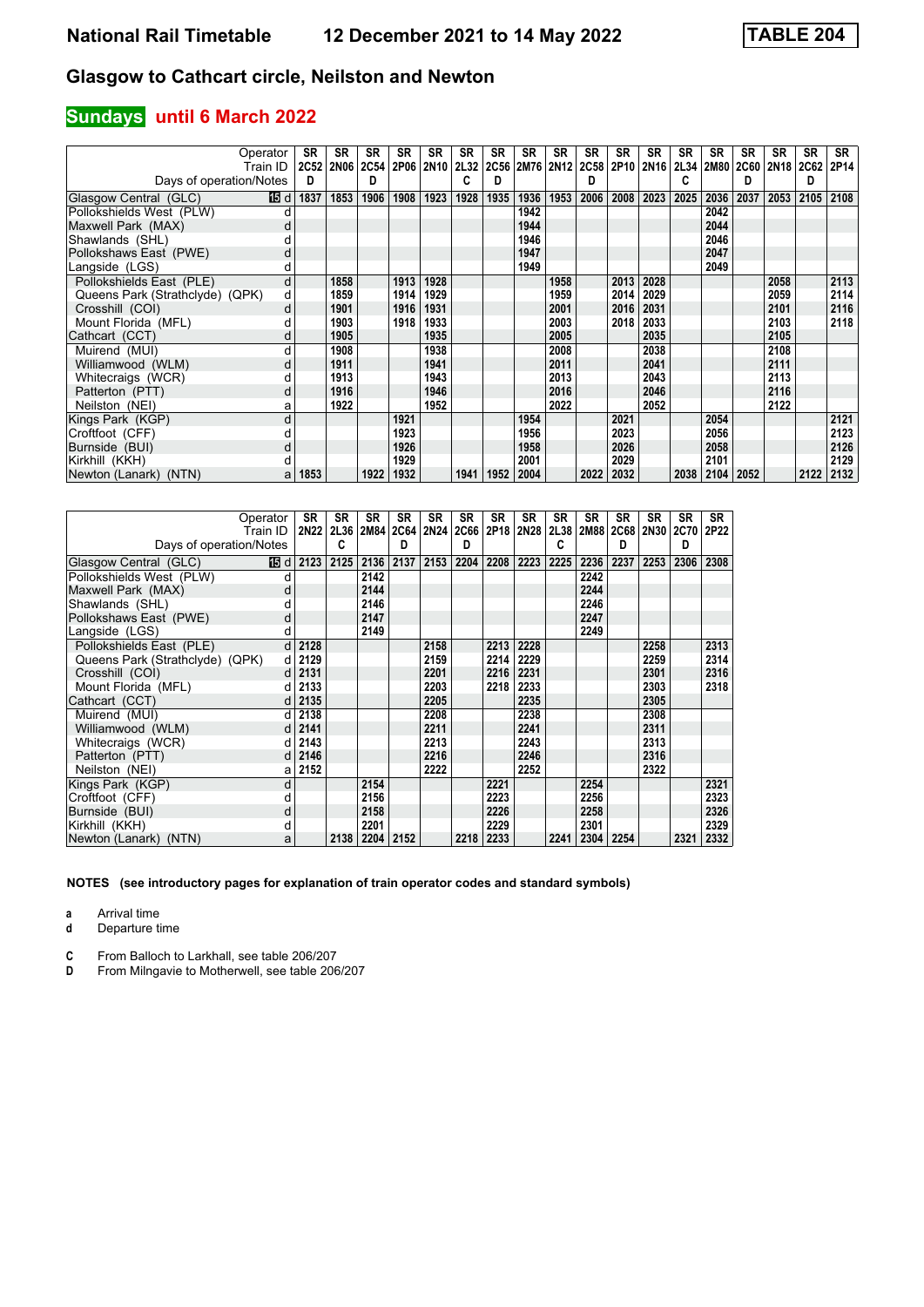# National Rail Timetable 12 December 2021 to 14 May 2022 TABLE 204

## Glasgow to Cathcart circle, Neilston and Newton

### Sundays until 6 March 2022

| Operator | | SR | SR | SR | SR | SR | SR | SR | SR | SR | SR | SR | SR | SR | SR | SR | SR | SR | SR |
|---|---|---|---|---|---|---|---|---|---|---|---|---|---|---|---|---|---|---|---|
| Train ID | | 2C52 | 2N06 | 2C54 | 2P06 | 2N10 | 2L32 | 2C56 | 2M76 | 2N12 | 2C58 | 2P10 | 2N16 | 2L34 | 2M80 | 2C60 | 2N18 | 2C62 | 2P14 |
| Days of operation/Notes | | D | | D | | | C | D | | | D | | | C | | D | | D | |
| Glasgow Central (GLC) 15 | d | 1837 | 1853 | 1906 | 1908 | 1923 | 1928 | 1935 | 1936 | 1953 | 2006 | 2008 | 2023 | 2025 | 2036 | 2037 | 2053 | 2105 | 2108 |
| Pollokshields West (PLW) | d | | | | | | | | 1942 | | | | | | 2042 | | | | |
| Maxwell Park (MAX) | d | | | | | | | | 1944 | | | | | | 2044 | | | | |
| Shawlands (SHL) | d | | | | | | | | 1946 | | | | | | 2046 | | | | |
| Pollokshaws East (PWE) | d | | | | | | | | 1947 | | | | | | 2047 | | | | |
| Langside (LGS) | d | | | | | | | | 1949 | | | | | | 2049 | | | | |
| Pollokshields East (PLE) | d | | 1858 | | 1913 | 1928 | | | | 1958 | | 2013 | 2028 | | | | 2058 | | 2113 |
| Queens Park (Strathclyde) (QPK) | d | | 1859 | | 1914 | 1929 | | | | 1959 | | 2014 | 2029 | | | | 2059 | | 2114 |
| Crosshill (COI) | d | | 1901 | | 1916 | 1931 | | | | 2001 | | 2016 | 2031 | | | | 2101 | | 2116 |
| Mount Florida (MFL) | d | | 1903 | | 1918 | 1933 | | | | 2003 | | 2018 | 2033 | | | | 2103 | | 2118 |
| Cathcart (CCT) | d | | 1905 | | | 1935 | | | | 2005 | | | 2035 | | | | 2105 | | |
| Muirend (MUI) | d | | 1908 | | | 1938 | | | | 2008 | | | 2038 | | | | 2108 | | |
| Williamwood (WLM) | d | | 1911 | | | 1941 | | | | 2011 | | | 2041 | | | | 2111 | | |
| Whitecraigs (WCR) | d | | 1913 | | | 1943 | | | | 2013 | | | 2043 | | | | 2113 | | |
| Patterton (PTT) | d | | 1916 | | | 1946 | | | | 2016 | | | 2046 | | | | 2116 | | |
| Neilston (NEI) | a | | 1922 | | | 1952 | | | | 2022 | | | 2052 | | | | 2122 | | |
| Kings Park (KGP) | d | | | | 1921 | | | | 1954 | | | 2021 | | | 2054 | | | | 2121 |
| Croftfoot (CFF) | d | | | | 1923 | | | | 1956 | | | 2023 | | | 2056 | | | | 2123 |
| Burnside (BUI) | d | | | | 1926 | | | | 1958 | | | 2026 | | | 2058 | | | | 2126 |
| Kirkhill (KKH) | d | | | | 1929 | | | | 2001 | | | 2029 | | | 2101 | | | | 2129 |
| Newton (Lanark) (NTN) | a | 1853 | | 1922 | 1932 | | 1941 | 1952 | 2004 | | 2022 | 2032 | | 2038 | 2104 | 2052 | | 2122 | 2132 |

| Operator | | SR | SR | SR | SR | SR | SR | SR | SR | SR | SR | SR | SR | SR | SR |
|---|---|---|---|---|---|---|---|---|---|---|---|---|---|---|---|
| Train ID | | 2N22 | 2L36 | 2M84 | 2C64 | 2N24 | 2C66 | 2P18 | 2N28 | 2L38 | 2M88 | 2C68 | 2N30 | 2C70 | 2P22 |
| Days of operation/Notes | | | C | | D | | D | | | C | | D | | D | |
| Glasgow Central (GLC) 15 | d | 2123 | 2125 | 2136 | 2137 | 2153 | 2204 | 2208 | 2223 | 2225 | 2236 | 2237 | 2253 | 2306 | 2308 |
| Pollokshields West (PLW) | d | | | 2142 | | | | | | | 2242 | | | | |
| Maxwell Park (MAX) | d | | | 2144 | | | | | | | 2244 | | | | |
| Shawlands (SHL) | d | | | 2146 | | | | | | | 2246 | | | | |
| Pollokshaws East (PWE) | d | | | 2147 | | | | | | | 2247 | | | | |
| Langside (LGS) | d | | | 2149 | | | | | | | 2249 | | | | |
| Pollokshields East (PLE) | d | 2128 | | | | 2158 | | 2213 | 2228 | | | | 2258 | | 2313 |
| Queens Park (Strathclyde) (QPK) | d | 2129 | | | | 2159 | | 2214 | 2229 | | | | 2259 | | 2314 |
| Crosshill (COI) | d | 2131 | | | | 2201 | | 2216 | 2231 | | | | 2301 | | 2316 |
| Mount Florida (MFL) | d | 2133 | | | | 2203 | | 2218 | 2233 | | | | 2303 | | 2318 |
| Cathcart (CCT) | d | 2135 | | | | 2205 | | | 2235 | | | | 2305 | | |
| Muirend (MUI) | d | 2138 | | | | 2208 | | | 2238 | | | | 2308 | | |
| Williamwood (WLM) | d | 2141 | | | | 2211 | | | 2241 | | | | 2311 | | |
| Whitecraigs (WCR) | d | 2143 | | | | 2213 | | | 2243 | | | | 2313 | | |
| Patterton (PTT) | d | 2146 | | | | 2216 | | | 2246 | | | | 2316 | | |
| Neilston (NEI) | a | 2152 | | | | 2222 | | | 2252 | | | | 2322 | | |
| Kings Park (KGP) | d | | | 2154 | | | | 2221 | | | 2254 | | | | 2321 |
| Croftfoot (CFF) | d | | | 2156 | | | | 2223 | | | 2256 | | | | 2323 |
| Burnside (BUI) | d | | | 2158 | | | | 2226 | | | 2258 | | | | 2326 |
| Kirkhill (KKH) | d | | | 2201 | | | | 2229 | | | 2301 | | | | 2329 |
| Newton (Lanark) (NTN) | a | | 2138 | 2204 | 2152 | | 2218 | 2233 | | 2241 | 2304 | 2254 | | 2321 | 2332 |

**NOTES (see introductory pages for explanation of train operator codes and standard symbols)**

**a** Arrival time
**d** Departure time

**C** From Balloch to Larkhall, see table 206/207
**D** From Milngavie to Motherwell, see table 206/207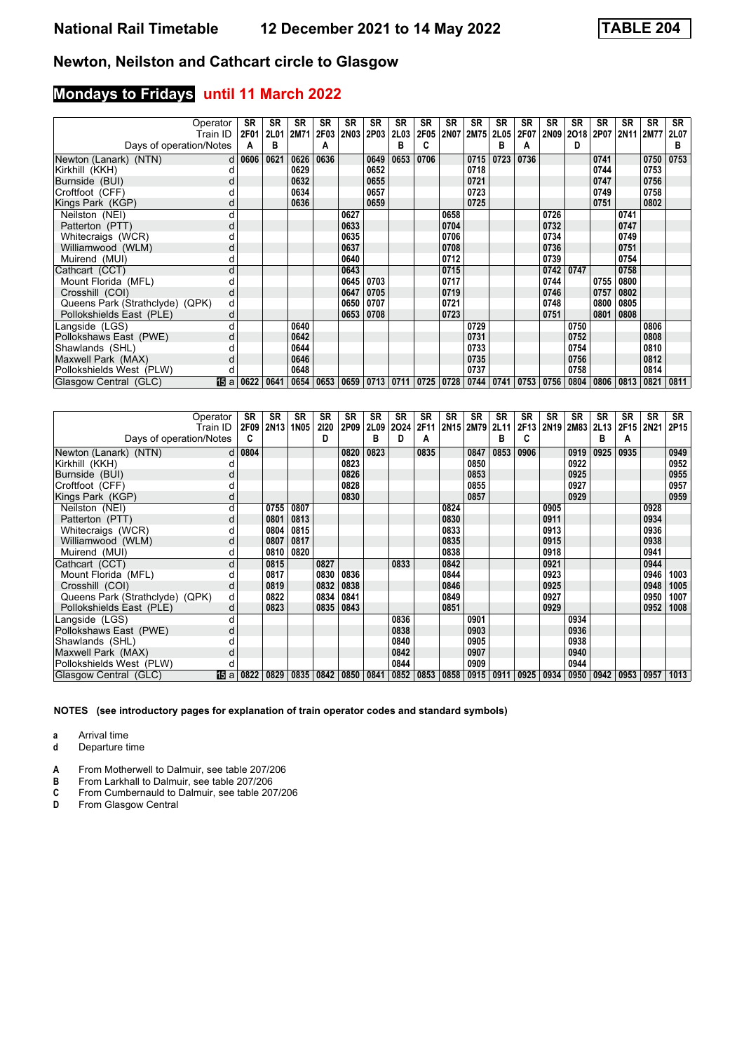# National Rail Timetable 12 December 2021 to 14 May 2022 TABLE 204

## Newton, Neilston and Cathcart circle to Glasgow

### Mondays to Fridays until 11 March 2022

| Operator | | SR | SR | SR | SR | SR | SR | SR | SR | SR | SR | SR | SR | SR | SR | SR | SR | SR | SR |
|---|---|---|---|---|---|---|---|---|---|---|---|---|---|---|---|---|---|---|---|
| Train ID | | 2F01 | 2L01 | 2M71 | 2F03 | 2N03 | 2P03 | 2L03 | 2F05 | 2N07 | 2M75 | 2L05 | 2F07 | 2N09 | 2O18 | 2P07 | 2N11 | 2M77 | 2L07 |
| Days of operation/Notes | | A | B | | A | | | B | C | | | B | A | | D | | | | B |
| Newton (Lanarkshire) (NTN) | d | 0606 | 0621 | 0626 | 0636 | | 0649 | 0653 | 0706 | | 0715 | 0723 | 0736 | | | 0741 | | 0750 | 0753 |
| Kirkhill (KKH) | d | | | 0629 | | | 0652 | | | | 0718 | | | | | 0744 | | 0753 | |
| Burnside (BUI) | d | | | 0632 | | | 0655 | | | | 0721 | | | | | 0747 | | 0756 | |
| Croftfoot (CFF) | d | | | 0634 | | | 0657 | | | | 0723 | | | | | 0749 | | 0758 | |
| Kings Park (KGP) | d | | | 0636 | | | 0659 | | | | 0725 | | | | | 0751 | | 0802 | |
| Neilston (NEI) | d | | | | | 0627 | | | | 0658 | | | | 0726 | | | 0741 | | |
| Patterton (PTT) | d | | | | | 0633 | | | | 0704 | | | | 0732 | | | 0747 | | |
| Whitecraigs (WCR) | d | | | | | 0635 | | | | 0706 | | | | 0734 | | | 0749 | | |
| Williamwood (WLM) | d | | | | | 0637 | | | | 0708 | | | | 0736 | | | 0751 | | |
| Muirend (MUI) | d | | | | | 0640 | | | | 0712 | | | | 0739 | | | 0754 | | |
| Cathcart (CCT) | d | | | | | 0643 | | | | 0715 | | | | 0742 | 0747 | | 0758 | | |
| Mount Florida (MFL) | d | | | | | 0645 | 0703 | | | 0717 | | | | 0744 | | 0755 | 0800 | | |
| Crosshill (COI) | d | | | | | 0647 | 0705 | | | 0719 | | | | 0746 | | 0757 | 0802 | | |
| Queens Park (Strathclyde) (QPK) | d | | | | | 0650 | 0707 | | | 0721 | | | | 0748 | | 0800 | 0805 | | |
| Pollokshields East (PLE) | d | | | | | 0653 | 0708 | | | 0723 | | | | 0751 | | 0801 | 0808 | | |
| Langside (LGS) | d | | | 0640 | | | | | | | 0729 | | | | 0750 | | | 0806 | |
| Pollokshaws East (PWE) | d | | | 0642 | | | | | | | 0731 | | | | 0752 | | | 0808 | |
| Shawlands (SHL) | d | | | 0644 | | | | | | | 0733 | | | | 0754 | | | 0810 | |
| Maxwell Park (MAX) | d | | | 0646 | | | | | | | 0735 | | | | 0756 | | | 0812 | |
| Pollokshields West (PLW) | d | | | 0648 | | | | | | | 0737 | | | | 0758 | | | 0814 | |
| Glasgow Central (GLC) | 15 a | 0622 | 0641 | 0654 | 0653 | 0659 | 0713 | 0711 | 0725 | 0728 | 0744 | 0741 | 0753 | 0756 | 0804 | 0806 | 0813 | 0821 | 0811 |

| Operator | | SR | SR | SR | SR | SR | SR | SR | SR | SR | SR | SR | SR | SR | SR | SR | SR | SR | SR |
|---|---|---|---|---|---|---|---|---|---|---|---|---|---|---|---|---|---|---|---|
| Train ID | | 2F09 | 2N13 | 1N05 | 2I20 | 2P09 | 2L09 | 2O24 | 2F11 | 2N15 | 2M79 | 2L11 | 2F13 | 2N19 | 2M83 | 2L13 | 2F15 | 2N21 | 2P15 |
| Days of operation/Notes | | C | | | D | | B | D | A | | | B | C | | | B | A | | |
| Newton (Lanarkshire) (NTN) | d | 0804 | | | | 0820 | 0823 | | 0835 | | 0847 | 0853 | 0906 | | 0919 | 0925 | 0935 | | 0949 |
| Kirkhill (KKH) | d | | | | | 0823 | | | | | 0850 | | | | 0922 | | | | 0952 |
| Burnside (BUI) | d | | | | | 0826 | | | | | 0853 | | | | 0925 | | | | 0955 |
| Croftfoot (CFF) | d | | | | | 0828 | | | | | 0855 | | | | 0927 | | | | 0957 |
| Kings Park (KGP) | d | | | | | 0830 | | | | | 0857 | | | | 0929 | | | | 0959 |
| Neilston (NEI) | d | | 0755 | 0807 | | | | | | 0824 | | | | 0905 | | | | 0928 | |
| Patterton (PTT) | d | | 0801 | 0813 | | | | | | 0830 | | | | 0911 | | | | 0934 | |
| Whitecraigs (WCR) | d | | 0804 | 0815 | | | | | | 0833 | | | | 0913 | | | | 0936 | |
| Williamwood (WLM) | d | | 0807 | 0817 | | | | | | 0835 | | | | 0915 | | | | 0938 | |
| Muirend (MUI) | d | | 0810 | 0820 | | | | | | 0838 | | | | 0918 | | | | 0941 | |
| Cathcart (CCT) | d | | 0815 | | 0827 | | | 0833 | | 0842 | | | | 0921 | | | | 0944 | |
| Mount Florida (MFL) | d | | 0817 | | 0830 | 0836 | | | | 0844 | | | | 0923 | | | | 0946 | 1003 |
| Crosshill (COI) | d | | 0819 | | 0832 | 0838 | | | | 0846 | | | | 0925 | | | | 0948 | 1005 |
| Queens Park (Strathclyde) (QPK) | d | | 0822 | | 0834 | 0841 | | | | 0849 | | | | 0927 | | | | 0950 | 1007 |
| Pollokshields East (PLE) | d | | 0823 | | 0835 | 0843 | | | | 0851 | | | | 0929 | | | | 0952 | 1008 |
| Langside (LGS) | d | | | | | | | 0836 | | | 0901 | | | | 0934 | | | | |
| Pollokshaws East (PWE) | d | | | | | | | 0838 | | | 0903 | | | | 0936 | | | | |
| Shawlands (SHL) | d | | | | | | | 0840 | | | 0905 | | | | 0938 | | | | |
| Maxwell Park (MAX) | d | | | | | | | 0842 | | | 0907 | | | | 0940 | | | | |
| Pollokshields West (PLW) | d | | | | | | | 0844 | | | 0909 | | | | 0944 | | | | |
| Glasgow Central (GLC) | 15 a | 0822 | 0829 | 0835 | 0842 | 0850 | 0841 | 0852 | 0853 | 0858 | 0915 | 0911 | 0925 | 0934 | 0950 | 0942 | 0953 | 0957 | 1013 |

**NOTES (see introductory pages for explanation of train operator codes and standard symbols)**

- **a** Arrival time
- **d** Departure time

- **A** From Motherwell to Dalmuir, see table 207/206
- **B** From Larkhall to Dalmuir, see table 207/206
- **C** From Cumbernauld to Dalmuir, see table 207/206
- **D** From Glasgow Central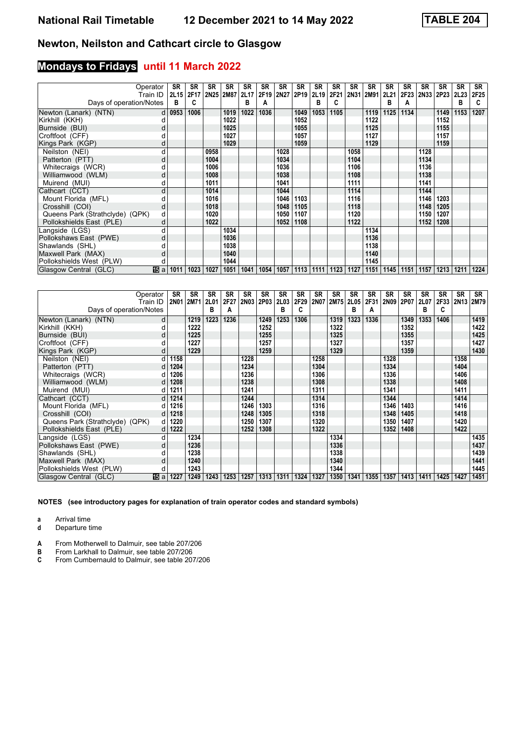# National Rail Timetable 12 December 2021 to 14 May 2022 TABLE 204

## Newton, Neilston and Cathcart circle to Glasgow

### Mondays to Fridays until 11 March 2022

| Operator | | SR | SR | SR | SR | SR | SR | SR | SR | SR | SR | SR | SR | SR | SR | SR | SR | SR | SR |
|---|---|---|---|---|---|---|---|---|---|---|---|---|---|---|---|---|---|---|---|
| Train ID | | 2L15 | 2F17 | 2N25 | 2M87 | 2L17 | 2F19 | 2N27 | 2P19 | 2L19 | 2F21 | 2N31 | 2M91 | 2L21 | 2F23 | 2N33 | 2P23 | 2L23 | 2F25 |
| Days of operation/Notes | | B | C | | | B | A | | | B | C | | | B | A | | | B | C |
| Newton (Lanark) (NTN) | d | 0953 | 1006 | | 1019 | 1022 | 1036 | | 1049 | 1053 | 1105 | | 1119 | 1125 | 1134 | | 1149 | 1153 | 1207 |
| Kirkhill (KKH) | d | | | | 1022 | | | | 1052 | | | | 1122 | | | | 1152 | | |
| Burnside (BUI) | d | | | | 1025 | | | | 1055 | | | | 1125 | | | | 1155 | | |
| Croftfoot (CFF) | d | | | | 1027 | | | | 1057 | | | | 1127 | | | | 1157 | | |
| Kings Park (KGP) | d | | | | 1029 | | | | 1059 | | | | 1129 | | | | 1159 | | |
| Neilston (NEI) | d | | | 0958 | | | | 1028 | | | | 1058 | | | | 1128 | | | |
| Patterton (PTT) | d | | | 1004 | | | | 1034 | | | | 1104 | | | | 1134 | | | |
| Whitecraigs (WCR) | d | | | 1006 | | | | 1036 | | | | 1106 | | | | 1136 | | | |
| Williamwood (WLM) | d | | | 1008 | | | | 1038 | | | | 1108 | | | | 1138 | | | |
| Muirend (MUI) | d | | | 1011 | | | | 1041 | | | | 1111 | | | | 1141 | | | |
| Cathcart (CCT) | d | | | 1014 | | | | 1044 | | | | 1114 | | | | 1144 | | | |
| Mount Florida (MFL) | d | | | 1016 | | | | 1046 | 1103 | | | 1116 | | | | 1146 | 1203 | | |
| Crosshill (COI) | d | | | 1018 | | | | 1048 | 1105 | | | 1118 | | | | 1148 | 1205 | | |
| Queens Park (Strathclyde) (QPK) | d | | | 1020 | | | | 1050 | 1107 | | | 1120 | | | | 1150 | 1207 | | |
| Pollokshields East (PLE) | d | | | 1022 | | | | 1052 | 1108 | | | 1122 | | | | 1152 | 1208 | | |
| Langside (LGS) | d | | | | 1034 | | | | | | | | 1134 | | | | | | |
| Pollokshaws East (PWE) | d | | | | 1036 | | | | | | | | 1136 | | | | | | |
| Shawlands (SHL) | d | | | | 1038 | | | | | | | | 1138 | | | | | | |
| Maxwell Park (MAX) | d | | | | 1040 | | | | | | | | 1140 | | | | | | |
| Pollokshields West (PLW) | d | | | | 1044 | | | | | | | | 1145 | | | | | | |
| Glasgow Central (GLC) | 15 a | 1011 | 1023 | 1027 | 1051 | 1041 | 1054 | 1057 | 1113 | 1111 | 1123 | 1127 | 1151 | 1145 | 1151 | 1157 | 1213 | 1211 | 1224 |

| Operator | | SR | SR | SR | SR | SR | SR | SR | SR | SR | SR | SR | SR | SR | SR | SR | SR | SR | SR |
|---|---|---|---|---|---|---|---|---|---|---|---|---|---|---|---|---|---|---|---|
| Train ID | | 2N01 | 2M71 | 2L01 | 2F27 | 2N03 | 2P03 | 2L03 | 2F29 | 2N07 | 2M75 | 2L05 | 2F31 | 2N09 | 2P07 | 2L07 | 2F33 | 2N13 | 2M79 |
| Days of operation/Notes | | | | B | A | | | B | C | | | B | A | | | B | C | | |
| Newton (Lanark) (NTN) | d | | 1219 | 1223 | 1236 | | 1249 | 1253 | 1306 | | 1319 | 1323 | 1336 | | 1349 | 1353 | 1406 | | 1419 |
| Kirkhill (KKH) | d | | 1222 | | | | 1252 | | | | 1322 | | | | 1352 | | | | 1422 |
| Burnside (BUI) | d | | 1225 | | | | 1255 | | | | 1325 | | | | 1355 | | | | 1425 |
| Croftfoot (CFF) | d | | 1227 | | | | 1257 | | | | 1327 | | | | 1357 | | | | 1427 |
| Kings Park (KGP) | d | | 1229 | | | | 1259 | | | | 1329 | | | | 1359 | | | | 1430 |
| Neilston (NEI) | d | 1158 | | | | 1228 | | | | 1258 | | | | 1328 | | | | 1358 | |
| Patterton (PTT) | d | 1204 | | | | 1234 | | | | 1304 | | | | 1334 | | | | 1404 | |
| Whitecraigs (WCR) | d | 1206 | | | | 1236 | | | | 1306 | | | | 1336 | | | | 1406 | |
| Williamwood (WLM) | d | 1208 | | | | 1238 | | | | 1308 | | | | 1338 | | | | 1408 | |
| Muirend (MUI) | d | 1211 | | | | 1241 | | | | 1311 | | | | 1341 | | | | 1411 | |
| Cathcart (CCT) | d | 1214 | | | | 1244 | | | | 1314 | | | | 1344 | | | | 1414 | |
| Mount Florida (MFL) | d | 1216 | | | | 1246 | 1303 | | | 1316 | | | | 1346 | 1403 | | | 1416 | |
| Crosshill (COI) | d | 1218 | | | | 1248 | 1305 | | | 1318 | | | | 1348 | 1405 | | | 1418 | |
| Queens Park (Strathclyde) (QPK) | d | 1220 | | | | 1250 | 1307 | | | 1320 | | | | 1350 | 1407 | | | 1420 | |
| Pollokshields East (PLE) | d | 1222 | | | | 1252 | 1308 | | | 1322 | | | | 1352 | 1408 | | | 1422 | |
| Langside (LGS) | d | | 1234 | | | | | | | | 1334 | | | | | | | | 1435 |
| Pollokshaws East (PWE) | d | | 1236 | | | | | | | | 1336 | | | | | | | | 1437 |
| Shawlands (SHL) | d | | 1238 | | | | | | | | 1338 | | | | | | | | 1439 |
| Maxwell Park (MAX) | d | | 1240 | | | | | | | | 1340 | | | | | | | | 1441 |
| Pollokshields West (PLW) | d | | 1243 | | | | | | | | 1344 | | | | | | | | 1445 |
| Glasgow Central (GLC) | 15 a | 1227 | 1249 | 1243 | 1253 | 1257 | 1313 | 1311 | 1324 | 1327 | 1350 | 1341 | 1355 | 1357 | 1413 | 1411 | 1425 | 1427 | 1451 |

**NOTES (see introductory pages for explanation of train operator codes and standard symbols)**

- **a** Arrival time
- **d** Departure time

- **A** From Motherwell to Dalmuir, see table 207/206
- **B** From Larkhall to Dalmuir, see table 207/206
- **C** From Cumbernauld to Dalmuir, see table 207/206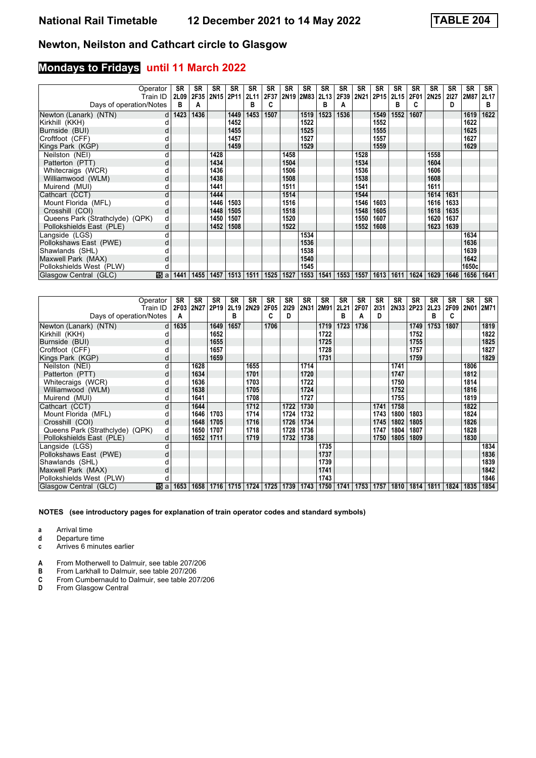## Newton, Neilston and Cathcart circle to Glasgow

### Mondays to Fridays until 11 March 2022

| Operator | | SR | SR | SR | SR | SR | SR | SR | SR | SR | SR | SR | SR | SR | SR | SR | SR | SR | SR |
|---|---|---|---|---|---|---|---|---|---|---|---|---|---|---|---|---|---|---|---|
| Train ID | | 2L09 | 2F35 | 2N15 | 2P11 | 2L11 | 2F37 | 2N19 | 2M83 | 2L13 | 2F39 | 2N21 | 2P15 | 2L15 | 2F01 | 2N25 | 2I27 | 2M87 | 2L17 |
| Days of operation/Notes | | B | A | | | B | C | | | B | A | | | B | C | | D | | B |
| Newton (Lanarkn) (NTN) | d | 1423 | 1436 | | 1449 | 1453 | 1507 | | 1519 | 1523 | 1536 | | 1549 | 1552 | 1607 | | | 1619 | 1622 |
| Kirkhill (KKH) | d | | | | 1452 | | | | 1522 | | | | 1552 | | | | | 1622 | |
| Burnside (BUI) | d | | | | 1455 | | | | 1525 | | | | 1555 | | | | | 1625 | |
| Croftfoot (CFF) | d | | | | 1457 | | | | 1527 | | | | 1557 | | | | | 1627 | |
| Kings Park (KGP) | d | | | | 1459 | | | | 1529 | | | | 1559 | | | | | 1629 | |
| Neilston (NEI) | d | | | 1428 | | | | 1458 | | | | 1528 | | | | 1558 | | | |
| Patterton (PTT) | d | | | 1434 | | | | 1504 | | | | 1534 | | | | 1604 | | | |
| Whitecraigs (WCR) | d | | | 1436 | | | | 1506 | | | | 1536 | | | | 1606 | | | |
| Williamwood (WLM) | d | | | 1438 | | | | 1508 | | | | 1538 | | | | 1608 | | | |
| Muirend (MUI) | d | | | 1441 | | | | 1511 | | | | 1541 | | | | 1611 | | | |
| Cathcart (CCT) | d | | | 1444 | | | | 1514 | | | | 1544 | | | | 1614 | 1631 | | |
| Mount Florida (MFL) | d | | | 1446 | 1503 | | | 1516 | | | | 1546 | 1603 | | | 1616 | 1633 | | |
| Crosshill (COI) | d | | | 1448 | 1505 | | | 1518 | | | | 1548 | 1605 | | | 1618 | 1635 | | |
| Queens Park (Strathclyde) (QPK) | d | | | 1450 | 1507 | | | 1520 | | | | 1550 | 1607 | | | 1620 | 1637 | | |
| Pollokshields East (PLE) | d | | | 1452 | 1508 | | | 1522 | | | | 1552 | 1608 | | | 1623 | 1639 | | |
| Langside (LGS) | d | | | | | | | | 1534 | | | | | | | | | 1634 | |
| Pollokshaws East (PWE) | d | | | | | | | | 1536 | | | | | | | | | 1636 | |
| Shawlands (SHL) | d | | | | | | | | 1538 | | | | | | | | | 1639 | |
| Maxwell Park (MAX) | d | | | | | | | | 1540 | | | | | | | | | 1642 | |
| Pollokshields West (PLW) | d | | | | | | | | 1545 | | | | | | | | | 1650c | |
| Glasgow Central (GLC) | 15 a | 1441 | 1455 | 1457 | 1513 | 1511 | 1525 | 1527 | 1553 | 1541 | 1553 | 1557 | 1613 | 1611 | 1624 | 1629 | 1646 | 1656 | 1641 |

| Operator | | SR | SR | SR | SR | SR | SR | SR | SR | SR | SR | SR | SR | SR | SR | SR | SR | SR | SR |
|---|---|---|---|---|---|---|---|---|---|---|---|---|---|---|---|---|---|---|---|
| Train ID | | 2F03 | 2N27 | 2P19 | 2L19 | 2N29 | 2F05 | 2I29 | 2N31 | 2M91 | 2L21 | 2F07 | 2I31 | 2N33 | 2P23 | 2L23 | 2F09 | 2N01 | 2M71 |
| Days of operation/Notes | | A | | | B | | C | D | | | B | A | D | | | B | C | | |
| Newton (Lanarkn) (NTN) | d | 1635 | | 1649 | 1657 | | 1706 | | | 1719 | 1723 | 1736 | | | 1749 | 1753 | 1807 | | 1819 |
| Kirkhill (KKH) | d | | | 1652 | | | | | | 1722 | | | | | 1752 | | | | 1822 |
| Burnside (BUI) | d | | | 1655 | | | | | | 1725 | | | | | 1755 | | | | 1825 |
| Croftfoot (CFF) | d | | | 1657 | | | | | | 1728 | | | | | 1757 | | | | 1827 |
| Kings Park (KGP) | d | | | 1659 | | | | | | 1731 | | | | | 1759 | | | | 1829 |
| Neilston (NEI) | d | | 1628 | | | 1655 | | | 1714 | | | | | 1741 | | | | 1806 | |
| Patterton (PTT) | d | | 1634 | | | 1701 | | | 1720 | | | | | 1747 | | | | 1812 | |
| Whitecraigs (WCR) | d | | 1636 | | | 1703 | | | 1722 | | | | | 1750 | | | | 1814 | |
| Williamwood (WLM) | d | | 1638 | | | 1705 | | | 1724 | | | | | 1752 | | | | 1816 | |
| Muirend (MUI) | d | | 1641 | | | 1708 | | | 1727 | | | | | 1755 | | | | 1819 | |
| Cathcart (CCT) | d | | 1644 | | | 1712 | | 1722 | 1730 | | | | 1741 | 1758 | | | | 1822 | |
| Mount Florida (MFL) | d | | 1646 | 1703 | | 1714 | | 1724 | 1732 | | | | 1743 | 1800 | 1803 | | | 1824 | |
| Crosshill (COI) | d | | 1648 | 1705 | | 1716 | | 1726 | 1734 | | | | 1745 | 1802 | 1805 | | | 1826 | |
| Queens Park (Strathclyde) (QPK) | d | | 1650 | 1707 | | 1718 | | 1728 | 1736 | | | | 1747 | 1804 | 1807 | | | 1828 | |
| Pollokshields East (PLE) | d | | 1652 | 1711 | | 1719 | | 1732 | 1738 | | | | 1750 | 1805 | 1809 | | | 1830 | |
| Langside (LGS) | d | | | | | | | | | 1735 | | | | | | | | | 1834 |
| Pollokshaws East (PWE) | d | | | | | | | | | 1737 | | | | | | | | | 1836 |
| Shawlands (SHL) | d | | | | | | | | | 1739 | | | | | | | | | 1839 |
| Maxwell Park (MAX) | d | | | | | | | | | 1741 | | | | | | | | | 1842 |
| Pollokshields West (PLW) | d | | | | | | | | | 1743 | | | | | | | | | 1846 |
| Glasgow Central (GLC) | 15 a | 1653 | 1658 | 1716 | 1715 | 1724 | 1725 | 1739 | 1743 | 1750 | 1741 | 1753 | 1757 | 1810 | 1814 | 1811 | 1824 | 1835 | 1854 |

**NOTES (see introductory pages for explanation of train operator codes and standard symbols)**

- **a** Arrival time
- **d** Departure time
- **c** Arrives 6 minutes earlier

- **A** From Motherwell to Dalmuir, see table 207/206
- **B** From Larkhall to Dalmuir, see table 207/206
- **C** From Cumbernauld to Dalmuir, see table 207/206
- **D** From Glasgow Central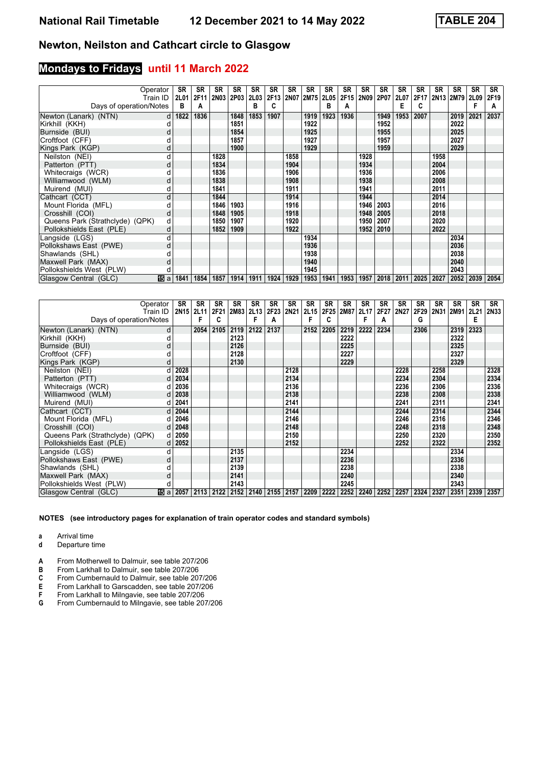# National Rail Timetable — 12 December 2021 to 14 May 2022 — TABLE 204

## Newton, Neilston and Cathcart circle to Glasgow

### Mondays to Fridays until 11 March 2022

| Operator | | SR | SR | SR | SR | SR | SR | SR | SR | SR | SR | SR | SR | SR | SR | SR | SR | SR | SR |
|---|---|---|---|---|---|---|---|---|---|---|---|---|---|---|---|---|---|---|---|
| Train ID | | 2L01 | 2F11 | 2N03 | 2P03 | 2L03 | 2F13 | 2N07 | 2M75 | 2L05 | 2F15 | 2N09 | 2P07 | 2L07 | 2F17 | 2N13 | 2M79 | 2L09 | 2F19 |
| Days of operation/Notes | | B | A | | | B | C | | | B | A | | | E | C | | | F | A |
| Newton (Lanark) (NTN) | d | 1822 | 1836 | | 1848 | 1853 | 1907 | | 1919 | 1923 | 1936 | | 1949 | 1953 | 2007 | | 2019 | 2021 | 2037 |
| Kirkhill (KKH) | d | | | | 1851 | | | | 1922 | | | | 1952 | | | | 2022 | | |
| Burnside (BUI) | d | | | | 1854 | | | | 1925 | | | | 1955 | | | | 2025 | | |
| Croftfoot (CFF) | d | | | | 1857 | | | | 1927 | | | | 1957 | | | | 2027 | | |
| Kings Park (KGP) | d | | | | 1900 | | | | 1929 | | | | 1959 | | | | 2029 | | |
| Neilston (NEI) | d | | | 1828 | | | | 1858 | | | | 1928 | | | | 1958 | | | |
| Patterton (PTT) | d | | | 1834 | | | | 1904 | | | | 1934 | | | | 2004 | | | |
| Whitecraigs (WCR) | d | | | 1836 | | | | 1906 | | | | 1936 | | | | 2006 | | | |
| Williamwood (WLM) | d | | | 1838 | | | | 1908 | | | | 1938 | | | | 2008 | | | |
| Muirend (MUI) | d | | | 1841 | | | | 1911 | | | | 1941 | | | | 2011 | | | |
| Cathcart (CCT) | d | | | 1844 | | | | 1914 | | | | 1944 | | | | 2014 | | | |
| Mount Florida (MFL) | d | | | 1846 | 1903 | | | 1916 | | | | 1946 | 2003 | | | 2016 | | | |
| Crosshill (COI) | d | | | 1848 | 1905 | | | 1918 | | | | 1948 | 2005 | | | 2018 | | | |
| Queens Park (Strathclyde) (QPK) | d | | | 1850 | 1907 | | | 1920 | | | | 1950 | 2007 | | | 2020 | | | |
| Pollokshields East (PLE) | d | | | 1852 | 1909 | | | 1922 | | | | 1952 | 2010 | | | 2022 | | | |
| Langside (LGS) | d | | | | | | | | 1934 | | | | | | | | 2034 | | |
| Pollokshaws East (PWE) | d | | | | | | | | 1936 | | | | | | | | 2036 | | |
| Shawlands (SHL) | d | | | | | | | | 1938 | | | | | | | | 2038 | | |
| Maxwell Park (MAX) | d | | | | | | | | 1940 | | | | | | | | 2040 | | |
| Pollokshields West (PLW) | d | | | | | | | | 1945 | | | | | | | | 2043 | | |
| Glasgow Central (GLC) | 15 a | 1841 | 1854 | 1857 | 1914 | 1911 | 1924 | 1929 | 1953 | 1941 | 1953 | 1957 | 2018 | 2011 | 2025 | 2027 | 2052 | 2039 | 2054 |

| Operator | | SR | SR | SR | SR | SR | SR | SR | SR | SR | SR | SR | SR | SR | SR | SR | SR | SR | SR |
|---|---|---|---|---|---|---|---|---|---|---|---|---|---|---|---|---|---|---|---|
| Train ID | | 2N15 | 2L11 | 2F21 | 2M83 | 2L13 | 2F23 | 2N21 | 2L15 | 2F25 | 2M87 | 2L17 | 2F27 | 2N27 | 2F29 | 2N31 | 2M91 | 2L21 | 2N33 |
| Days of operation/Notes | | | F | C | | F | A | | F | C | | F | A | | G | | | E | |
| Newton (Lanark) (NTN) | d | | 2054 | 2105 | 2119 | 2122 | 2137 | | 2152 | 2205 | 2219 | 2222 | 2234 | | 2306 | | 2319 | 2323 | |
| Kirkhill (KKH) | d | | | | 2123 | | | | | | 2222 | | | | | | 2322 | | |
| Burnside (BUI) | d | | | | 2126 | | | | | | 2225 | | | | | | 2325 | | |
| Croftfoot (CFF) | d | | | | 2128 | | | | | | 2227 | | | | | | 2327 | | |
| Kings Park (KGP) | d | | | | 2130 | | | | | | 2229 | | | | | | 2329 | | |
| Neilston (NEI) | d | 2028 | | | | | | 2128 | | | | | | 2228 | | 2258 | | | 2328 |
| Patterton (PTT) | d | 2034 | | | | | | 2134 | | | | | | 2234 | | 2304 | | | 2334 |
| Whitecraigs (WCR) | d | 2036 | | | | | | 2136 | | | | | | 2236 | | 2306 | | | 2336 |
| Williamwood (WLM) | d | 2038 | | | | | | 2138 | | | | | | 2238 | | 2308 | | | 2338 |
| Muirend (MUI) | d | 2041 | | | | | | 2141 | | | | | | 2241 | | 2311 | | | 2341 |
| Cathcart (CCT) | d | 2044 | | | | | | 2144 | | | | | | 2244 | | 2314 | | | 2344 |
| Mount Florida (MFL) | d | 2046 | | | | | | 2146 | | | | | | 2246 | | 2316 | | | 2346 |
| Crosshill (COI) | d | 2048 | | | | | | 2148 | | | | | | 2248 | | 2318 | | | 2348 |
| Queens Park (Strathclyde) (QPK) | d | 2050 | | | | | | 2150 | | | | | | 2250 | | 2320 | | | 2350 |
| Pollokshields East (PLE) | d | 2052 | | | | | | 2152 | | | | | | 2252 | | 2322 | | | 2352 |
| Langside (LGS) | d | | | | 2135 | | | | | | 2234 | | | | | | 2334 | | |
| Pollokshaws East (PWE) | d | | | | 2137 | | | | | | 2236 | | | | | | 2336 | | |
| Shawlands (SHL) | d | | | | 2139 | | | | | | 2238 | | | | | | 2338 | | |
| Maxwell Park (MAX) | d | | | | 2141 | | | | | | 2240 | | | | | | 2340 | | |
| Pollokshields West (PLW) | d | | | | 2143 | | | | | | 2245 | | | | | | 2343 | | |
| Glasgow Central (GLC) | 15 a | 2057 | 2113 | 2122 | 2152 | 2140 | 2155 | 2157 | 2209 | 2222 | 2252 | 2240 | 2252 | 2257 | 2324 | 2327 | 2351 | 2339 | 2357 |

**NOTES (see introductory pages for explanation of train operator codes and standard symbols)**

- **a** Arrival time
- **d** Departure time

- **A** From Motherwell to Dalmuir, see table 207/206
- **B** From Larkhall to Dalmuir, see table 207/206
- **C** From Cumbernauld to Dalmuir, see table 207/206
- **E** From Larkhall to Garscadden, see table 207/206
- **F** From Larkhall to Milngavie, see table 207/206
- **G** From Cumbernauld to Milngavie, see table 207/206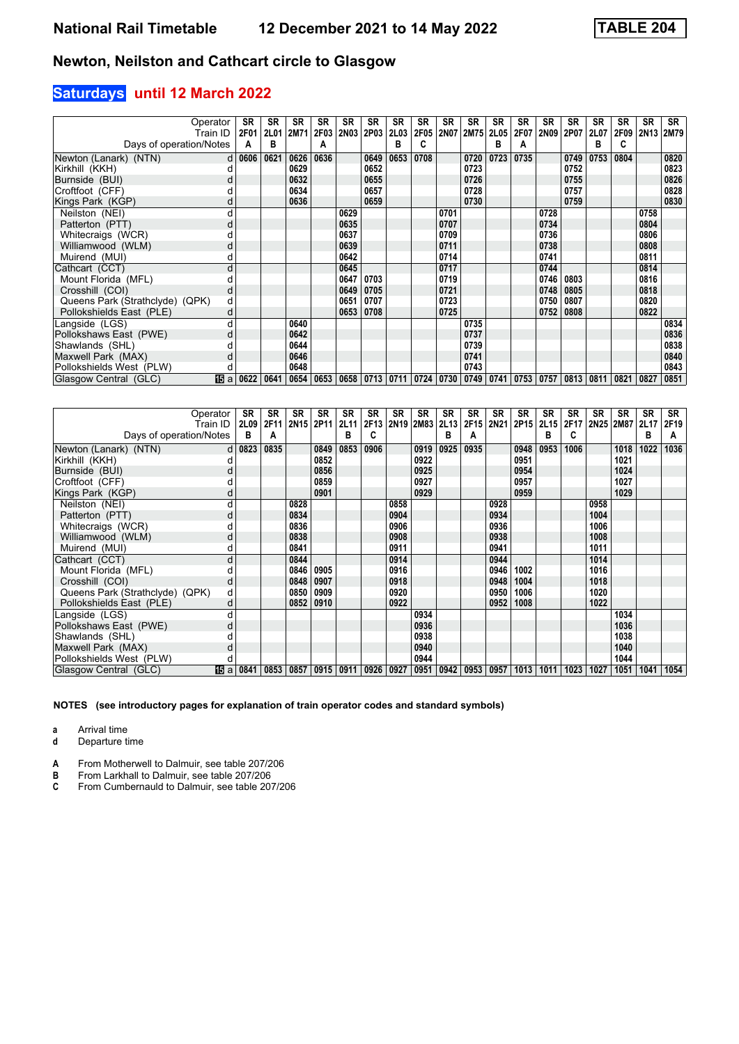# National Rail Timetable 12 December 2021 to 14 May 2022 TABLE 204

## Newton, Neilston and Cathcart circle to Glasgow

### Saturdays until 12 March 2022

| Operator | | SR | SR | SR | SR | SR | SR | SR | SR | SR | SR | SR | SR | SR | SR | SR | SR | SR | SR |
|---|---|---|---|---|---|---|---|---|---|---|---|---|---|---|---|---|---|---|---|
| Train ID | | 2F01 | 2L01 | 2M71 | 2F03 | 2N03 | 2P03 | 2L03 | 2F05 | 2N07 | 2M75 | 2L05 | 2F07 | 2N09 | 2P07 | 2L07 | 2F09 | 2N13 | 2M79 |
| Days of operation/Notes | | A | B | | A | | | B | C | | | B | A | | | B | C | | |
| Newton (Lanark) (NTN) | d | 0606 | 0621 | 0626 | 0636 | | 0649 | 0653 | 0708 | | 0720 | 0723 | 0735 | | 0749 | 0753 | 0804 | | 0820 |
| Kirkhill (KKH) | d | | | 0629 | | | 0652 | | | | 0723 | | | | 0752 | | | | 0823 |
| Burnside (BUI) | d | | | 0632 | | | 0655 | | | | 0726 | | | | 0755 | | | | 0826 |
| Croftfoot (CFF) | d | | | 0634 | | | 0657 | | | | 0728 | | | | 0757 | | | | 0828 |
| Kings Park (KGP) | d | | | 0636 | | | 0659 | | | | 0730 | | | | 0759 | | | | 0830 |
| Neilston (NEI) | d | | | | | 0629 | | | | 0701 | | | | 0728 | | | | 0758 | |
| Patterton (PTT) | d | | | | | 0635 | | | | 0707 | | | | 0734 | | | | 0804 | |
| Whitecraigs (WCR) | d | | | | | 0637 | | | | 0709 | | | | 0736 | | | | 0806 | |
| Williamwood (WLM) | d | | | | | 0639 | | | | 0711 | | | | 0738 | | | | 0808 | |
| Muirend (MUI) | d | | | | | 0642 | | | | 0714 | | | | 0741 | | | | 0811 | |
| Cathcart (CCT) | d | | | | | 0645 | | | | 0717 | | | | 0744 | | | | 0814 | |
| Mount Florida (MFL) | d | | | | | 0647 | 0703 | | | 0719 | | | | 0746 | 0803 | | | 0816 | |
| Crosshill (COI) | d | | | | | 0649 | 0705 | | | 0721 | | | | 0748 | 0805 | | | 0818 | |
| Queens Park (Strathclyde) (QPK) | d | | | | | 0651 | 0707 | | | 0723 | | | | 0750 | 0807 | | | 0820 | |
| Pollokshields East (PLE) | d | | | | | 0653 | 0708 | | | 0725 | | | | 0752 | 0808 | | | 0822 | |
| Langside (LGS) | d | | | 0640 | | | | | | | 0735 | | | | | | | | 0834 |
| Pollokshaws East (PWE) | d | | | 0642 | | | | | | | 0737 | | | | | | | | 0836 |
| Shawlands (SHL) | d | | | 0644 | | | | | | | 0739 | | | | | | | | 0838 |
| Maxwell Park (MAX) | d | | | 0646 | | | | | | | 0741 | | | | | | | | 0840 |
| Pollokshields West (PLW) | d | | | 0648 | | | | | | | 0743 | | | | | | | | 0843 |
| Glasgow Central (GLC) | 15 a | 0622 | 0641 | 0654 | 0653 | 0658 | 0713 | 0711 | 0724 | 0730 | 0749 | 0741 | 0753 | 0757 | 0813 | 0811 | 0821 | 0827 | 0851 |

| Operator | | SR | SR | SR | SR | SR | SR | SR | SR | SR | SR | SR | SR | SR | SR | SR | SR | SR | SR |
|---|---|---|---|---|---|---|---|---|---|---|---|---|---|---|---|---|---|---|---|
| Train ID | | 2L09 | 2F11 | 2N15 | 2P11 | 2L11 | 2F13 | 2N19 | 2M83 | 2L13 | 2F15 | 2N21 | 2P15 | 2L15 | 2F17 | 2N25 | 2M87 | 2L17 | 2F19 |
| Days of operation/Notes | | B | A | | | B | C | | | B | A | | | B | C | | | B | A |
| Newton (Lanark) (NTN) | d | 0823 | 0835 | | 0849 | 0853 | 0906 | | 0919 | 0925 | 0935 | | 0948 | 0953 | 1006 | | 1018 | 1022 | 1036 |
| Kirkhill (KKH) | d | | | | 0852 | | | | 0922 | | | | 0951 | | | | 1021 | | |
| Burnside (BUI) | d | | | | 0856 | | | | 0925 | | | | 0954 | | | | 1024 | | |
| Croftfoot (CFF) | d | | | | 0859 | | | | 0927 | | | | 0957 | | | | 1027 | | |
| Kings Park (KGP) | d | | | | 0901 | | | | 0929 | | | | 0959 | | | | 1029 | | |
| Neilston (NEI) | d | | | 0828 | | | | 0858 | | | | 0928 | | | | 0958 | | | |
| Patterton (PTT) | d | | | 0834 | | | | 0904 | | | | 0934 | | | | 1004 | | | |
| Whitecraigs (WCR) | d | | | 0836 | | | | 0906 | | | | 0936 | | | | 1006 | | | |
| Williamwood (WLM) | d | | | 0838 | | | | 0908 | | | | 0938 | | | | 1008 | | | |
| Muirend (MUI) | d | | | 0841 | | | | 0911 | | | | 0941 | | | | 1011 | | | |
| Cathcart (CCT) | d | | | 0844 | | | | 0914 | | | | 0944 | | | | 1014 | | | |
| Mount Florida (MFL) | d | | | 0846 | 0905 | | | 0916 | | | | 0946 | 1002 | | | 1016 | | | |
| Crosshill (COI) | d | | | 0848 | 0907 | | | 0918 | | | | 0948 | 1004 | | | 1018 | | | |
| Queens Park (Strathclyde) (QPK) | d | | | 0850 | 0909 | | | 0920 | | | | 0950 | 1006 | | | 1020 | | | |
| Pollokshields East (PLE) | d | | | 0852 | 0910 | | | 0922 | | | | 0952 | 1008 | | | 1022 | | | |
| Langside (LGS) | d | | | | | | | | 0934 | | | | | | | | 1034 | | |
| Pollokshaws East (PWE) | d | | | | | | | | 0936 | | | | | | | | 1036 | | |
| Shawlands (SHL) | d | | | | | | | | 0938 | | | | | | | | 1038 | | |
| Maxwell Park (MAX) | d | | | | | | | | 0940 | | | | | | | | 1040 | | |
| Pollokshields West (PLW) | d | | | | | | | | 0944 | | | | | | | | 1044 | | |
| Glasgow Central (GLC) | 15 a | 0841 | 0853 | 0857 | 0915 | 0911 | 0926 | 0927 | 0951 | 0942 | 0953 | 0957 | 1013 | 1011 | 1023 | 1027 | 1051 | 1041 | 1054 |

**NOTES (see introductory pages for explanation of train operator codes and standard symbols)**

- **a** Arrival time
- **d** Departure time

- **A** From Motherwell to Dalmuir, see table 207/206
- **B** From Larkhall to Dalmuir, see table 207/206
- **C** From Cumbernauld to Dalmuir, see table 207/206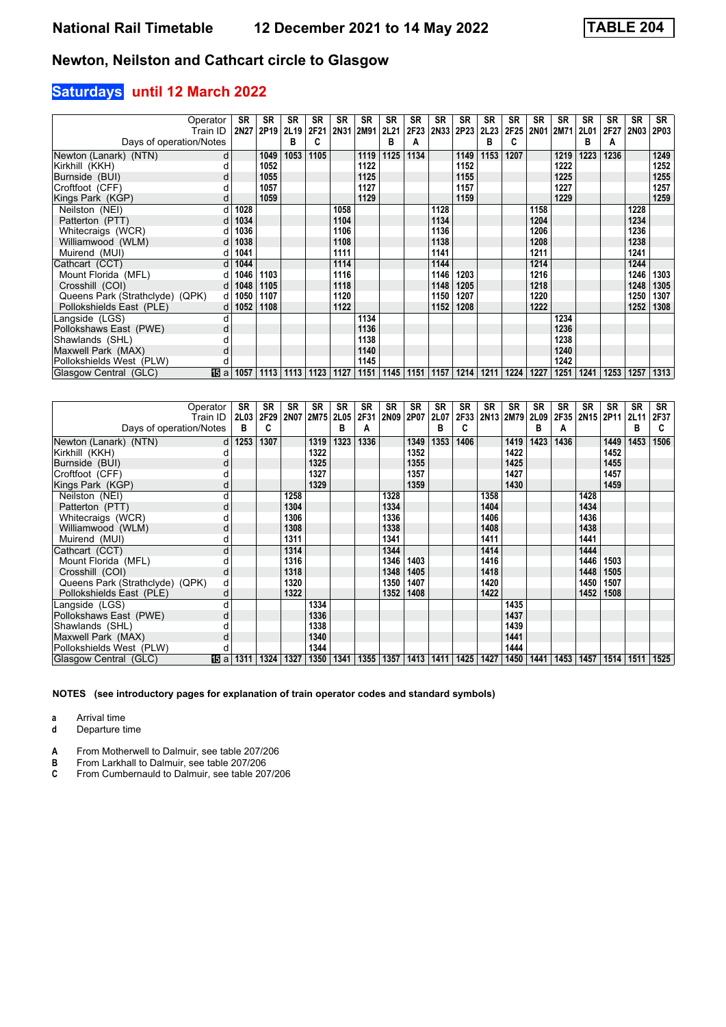# National Rail Timetable    12 December 2021 to 14 May 2022    TABLE 204

## Newton, Neilston and Cathcart circle to Glasgow

### Saturdays until 12 March 2022

| Operator | | SR | SR | SR | SR | SR | SR | SR | SR | SR | SR | SR | SR | SR | SR | SR | SR | SR | SR |
|---|---|---|---|---|---|---|---|---|---|---|---|---|---|---|---|---|---|---|---|
| Train ID | | 2N27 | 2P19 | 2L19 | 2F21 | 2N31 | 2M91 | 2L21 | 2F23 | 2N33 | 2P23 | 2L23 | 2F25 | 2N01 | 2M71 | 2L01 | 2F27 | 2N03 | 2P03 |
| Days of operation/Notes | | | | B | C | | | B | A | | | B | C | | | B | A | | |
| Newton (Lanark) (NTN) | d | | 1049 | 1053 | 1105 | | 1119 | 1125 | 1134 | | 1149 | 1153 | 1207 | | 1219 | 1223 | 1236 | | 1249 |
| Kirkhill (KKH) | d | | 1052 | | | | 1122 | | | | 1152 | | | | 1222 | | | | 1252 |
| Burnside (BUI) | d | | 1055 | | | | 1125 | | | | 1155 | | | | 1225 | | | | 1255 |
| Croftfoot (CFF) | d | | 1057 | | | | 1127 | | | | 1157 | | | | 1227 | | | | 1257 |
| Kings Park (KGP) | d | | 1059 | | | | 1129 | | | | 1159 | | | | 1229 | | | | 1259 |
| Neilston (NEI) | d | 1028 | | | | 1058 | | | | 1128 | | | | 1158 | | | | 1228 | |
| Patterton (PTT) | d | 1034 | | | | 1104 | | | | 1134 | | | | 1204 | | | | 1234 | |
| Whitecraigs (WCR) | d | 1036 | | | | 1106 | | | | 1136 | | | | 1206 | | | | 1236 | |
| Williamwood (WLM) | d | 1038 | | | | 1108 | | | | 1138 | | | | 1208 | | | | 1238 | |
| Muirend (MUI) | d | 1041 | | | | 1111 | | | | 1141 | | | | 1211 | | | | 1241 | |
| Cathcart (CCT) | d | 1044 | | | | 1114 | | | | 1144 | | | | 1214 | | | | 1244 | |
| Mount Florida (MFL) | d | 1046 | 1103 | | | 1116 | | | | 1146 | 1203 | | | 1216 | | | | 1246 | 1303 |
| Crosshill (COI) | d | 1048 | 1105 | | | 1118 | | | | 1148 | 1205 | | | 1218 | | | | 1248 | 1305 |
| Queens Park (Strathclyde) (QPK) | d | 1050 | 1107 | | | 1120 | | | | 1150 | 1207 | | | 1220 | | | | 1250 | 1307 |
| Pollokshields East (PLE) | d | 1052 | 1108 | | | 1122 | | | | 1152 | 1208 | | | 1222 | | | | 1252 | 1308 |
| Langside (LGS) | d | | | | | | 1134 | | | | | | | | 1234 | | | | |
| Pollokshaws East (PWE) | d | | | | | | 1136 | | | | | | | | 1236 | | | | |
| Shawlands (SHL) | d | | | | | | 1138 | | | | | | | | 1238 | | | | |
| Maxwell Park (MAX) | d | | | | | | 1140 | | | | | | | | 1240 | | | | |
| Pollokshields West (PLW) | d | | | | | | 1145 | | | | | | | | 1242 | | | | |
| Glasgow Central (GLC) | 15 a | 1057 | 1113 | 1113 | 1123 | 1127 | 1151 | 1145 | 1151 | 1157 | 1214 | 1211 | 1224 | 1227 | 1251 | 1241 | 1253 | 1257 | 1313 |

| Operator | | SR | SR | SR | SR | SR | SR | SR | SR | SR | SR | SR | SR | SR | SR | SR | SR | SR | SR |
|---|---|---|---|---|---|---|---|---|---|---|---|---|---|---|---|---|---|---|---|
| Train ID | | 2L03 | 2F29 | 2N07 | 2M75 | 2L05 | 2F31 | 2N09 | 2P07 | 2L07 | 2F33 | 2N13 | 2M79 | 2L09 | 2F35 | 2N15 | 2P11 | 2L11 | 2F37 |
| Days of operation/Notes | | B | C | | | B | A | | | B | C | | | B | A | | | B | C |
| Newton (Lanark) (NTN) | d | 1253 | 1307 | | 1319 | 1323 | 1336 | | 1349 | 1353 | 1406 | | 1419 | 1423 | 1436 | | 1449 | 1453 | 1506 |
| Kirkhill (KKH) | d | | | | 1322 | | | | 1352 | | | | 1422 | | | | 1452 | | |
| Burnside (BUI) | d | | | | 1325 | | | | 1355 | | | | 1425 | | | | 1455 | | |
| Croftfoot (CFF) | d | | | | 1327 | | | | 1357 | | | | 1427 | | | | 1457 | | |
| Kings Park (KGP) | d | | | | 1329 | | | | 1359 | | | | 1430 | | | | 1459 | | |
| Neilston (NEI) | d | | | 1258 | | | | 1328 | | | | 1358 | | | | 1428 | | | |
| Patterton (PTT) | d | | | 1304 | | | | 1334 | | | | 1404 | | | | 1434 | | | |
| Whitecraigs (WCR) | d | | | 1306 | | | | 1336 | | | | 1406 | | | | 1436 | | | |
| Williamwood (WLM) | d | | | 1308 | | | | 1338 | | | | 1408 | | | | 1438 | | | |
| Muirend (MUI) | d | | | 1311 | | | | 1341 | | | | 1411 | | | | 1441 | | | |
| Cathcart (CCT) | d | | | 1314 | | | | 1344 | | | | 1414 | | | | 1444 | | | |
| Mount Florida (MFL) | d | | | 1316 | | | | 1346 | 1403 | | | 1416 | | | | 1446 | 1503 | | |
| Crosshill (COI) | d | | | 1318 | | | | 1348 | 1405 | | | 1418 | | | | 1448 | 1505 | | |
| Queens Park (Strathclyde) (QPK) | d | | | 1320 | | | | 1350 | 1407 | | | 1420 | | | | 1450 | 1507 | | |
| Pollokshields East (PLE) | d | | | 1322 | | | | 1352 | 1408 | | | 1422 | | | | 1452 | 1508 | | |
| Langside (LGS) | d | | | | 1334 | | | | | | | | 1435 | | | | | | |
| Pollokshaws East (PWE) | d | | | | 1336 | | | | | | | | 1437 | | | | | | |
| Shawlands (SHL) | d | | | | 1338 | | | | | | | | 1439 | | | | | | |
| Maxwell Park (MAX) | d | | | | 1340 | | | | | | | | 1441 | | | | | | |
| Pollokshields West (PLW) | d | | | | 1344 | | | | | | | | 1444 | | | | | | |
| Glasgow Central (GLC) | 15 a | 1311 | 1324 | 1327 | 1350 | 1341 | 1355 | 1357 | 1413 | 1411 | 1425 | 1427 | 1450 | 1441 | 1453 | 1457 | 1514 | 1511 | 1525 |

**NOTES (see introductory pages for explanation of train operator codes and standard symbols)**

**a** Arrival time
**d** Departure time

**A** From Motherwell to Dalmuir, see table 207/206
**B** From Larkhall to Dalmuir, see table 207/206
**C** From Cumbernauld to Dalmuir, see table 207/206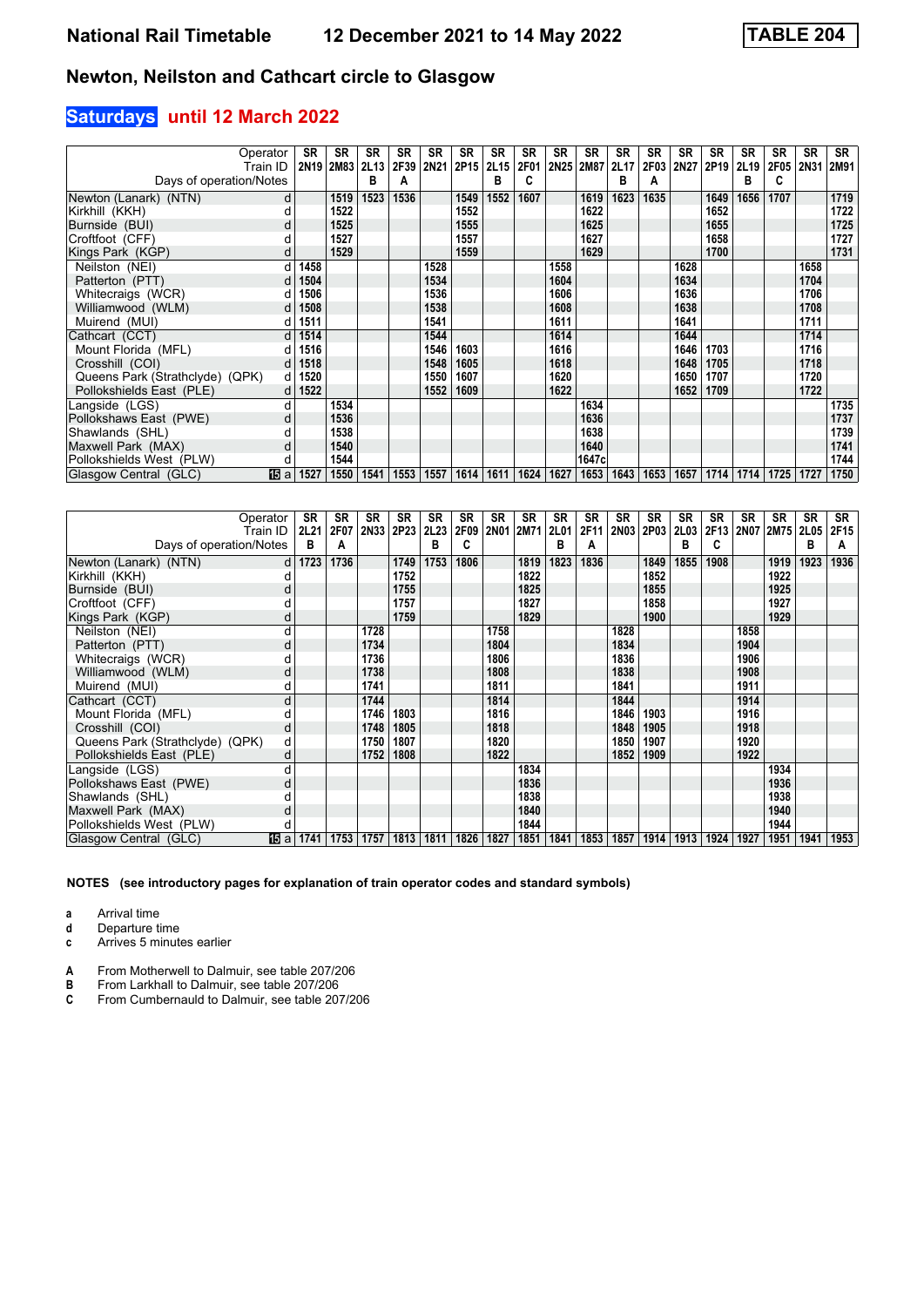**National Rail Timetable** **12 December 2021 to 14 May 2022** **TABLE 204**

## Newton, Neilston and Cathcart circle to Glasgow

### Saturdays until 12 March 2022

| Operator | | SR | SR | SR | SR | SR | SR | SR | SR | SR | SR | SR | SR | SR | SR | SR | SR | SR | SR |
|---|---|---|---|---|---|---|---|---|---|---|---|---|---|---|---|---|---|---|---|
| Train ID | | 2N19 | 2M83 | 2L13 | 2F39 | 2N21 | 2P15 | 2L15 | 2F01 | 2N25 | 2M87 | 2L17 | 2F03 | 2N27 | 2P19 | 2L19 | 2F05 | 2N31 | 2M91 |
| Days of operation/Notes | | | | B | A | | | B | C | | | B | A | | | B | C | | |
| Newton (Lanark) (NTN) | d | | 1519 | 1523 | 1536 | | 1549 | 1552 | 1607 | | 1619 | 1623 | 1635 | | 1649 | 1656 | 1707 | | 1719 |
| Kirkhill (KKH) | d | | 1522 | | | | 1552 | | | | 1622 | | | | 1652 | | | | 1722 |
| Burnside (BUI) | d | | 1525 | | | | 1555 | | | | 1625 | | | | 1655 | | | | 1725 |
| Croftfoot (CFF) | d | | 1527 | | | | 1557 | | | | 1627 | | | | 1658 | | | | 1727 |
| Kings Park (KGP) | d | | 1529 | | | | 1559 | | | | 1629 | | | | 1700 | | | | 1731 |
| Neilston (NEI) | d | 1458 | | | | 1528 | | | | 1558 | | | | 1628 | | | | 1658 | |
| Patterton (PTT) | d | 1504 | | | | 1534 | | | | 1604 | | | | 1634 | | | | 1704 | |
| Whitecraigs (WCR) | d | 1506 | | | | 1536 | | | | 1606 | | | | 1636 | | | | 1706 | |
| Williamwood (WLM) | d | 1508 | | | | 1538 | | | | 1608 | | | | 1638 | | | | 1708 | |
| Muirend (MUI) | d | 1511 | | | | 1541 | | | | 1611 | | | | 1641 | | | | 1711 | |
| Cathcart (CCT) | d | 1514 | | | | 1544 | | | | 1614 | | | | 1644 | | | | 1714 | |
| Mount Florida (MFL) | d | 1516 | | | | 1546 | 1603 | | | 1616 | | | | 1646 | 1703 | | | 1716 | |
| Crosshill (COI) | d | 1518 | | | | 1548 | 1605 | | | 1618 | | | | 1648 | 1705 | | | 1718 | |
| Queens Park (Strathclyde) (QPK) | d | 1520 | | | | 1550 | 1607 | | | 1620 | | | | 1650 | 1707 | | | 1720 | |
| Pollokshields East (PLE) | d | 1522 | | | | 1552 | 1609 | | | 1622 | | | | 1652 | 1709 | | | 1722 | |
| Langside (LGS) | d | | 1534 | | | | | | | | 1634 | | | | | | | | 1735 |
| Pollokshaws East (PWE) | d | | 1536 | | | | | | | | 1636 | | | | | | | | 1737 |
| Shawlands (SHL) | d | | 1538 | | | | | | | | 1638 | | | | | | | | 1739 |
| Maxwell Park (MAX) | d | | 1540 | | | | | | | | 1640 | | | | | | | | 1741 |
| Pollokshields West (PLW) | d | | 1544 | | | | | | | | 1647c | | | | | | | | 1744 |
| Glasgow Central (GLC) | 15 a | 1527 | 1550 | 1541 | 1553 | 1557 | 1614 | 1611 | 1624 | 1627 | 1653 | 1643 | 1653 | 1657 | 1714 | 1714 | 1725 | 1727 | 1750 |

| Operator | | SR | SR | SR | SR | SR | SR | SR | SR | SR | SR | SR | SR | SR | SR | SR | SR | SR | SR |
|---|---|---|---|---|---|---|---|---|---|---|---|---|---|---|---|---|---|---|---|
| Train ID | | 2L21 | 2F07 | 2N33 | 2P23 | 2L23 | 2F09 | 2N01 | 2M71 | 2L01 | 2F11 | 2N03 | 2P03 | 2L03 | 2F13 | 2N07 | 2M75 | 2L05 | 2F15 |
| Days of operation/Notes | | B | A | | | B | C | | | B | A | | | B | C | | | B | A |
| Newton (Lanark) (NTN) | d | 1723 | 1736 | | 1749 | 1753 | 1806 | | 1819 | 1823 | 1836 | | 1849 | 1855 | 1908 | | 1919 | 1923 | 1936 |
| Kirkhill (KKH) | d | | | | 1752 | | | | 1822 | | | | 1852 | | | | 1922 | | |
| Burnside (BUI) | d | | | | 1755 | | | | 1825 | | | | 1855 | | | | 1925 | | |
| Croftfoot (CFF) | d | | | | 1757 | | | | 1827 | | | | 1858 | | | | 1927 | | |
| Kings Park (KGP) | d | | | | 1759 | | | | 1829 | | | | 1900 | | | | 1929 | | |
| Neilston (NEI) | d | | | 1728 | | | | 1758 | | | | 1828 | | | | 1858 | | | |
| Patterton (PTT) | d | | | 1734 | | | | 1804 | | | | 1834 | | | | 1904 | | | |
| Whitecraigs (WCR) | d | | | 1736 | | | | 1806 | | | | 1836 | | | | 1906 | | | |
| Williamwood (WLM) | d | | | 1738 | | | | 1808 | | | | 1838 | | | | 1908 | | | |
| Muirend (MUI) | d | | | 1741 | | | | 1811 | | | | 1841 | | | | 1911 | | | |
| Cathcart (CCT) | d | | | 1744 | | | | 1814 | | | | 1844 | | | | 1914 | | | |
| Mount Florida (MFL) | d | | | 1746 | 1803 | | | 1816 | | | | 1846 | 1903 | | | 1916 | | | |
| Crosshill (COI) | d | | | 1748 | 1805 | | | 1818 | | | | 1848 | 1905 | | | 1918 | | | |
| Queens Park (Strathclyde) (QPK) | d | | | 1750 | 1807 | | | 1820 | | | | 1850 | 1907 | | | 1920 | | | |
| Pollokshields East (PLE) | d | | | 1752 | 1808 | | | 1822 | | | | 1852 | 1909 | | | 1922 | | | |
| Langside (LGS) | d | | | | | | | | 1834 | | | | | | | | 1934 | | |
| Pollokshaws East (PWE) | d | | | | | | | | 1836 | | | | | | | | 1936 | | |
| Shawlands (SHL) | d | | | | | | | | 1838 | | | | | | | | 1938 | | |
| Maxwell Park (MAX) | d | | | | | | | | 1840 | | | | | | | | 1940 | | |
| Pollokshields West (PLW) | d | | | | | | | | 1844 | | | | | | | | 1944 | | |
| Glasgow Central (GLC) | 15 a | 1741 | 1753 | 1757 | 1813 | 1811 | 1826 | 1827 | 1851 | 1841 | 1853 | 1857 | 1914 | 1913 | 1924 | 1927 | 1951 | 1941 | 1953 |

**NOTES (see introductory pages for explanation of train operator codes and standard symbols)**

- **a** Arrival time
- **d** Departure time
- **c** Arrives 5 minutes earlier

- **A** From Motherwell to Dalmuir, see table 207/206
- **B** From Larkhall to Dalmuir, see table 207/206
- **C** From Cumbernauld to Dalmuir, see table 207/206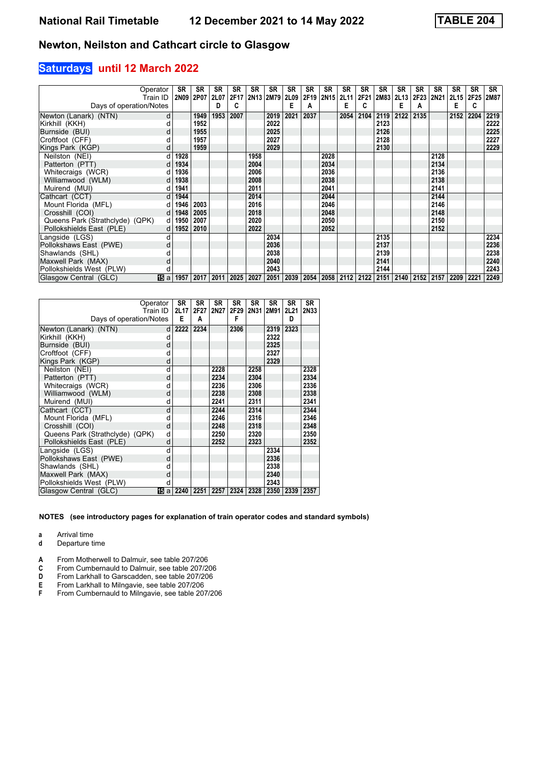# National Rail Timetable 12 December 2021 to 14 May 2022 TABLE 204

## Newton, Neilston and Cathcart circle to Glasgow

### Saturdays until 12 March 2022

| Operator | | SR | SR | SR | SR | SR | SR | SR | SR | SR | SR | SR | SR | SR | SR | SR | SR | SR | SR |
|---|---|---|---|---|---|---|---|---|---|---|---|---|---|---|---|---|---|---|---|
| Train ID | | 2N09 | 2P07 | 2L07 | 2F17 | 2N13 | 2M79 | 2L09 | 2F19 | 2N15 | 2L11 | 2F21 | 2M83 | 2L13 | 2F23 | 2N21 | 2L15 | 2F25 | 2M87 |
| Days of operation/Notes | | | | D | C | | | E | A | | E | C | | E | A | | E | C | |
| Newton (Lanark) (NTN) | d | | 1949 | 1953 | 2007 | | 2019 | 2021 | 2037 | | 2054 | 2104 | 2119 | 2122 | 2135 | | 2152 | 2204 | 2219 |
| Kirkhill (KKH) | d | | 1952 | | | | 2022 | | | | | | 2123 | | | | | | 2222 |
| Burnside (BUI) | d | | 1955 | | | | 2025 | | | | | | 2126 | | | | | | 2225 |
| Croftfoot (CFF) | d | | 1957 | | | | 2027 | | | | | | 2128 | | | | | | 2227 |
| Kings Park (KGP) | d | | 1959 | | | | 2029 | | | | | | 2130 | | | | | | 2229 |
| Neilston (NEI) | d | 1928 | | | | 1958 | | | | 2028 | | | | | | 2128 | | | |
| Patterton (PTT) | d | 1934 | | | | 2004 | | | | 2034 | | | | | | 2134 | | | |
| Whitecraigs (WCR) | d | 1936 | | | | 2006 | | | | 2036 | | | | | | 2136 | | | |
| Williamwood (WLM) | d | 1938 | | | | 2008 | | | | 2038 | | | | | | 2138 | | | |
| Muirend (MUI) | d | 1941 | | | | 2011 | | | | 2041 | | | | | | 2141 | | | |
| Cathcart (CCT) | d | 1944 | | | | 2014 | | | | 2044 | | | | | | 2144 | | | |
| Mount Florida (MFL) | d | 1946 | 2003 | | | 2016 | | | | 2046 | | | | | | 2146 | | | |
| Crosshill (COI) | d | 1948 | 2005 | | | 2018 | | | | 2048 | | | | | | 2148 | | | |
| Queens Park (Strathclyde) (QPK) | d | 1950 | 2007 | | | 2020 | | | | 2050 | | | | | | 2150 | | | |
| Pollokshields East (PLE) | d | 1952 | 2010 | | | 2022 | | | | 2052 | | | | | | 2152 | | | |
| Langside (LGS) | d | | | | | | 2034 | | | | | | 2135 | | | | | | 2234 |
| Pollokshaws East (PWE) | d | | | | | | 2036 | | | | | | 2137 | | | | | | 2236 |
| Shawlands (SHL) | d | | | | | | 2038 | | | | | | 2139 | | | | | | 2238 |
| Maxwell Park (MAX) | d | | | | | | 2040 | | | | | | 2141 | | | | | | 2240 |
| Pollokshields West (PLW) | d | | | | | | 2043 | | | | | | 2144 | | | | | | 2243 |
| Glasgow Central (GLC) | 15 a | 1957 | 2017 | 2011 | 2025 | 2027 | 2051 | 2039 | 2054 | 2058 | 2112 | 2122 | 2151 | 2140 | 2152 | 2157 | 2209 | 2221 | 2249 |

| Operator | | SR | SR | SR | SR | SR | SR | SR | SR |
|---|---|---|---|---|---|---|---|---|---|
| Train ID | | 2L17 | 2F27 | 2N27 | 2F29 | 2N31 | 2M91 | 2L21 | 2N33 |
| Days of operation/Notes | | E | A | | F | | | D | |
| Newton (Lanark) (NTN) | d | 2222 | 2234 | | 2306 | | 2319 | 2323 | |
| Kirkhill (KKH) | d | | | | | | 2322 | | |
| Burnside (BUI) | d | | | | | | 2325 | | |
| Croftfoot (CFF) | d | | | | | | 2327 | | |
| Kings Park (KGP) | d | | | | | | 2329 | | |
| Neilston (NEI) | d | | | 2228 | | 2258 | | | 2328 |
| Patterton (PTT) | d | | | 2234 | | 2304 | | | 2334 |
| Whitecraigs (WCR) | d | | | 2236 | | 2306 | | | 2336 |
| Williamwood (WLM) | d | | | 2238 | | 2308 | | | 2338 |
| Muirend (MUI) | d | | | 2241 | | 2311 | | | 2341 |
| Cathcart (CCT) | d | | | 2244 | | 2314 | | | 2344 |
| Mount Florida (MFL) | d | | | 2246 | | 2316 | | | 2346 |
| Crosshill (COI) | d | | | 2248 | | 2318 | | | 2348 |
| Queens Park (Strathclyde) (QPK) | d | | | 2250 | | 2320 | | | 2350 |
| Pollokshields East (PLE) | d | | | 2252 | | 2323 | | | 2352 |
| Langside (LGS) | d | | | | | | 2334 | | |
| Pollokshaws East (PWE) | d | | | | | | 2336 | | |
| Shawlands (SHL) | d | | | | | | 2338 | | |
| Maxwell Park (MAX) | d | | | | | | 2340 | | |
| Pollokshields West (PLW) | d | | | | | | 2343 | | |
| Glasgow Central (GLC) | 15 a | 2240 | 2251 | 2257 | 2324 | 2328 | 2350 | 2339 | 2357 |

**NOTES (see introductory pages for explanation of train operator codes and standard symbols)**

- **a** Arrival time
- **d** Departure time

- **A** From Motherwell to Dalmuir, see table 207/206
- **C** From Cumbernauld to Dalmuir, see table 207/206
- **D** From Larkhall to Garscadden, see table 207/206
- **E** From Larkhall to Milngavie, see table 207/206
- **F** From Cumbernauld to Milngavie, see table 207/206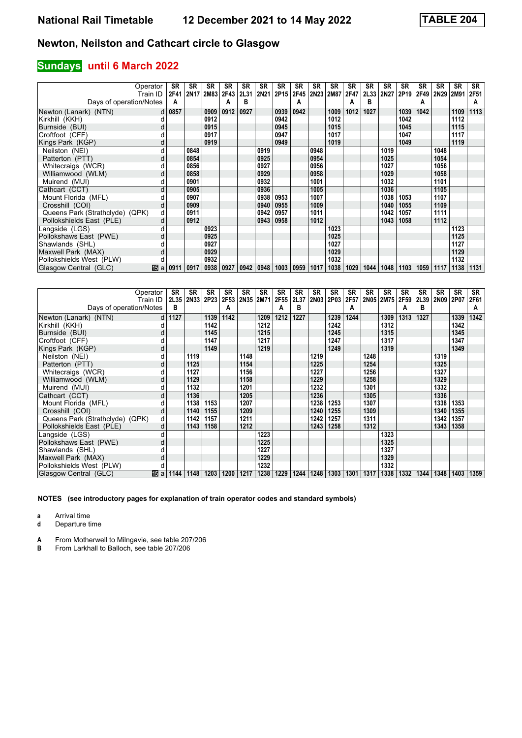## National Rail Timetable 12 December 2021 to 14 May 2022 TABLE 204

## Newton, Neilston and Cathcart circle to Glasgow

### Sundays until 6 March 2022

| Operator | | SR | SR | SR | SR | SR | SR | SR | SR | SR | SR | SR | SR | SR | SR | SR | SR | SR | SR |
|---|---|---|---|---|---|---|---|---|---|---|---|---|---|---|---|---|---|---|---|
| Train ID | | 2F41 | 2N17 | 2M83 | 2F43 | 2L31 | 2N21 | 2P15 | 2F45 | 2N23 | 2M87 | 2F47 | 2L33 | 2N27 | 2P19 | 2F49 | 2N29 | 2M91 | 2F51 |
| Days of operation/Notes | | A | | | A | B | | | A | | | A | B | | | A | | | A |
| Newton (Lanark) (NTN) | d | 0857 | | 0909 | 0912 | 0927 | | 0939 | 0942 | | 1009 | 1012 | 1027 | | 1039 | 1042 | | 1109 | 1113 |
| Kirkhill (KKH) | d | | | 0912 | | | | 0942 | | | 1012 | | | | 1042 | | | 1112 | |
| Burnside (BUI) | d | | | 0915 | | | | 0945 | | | 1015 | | | | 1045 | | | 1115 | |
| Croftfoot (CFF) | d | | | 0917 | | | | 0947 | | | 1017 | | | | 1047 | | | 1117 | |
| Kings Park (KGP) | d | | | 0919 | | | | 0949 | | | 1019 | | | | 1049 | | | 1119 | |
| Neilston (NEI) | d | | 0848 | | | | 0919 | | | 0948 | | | | 1019 | | | 1048 | | |
| Patterton (PTT) | d | | 0854 | | | | 0925 | | | 0954 | | | | 1025 | | | 1054 | | |
| Whitecraigs (WCR) | d | | 0856 | | | | 0927 | | | 0956 | | | | 1027 | | | 1056 | | |
| Williamwood (WLM) | d | | 0858 | | | | 0929 | | | 0958 | | | | 1029 | | | 1058 | | |
| Muirend (MUI) | d | | 0901 | | | | 0932 | | | 1001 | | | | 1032 | | | 1101 | | |
| Cathcart (CCT) | d | | 0905 | | | | 0936 | | | 1005 | | | | 1036 | | | 1105 | | |
| Mount Florida (MFL) | d | | 0907 | | | | 0938 | 0953 | | 1007 | | | | 1038 | 1053 | | 1107 | | |
| Crosshill (COI) | d | | 0909 | | | | 0940 | 0955 | | 1009 | | | | 1040 | 1055 | | 1109 | | |
| Queens Park (Strathclyde) (QPK) | d | | 0911 | | | | 0942 | 0957 | | 1011 | | | | 1042 | 1057 | | 1111 | | |
| Pollokshields East (PLE) | d | | 0912 | | | | 0943 | 0958 | | 1012 | | | | 1043 | 1058 | | 1112 | | |
| Langside (LGS) | d | | | 0923 | | | | | | | 1023 | | | | | | | 1123 | |
| Pollokshaws East (PWE) | d | | | 0925 | | | | | | | 1025 | | | | | | | 1125 | |
| Shawlands (SHL) | d | | | 0927 | | | | | | | 1027 | | | | | | | 1127 | |
| Maxwell Park (MAX) | d | | | 0929 | | | | | | | 1029 | | | | | | | 1129 | |
| Pollokshields West (PLW) | d | | | 0932 | | | | | | | 1032 | | | | | | | 1132 | |
| Glasgow Central (GLC) | 15 a | 0911 | 0917 | 0938 | 0927 | 0942 | 0948 | 1003 | 0959 | 1017 | 1038 | 1029 | 1044 | 1048 | 1103 | 1059 | 1117 | 1138 | 1131 |

| Operator | | SR | SR | SR | SR | SR | SR | SR | SR | SR | SR | SR | SR | SR | SR | SR | SR | SR | SR |
|---|---|---|---|---|---|---|---|---|---|---|---|---|---|---|---|---|---|---|---|
| Train ID | | 2L35 | 2N33 | 2P23 | 2F53 | 2N35 | 2M71 | 2F55 | 2L37 | 2N03 | 2P03 | 2F57 | 2N05 | 2M75 | 2F59 | 2L39 | 2N09 | 2P07 | 2F61 |
| Days of operation/Notes | | B | | | A | | | A | B | | | A | | | A | B | | | A |
| Newton (Lanark) (NTN) | d | 1127 | | 1139 | 1142 | | 1209 | 1212 | 1227 | | 1239 | 1244 | | 1309 | 1313 | 1327 | | 1339 | 1342 |
| Kirkhill (KKH) | d | | | 1142 | | | 1212 | | | | 1242 | | | 1312 | | | | 1342 | |
| Burnside (BUI) | d | | | 1145 | | | 1215 | | | | 1245 | | | 1315 | | | | 1345 | |
| Croftfoot (CFF) | d | | | 1147 | | | 1217 | | | | 1247 | | | 1317 | | | | 1347 | |
| Kings Park (KGP) | d | | | 1149 | | | 1219 | | | | 1249 | | | 1319 | | | | 1349 | |
| Neilston (NEI) | d | | 1119 | | | 1148 | | | | 1219 | | | 1248 | | | | 1319 | | |
| Patterton (PTT) | d | | 1125 | | | 1154 | | | | 1225 | | | 1254 | | | | 1325 | | |
| Whitecraigs (WCR) | d | | 1127 | | | 1156 | | | | 1227 | | | 1256 | | | | 1327 | | |
| Williamwood (WLM) | d | | 1129 | | | 1158 | | | | 1229 | | | 1258 | | | | 1329 | | |
| Muirend (MUI) | d | | 1132 | | | 1201 | | | | 1232 | | | 1301 | | | | 1332 | | |
| Cathcart (CCT) | d | | 1136 | | | 1205 | | | | 1236 | | | 1305 | | | | 1336 | | |
| Mount Florida (MFL) | d | | 1138 | 1153 | | 1207 | | | | 1238 | 1253 | | 1307 | | | | 1338 | 1353 | |
| Crosshill (COI) | d | | 1140 | 1155 | | 1209 | | | | 1240 | 1255 | | 1309 | | | | 1340 | 1355 | |
| Queens Park (Strathclyde) (QPK) | d | | 1142 | 1157 | | 1211 | | | | 1242 | 1257 | | 1311 | | | | 1342 | 1357 | |
| Pollokshields East (PLE) | d | | 1143 | 1158 | | 1212 | | | | 1243 | 1258 | | 1312 | | | | 1343 | 1358 | |
| Langside (LGS) | d | | | | | | 1223 | | | | | | | 1323 | | | | | |
| Pollokshaws East (PWE) | d | | | | | | 1225 | | | | | | | 1325 | | | | | |
| Shawlands (SHL) | d | | | | | | 1227 | | | | | | | 1327 | | | | | |
| Maxwell Park (MAX) | d | | | | | | 1229 | | | | | | | 1329 | | | | | |
| Pollokshields West (PLW) | d | | | | | | 1232 | | | | | | | 1332 | | | | | |
| Glasgow Central (GLC) | 15 a | 1144 | 1148 | 1203 | 1200 | 1217 | 1238 | 1229 | 1244 | 1248 | 1303 | 1301 | 1317 | 1338 | 1332 | 1344 | 1348 | 1403 | 1359 |

**NOTES (see introductory pages for explanation of train operator codes and standard symbols)**

**a** Arrival time
**d** Departure time

**A** From Motherwell to Milngavie, see table 207/206
**B** From Larkhall to Balloch, see table 207/206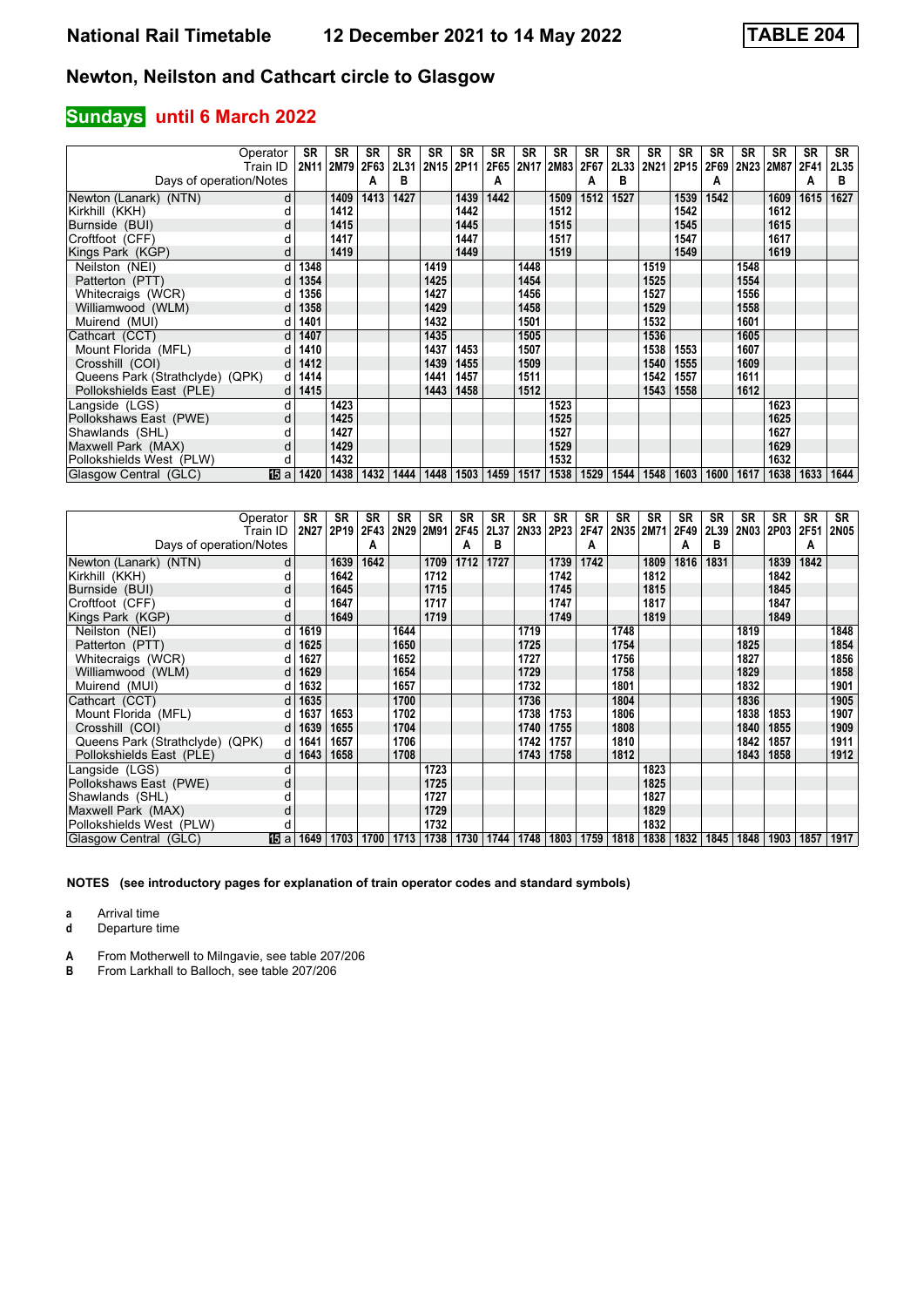# National Rail Timetable 12 December 2021 to 14 May 2022 TABLE 204

## Newton, Neilston and Cathcart circle to Glasgow

### Sundays until 6 March 2022

| Operator | | SR | SR | SR | SR | SR | SR | SR | SR | SR | SR | SR | SR | SR | SR | SR | SR | SR | SR |
|---|---|---|---|---|---|---|---|---|---|---|---|---|---|---|---|---|---|---|---|
| Train ID | | 2N11 | 2M79 | 2F63 | 2L31 | 2N15 | 2P11 | 2F65 | 2N17 | 2M83 | 2F67 | 2L33 | 2N21 | 2P15 | 2F69 | 2N23 | 2M87 | 2F41 | 2L35 |
| Days of operation/Notes | | | | A | B | | | A | | | A | B | | | A | | | A | B |
| Newton (Lanark) (NTN) | d | | 1409 | 1413 | 1427 | | 1439 | 1442 | | 1509 | 1512 | 1527 | | 1539 | 1542 | | 1609 | 1615 | 1627 |
| Kirkhill (KKH) | d | | 1412 | | | | 1442 | | | 1512 | | | | 1542 | | | 1612 | | |
| Burnside (BUI) | d | | 1415 | | | | 1445 | | | 1515 | | | | 1545 | | | 1615 | | |
| Croftfoot (CFF) | d | | 1417 | | | | 1447 | | | 1517 | | | | 1547 | | | 1617 | | |
| Kings Park (KGP) | d | | 1419 | | | | 1449 | | | 1519 | | | | 1549 | | | 1619 | | |
| Neilston (NEI) | d | 1348 | | | | 1419 | | | 1448 | | | | 1519 | | | 1548 | | | |
| Patterton (PTT) | d | 1354 | | | | 1425 | | | 1454 | | | | 1525 | | | 1554 | | | |
| Whitecraigs (WCR) | d | 1356 | | | | 1427 | | | 1456 | | | | 1527 | | | 1556 | | | |
| Williamwood (WLM) | d | 1358 | | | | 1429 | | | 1458 | | | | 1529 | | | 1558 | | | |
| Muirend (MUI) | d | 1401 | | | | 1432 | | | 1501 | | | | 1532 | | | 1601 | | | |
| Cathcart (CCT) | d | 1407 | | | | 1435 | | | 1505 | | | | 1536 | | | 1605 | | | |
| Mount Florida (MFL) | d | 1410 | | | | 1437 | 1453 | | 1507 | | | | 1538 | 1553 | | 1607 | | | |
| Crosshill (COI) | d | 1412 | | | | 1439 | 1455 | | 1509 | | | | 1540 | 1555 | | 1609 | | | |
| Queens Park (Strathclyde) (QPK) | d | 1414 | | | | 1441 | 1457 | | 1511 | | | | 1542 | 1557 | | 1611 | | | |
| Pollokshields East (PLE) | d | 1415 | | | | 1443 | 1458 | | 1512 | | | | 1543 | 1558 | | 1612 | | | |
| Langside (LGS) | d | | 1423 | | | | | | | 1523 | | | | | | | 1623 | | |
| Pollokshaws East (PWE) | d | | 1425 | | | | | | | 1525 | | | | | | | 1625 | | |
| Shawlands (SHL) | d | | 1427 | | | | | | | 1527 | | | | | | | 1627 | | |
| Maxwell Park (MAX) | d | | 1429 | | | | | | | 1529 | | | | | | | 1629 | | |
| Pollokshields West (PLW) | d | | 1432 | | | | | | | 1532 | | | | | | | 1632 | | |
| Glasgow Central (GLC) | 15 a | 1420 | 1438 | 1432 | 1444 | 1448 | 1503 | 1459 | 1517 | 1538 | 1529 | 1544 | 1548 | 1603 | 1600 | 1617 | 1638 | 1633 | 1644 |

| Operator | | SR | SR | SR | SR | SR | SR | SR | SR | SR | SR | SR | SR | SR | SR | SR | SR | SR | SR |
|---|---|---|---|---|---|---|---|---|---|---|---|---|---|---|---|---|---|---|---|
| Train ID | | 2N27 | 2P19 | 2F43 | 2N29 | 2M91 | 2F45 | 2L37 | 2N33 | 2P23 | 2F47 | 2N35 | 2M71 | 2F49 | 2L39 | 2N03 | 2P03 | 2F51 | 2N05 |
| Days of operation/Notes | | | | A | | | A | B | | | A | | | A | B | | | A | |
| Newton (Lanark) (NTN) | d | | 1639 | 1642 | | 1709 | 1712 | 1727 | | 1739 | 1742 | | 1809 | 1816 | 1831 | | 1839 | 1842 | |
| Kirkhill (KKH) | d | | 1642 | | | 1712 | | | | 1742 | | | 1812 | | | | 1842 | | |
| Burnside (BUI) | d | | 1645 | | | 1715 | | | | 1745 | | | 1815 | | | | 1845 | | |
| Croftfoot (CFF) | d | | 1647 | | | 1717 | | | | 1747 | | | 1817 | | | | 1847 | | |
| Kings Park (KGP) | d | | 1649 | | | 1719 | | | | 1749 | | | 1819 | | | | 1849 | | |
| Neilston (NEI) | d | 1619 | | | 1644 | | | | 1719 | | | 1748 | | | | 1819 | | | 1848 |
| Patterton (PTT) | d | 1625 | | | 1650 | | | | 1725 | | | 1754 | | | | 1825 | | | 1854 |
| Whitecraigs (WCR) | d | 1627 | | | 1652 | | | | 1727 | | | 1756 | | | | 1827 | | | 1856 |
| Williamwood (WLM) | d | 1629 | | | 1654 | | | | 1729 | | | 1758 | | | | 1829 | | | 1858 |
| Muirend (MUI) | d | 1632 | | | 1657 | | | | 1732 | | | 1801 | | | | 1832 | | | 1901 |
| Cathcart (CCT) | d | 1635 | | | 1700 | | | | 1736 | | | 1804 | | | | 1836 | | | 1905 |
| Mount Florida (MFL) | d | 1637 | 1653 | | 1702 | | | | 1738 | 1753 | | 1806 | | | | 1838 | 1853 | | 1907 |
| Crosshill (COI) | d | 1639 | 1655 | | 1704 | | | | 1740 | 1755 | | 1808 | | | | 1840 | 1855 | | 1909 |
| Queens Park (Strathclyde) (QPK) | d | 1641 | 1657 | | 1706 | | | | 1742 | 1757 | | 1810 | | | | 1842 | 1857 | | 1911 |
| Pollokshields East (PLE) | d | 1643 | 1658 | | 1708 | | | | 1743 | 1758 | | 1812 | | | | 1843 | 1858 | | 1912 |
| Langside (LGS) | d | | | | | 1723 | | | | | | | 1823 | | | | | | |
| Pollokshaws East (PWE) | d | | | | | 1725 | | | | | | | 1825 | | | | | | |
| Shawlands (SHL) | d | | | | | 1727 | | | | | | | 1827 | | | | | | |
| Maxwell Park (MAX) | d | | | | | 1729 | | | | | | | 1829 | | | | | | |
| Pollokshields West (PLW) | d | | | | | 1732 | | | | | | | 1832 | | | | | | |
| Glasgow Central (GLC) | 15 a | 1649 | 1703 | 1700 | 1713 | 1738 | 1730 | 1744 | 1748 | 1803 | 1759 | 1818 | 1838 | 1832 | 1845 | 1848 | 1903 | 1857 | 1917 |

**NOTES (see introductory pages for explanation of train operator codes and standard symbols)**

**a** Arrival time
**d** Departure time

**A** From Motherwell to Milngavie, see table 207/206
**B** From Larkhall to Balloch, see table 207/206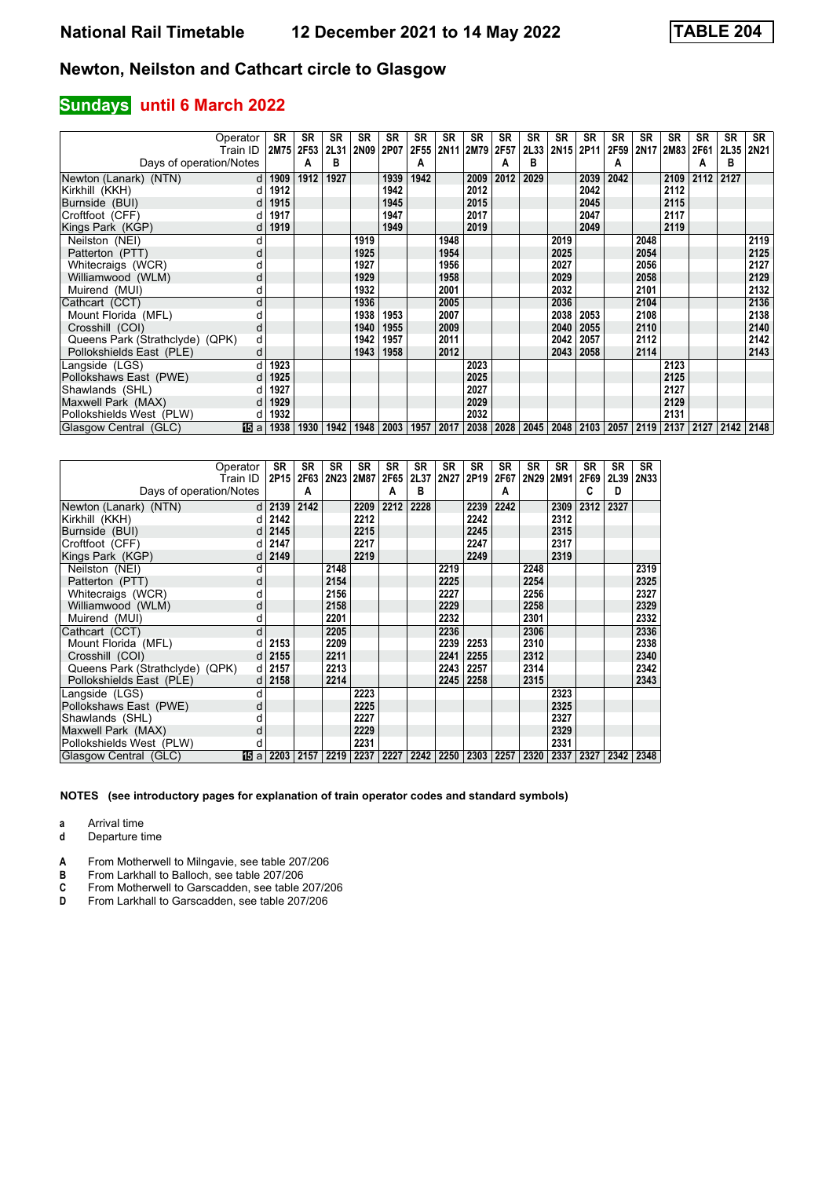**National Rail Timetable** **12 December 2021 to 14 May 2022** **TABLE 204**

## Newton, Neilston and Cathcart circle to Glasgow

### Sundays until 6 March 2022

| Operator | | SR | SR | SR | SR | SR | SR | SR | SR | SR | SR | SR | SR | SR | SR | SR | SR | SR | SR |
|---|---|---|---|---|---|---|---|---|---|---|---|---|---|---|---|---|---|---|---|
| Train ID | | 2M75 | 2F53 | 2L31 | 2N09 | 2P07 | 2F55 | 2N11 | 2M79 | 2F57 | 2L33 | 2N15 | 2P11 | 2F59 | 2N17 | 2M83 | 2F61 | 2L35 | 2N21 |
| Days of operation/Notes | | | A | B | | | A | | | A | B | | | A | | | A | B | |
| Newton (Lanarkshire) (NTN) | d | 1909 | 1912 | 1927 | | 1939 | 1942 | | 2009 | 2012 | 2029 | | 2039 | 2042 | | 2109 | 2112 | 2127 | |
| Kirkhill (KKH) | d | 1912 | | | | 1942 | | | 2012 | | | | 2042 | | | 2112 | | | |
| Burnside (BUI) | d | 1915 | | | | 1945 | | | 2015 | | | | 2045 | | | 2115 | | | |
| Croftfoot (CFF) | d | 1917 | | | | 1947 | | | 2017 | | | | 2047 | | | 2117 | | | |
| Kings Park (KGP) | d | 1919 | | | | 1949 | | | 2019 | | | | 2049 | | | 2119 | | | |
| Neilston (NEI) | d | | | | 1919 | | | 1948 | | | | 2019 | | | 2048 | | | | 2119 |
| Patterton (PTT) | d | | | | 1925 | | | 1954 | | | | 2025 | | | 2054 | | | | 2125 |
| Whitecraigs (WCR) | d | | | | 1927 | | | 1956 | | | | 2027 | | | 2056 | | | | 2127 |
| Williamwood (WLM) | d | | | | 1929 | | | 1958 | | | | 2029 | | | 2058 | | | | 2129 |
| Muirend (MUI) | d | | | | 1932 | | | 2001 | | | | 2032 | | | 2101 | | | | 2132 |
| Cathcart (CCT) | d | | | | 1936 | | | 2005 | | | | 2036 | | | 2104 | | | | 2136 |
| Mount Florida (MFL) | d | | | | 1938 | 1953 | | 2007 | | | | 2038 | 2053 | | 2108 | | | | 2138 |
| Crosshill (COI) | d | | | | 1940 | 1955 | | 2009 | | | | 2040 | 2055 | | 2110 | | | | 2140 |
| Queens Park (Strathclyde) (QPK) | d | | | | 1942 | 1957 | | 2011 | | | | 2042 | 2057 | | 2112 | | | | 2142 |
| Pollokshields East (PLE) | d | | | | 1943 | 1958 | | 2012 | | | | 2043 | 2058 | | 2114 | | | | 2143 |
| Langside (LGS) | d | 1923 | | | | | | | 2023 | | | | | | | 2123 | | | |
| Pollokshaws East (PWE) | d | 1925 | | | | | | | 2025 | | | | | | | 2125 | | | |
| Shawlands (SHL) | d | 1927 | | | | | | | 2027 | | | | | | | 2127 | | | |
| Maxwell Park (MAX) | d | 1929 | | | | | | | 2029 | | | | | | | 2129 | | | |
| Pollokshields West (PLW) | d | 1932 | | | | | | | 2032 | | | | | | | 2131 | | | |
| Glasgow Central (GLC) | 15 a | 1938 | 1930 | 1942 | 1948 | 2003 | 1957 | 2017 | 2038 | 2028 | 2045 | 2048 | 2103 | 2057 | 2119 | 2137 | 2127 | 2142 | 2148 |

| Operator | | SR | SR | SR | SR | SR | SR | SR | SR | SR | SR | SR | SR | SR | SR |
|---|---|---|---|---|---|---|---|---|---|---|---|---|---|---|---|
| Train ID | | 2P15 | 2F63 | 2N23 | 2M87 | 2F65 | 2L37 | 2N27 | 2P19 | 2F67 | 2N29 | 2M91 | 2F69 | 2L39 | 2N33 |
| Days of operation/Notes | | | A | | | A | B | | | A | | | C | D | |
| Newton (Lanarkshire) (NTN) | d | 2139 | 2142 | | 2209 | 2212 | 2228 | | 2239 | 2242 | | 2309 | 2312 | 2327 | |
| Kirkhill (KKH) | d | 2142 | | | 2212 | | | | 2242 | | | 2312 | | | |
| Burnside (BUI) | d | 2145 | | | 2215 | | | | 2245 | | | 2315 | | | |
| Croftfoot (CFF) | d | 2147 | | | 2217 | | | | 2247 | | | 2317 | | | |
| Kings Park (KGP) | d | 2149 | | | 2219 | | | | 2249 | | | 2319 | | | |
| Neilston (NEI) | d | | | 2148 | | | | 2219 | | | 2248 | | | | 2319 |
| Patterton (PTT) | d | | | 2154 | | | | 2225 | | | 2254 | | | | 2325 |
| Whitecraigs (WCR) | d | | | 2156 | | | | 2227 | | | 2256 | | | | 2327 |
| Williamwood (WLM) | d | | | 2158 | | | | 2229 | | | 2258 | | | | 2329 |
| Muirend (MUI) | d | | | 2201 | | | | 2232 | | | 2301 | | | | 2332 |
| Cathcart (CCT) | d | | | 2205 | | | | 2236 | | | 2306 | | | | 2336 |
| Mount Florida (MFL) | d | 2153 | | 2209 | | | | 2239 | 2253 | | 2310 | | | | 2338 |
| Crosshill (COI) | d | 2155 | | 2211 | | | | 2241 | 2255 | | 2312 | | | | 2340 |
| Queens Park (Strathclyde) (QPK) | d | 2157 | | 2213 | | | | 2243 | 2257 | | 2314 | | | | 2342 |
| Pollokshields East (PLE) | d | 2158 | | 2214 | | | | 2245 | 2258 | | 2315 | | | | 2343 |
| Langside (LGS) | d | | | | 2223 | | | | | | | 2323 | | | |
| Pollokshaws East (PWE) | d | | | | 2225 | | | | | | | 2325 | | | |
| Shawlands (SHL) | d | | | | 2227 | | | | | | | 2327 | | | |
| Maxwell Park (MAX) | d | | | | 2229 | | | | | | | 2329 | | | |
| Pollokshields West (PLW) | d | | | | 2231 | | | | | | | 2331 | | | |
| Glasgow Central (GLC) | 15 a | 2203 | 2157 | 2219 | 2237 | 2227 | 2242 | 2250 | 2303 | 2257 | 2320 | 2337 | 2327 | 2342 | 2348 |

**NOTES (see introductory pages for explanation of train operator codes and standard symbols)**

- **a** Arrival time
- **d** Departure time

- **A** From Motherwell to Milngavie, see table 207/206
- **B** From Larkhall to Balloch, see table 207/206
- **C** From Motherwell to Garscadden, see table 207/206
- **D** From Larkhall to Garscadden, see table 207/206